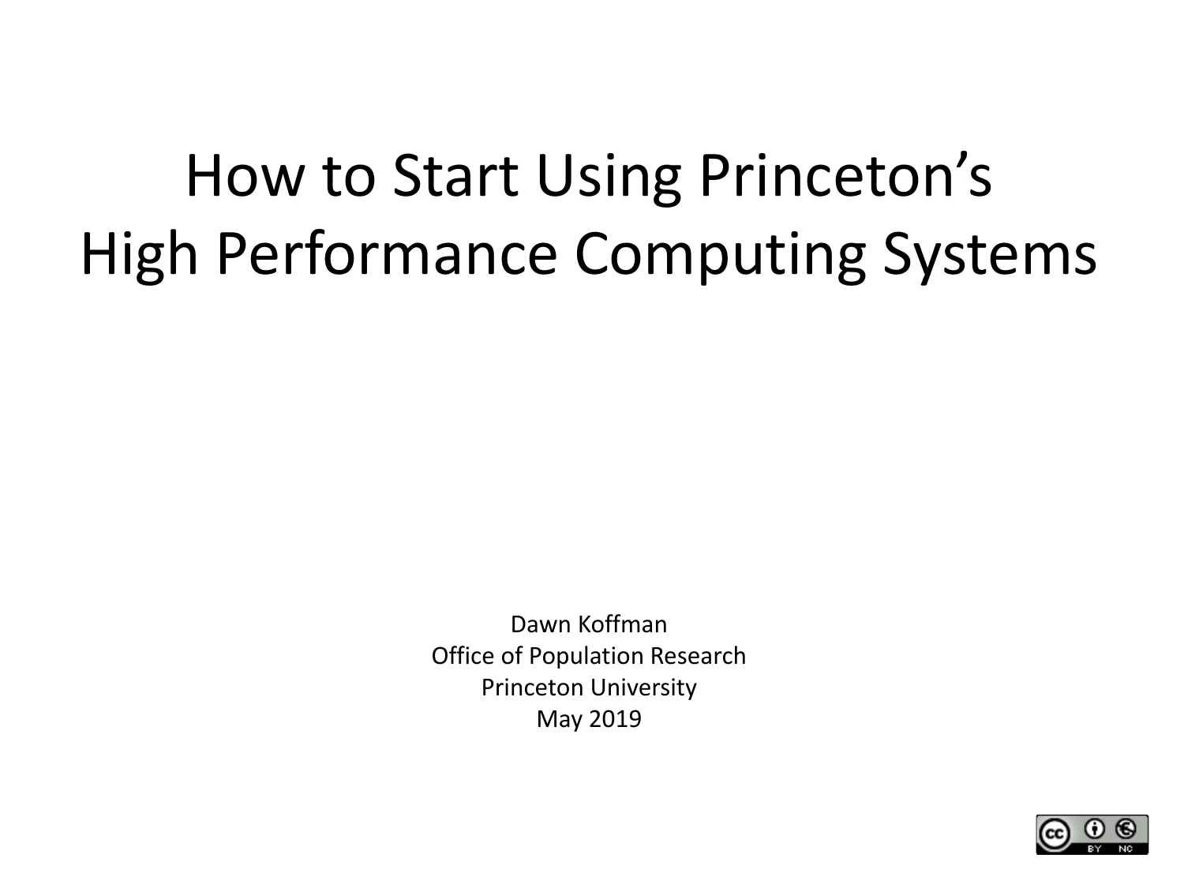# How to Start Using Princeton's High Performance Computing Systems

Dawn Koffman
Office of Population Research
Princeton University
May 2019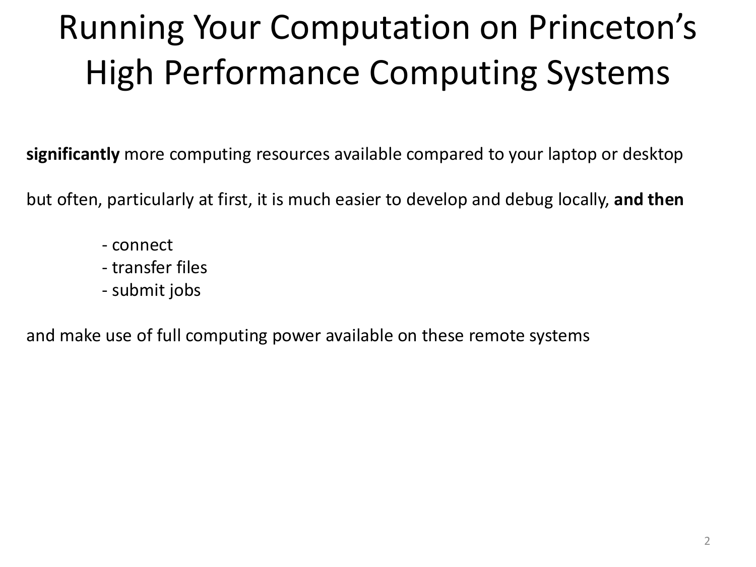# Running Your Computation on Princeton's High Performance Computing Systems

**significantly** more computing resources available compared to your laptop or desktop

but often, particularly at first, it is much easier to develop and debug locally, **and then**

- connect
- transfer files
- submit jobs

and make use of full computing power available on these remote systems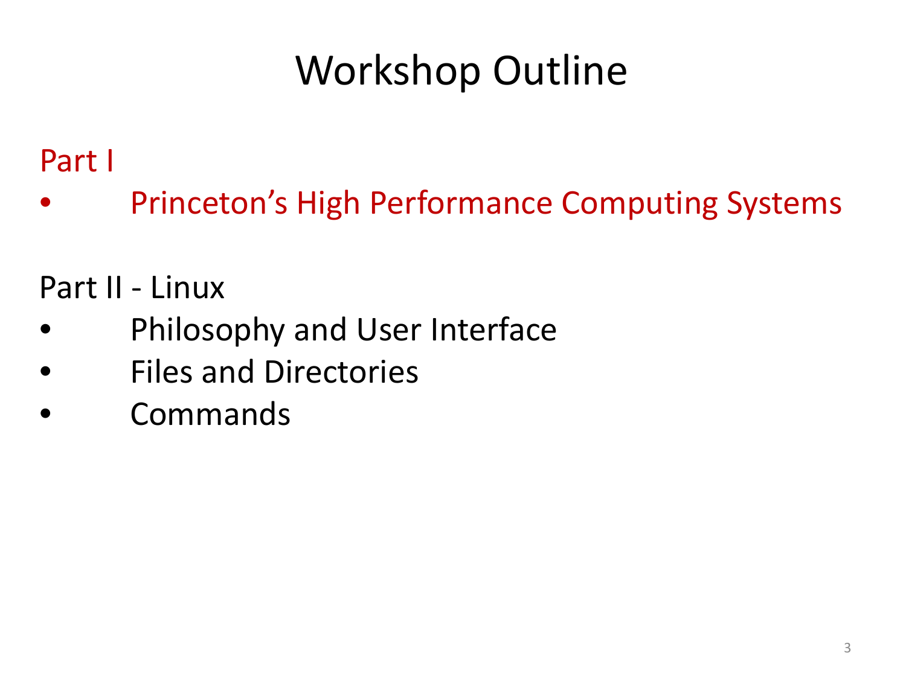# Workshop Outline

Part I

- Princeton’s High Performance Computing Systems

Part II - Linux

- Philosophy and User Interface
- Files and Directories
- Commands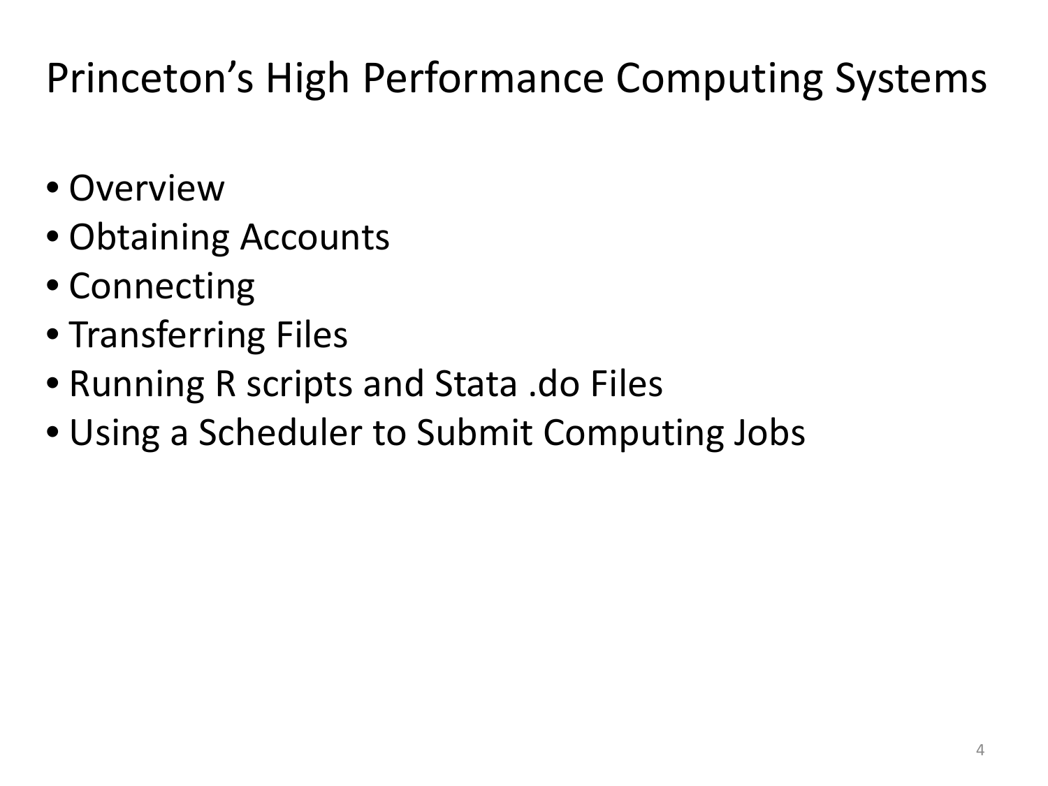# Princeton's High Performance Computing Systems

- Overview
- Obtaining Accounts
- Connecting
- Transferring Files
- Running R scripts and Stata .do Files
- Using a Scheduler to Submit Computing Jobs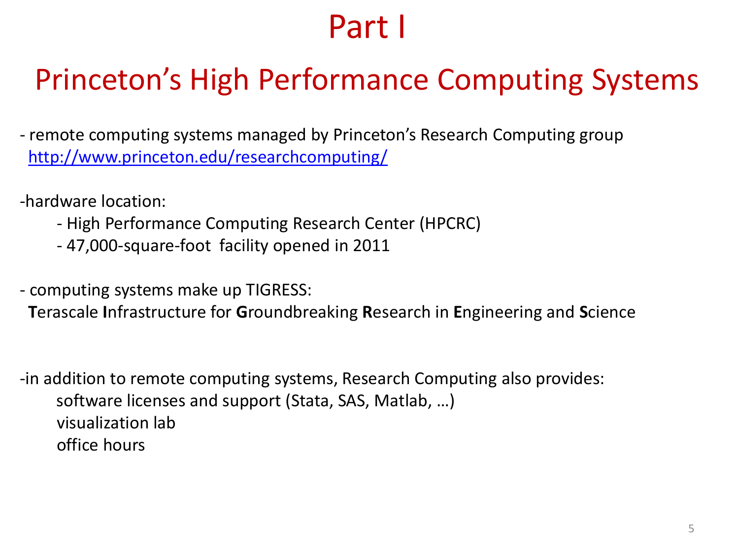# Part I

## Princeton's High Performance Computing Systems

- remote computing systems managed by Princeton's Research Computing group
  http://www.princeton.edu/researchcomputing/

-hardware location:
  - High Performance Computing Research Center (HPCRC)
  - 47,000-square-foot facility opened in 2011

- computing systems make up TIGRESS:
  **T**erascale **I**nfrastructure for **G**roundbreaking **R**esearch in **E**ngineering and **S**cience

-in addition to remote computing systems, Research Computing also provides:
  software licenses and support (Stata, SAS, Matlab, …)
  visualization lab
  office hours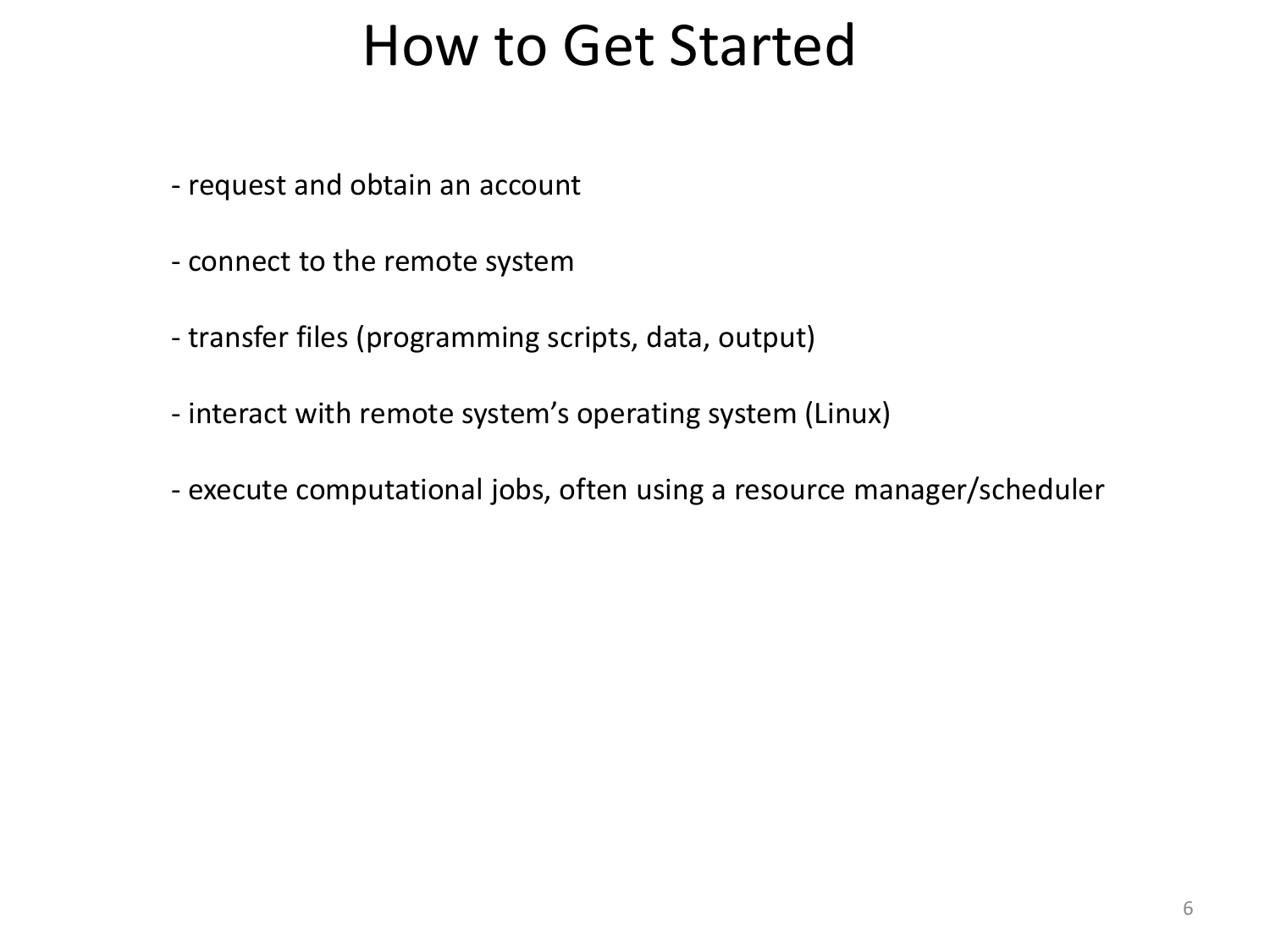# How to Get Started

- request and obtain an account

- connect to the remote system

- transfer files (programming scripts, data, output)

- interact with remote system's operating system (Linux)

- execute computational jobs, often using a resource manager/scheduler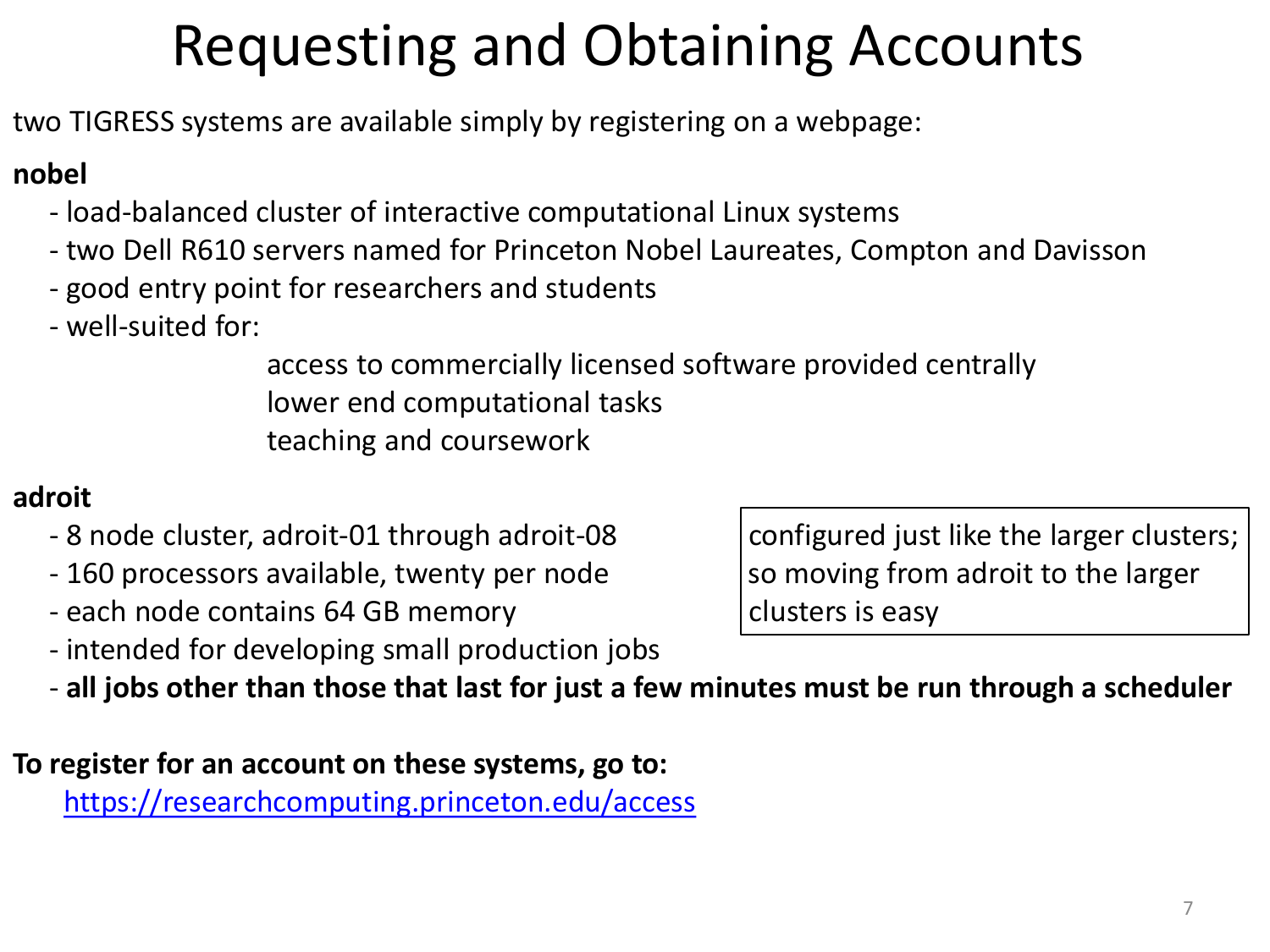# Requesting and Obtaining Accounts

two TIGRESS systems are available simply by registering on a webpage:

**nobel**

- load-balanced cluster of interactive computational Linux systems
- two Dell R610 servers named for Princeton Nobel Laureates, Compton and Davisson
- good entry point for researchers and students
- well-suited for:
  - access to commercially licensed software provided centrally
  - lower end computational tasks
  - teaching and coursework

**adroit**

- 8 node cluster, adroit-01 through adroit-08
- 160 processors available, twenty per node
- each node contains 64 GB memory
- intended for developing small production jobs
- **all jobs other than those that last for just a few minutes must be run through a scheduler**

configured just like the larger clusters; so moving from adroit to the larger clusters is easy

**To register for an account on these systems, go to:**

https://researchcomputing.princeton.edu/access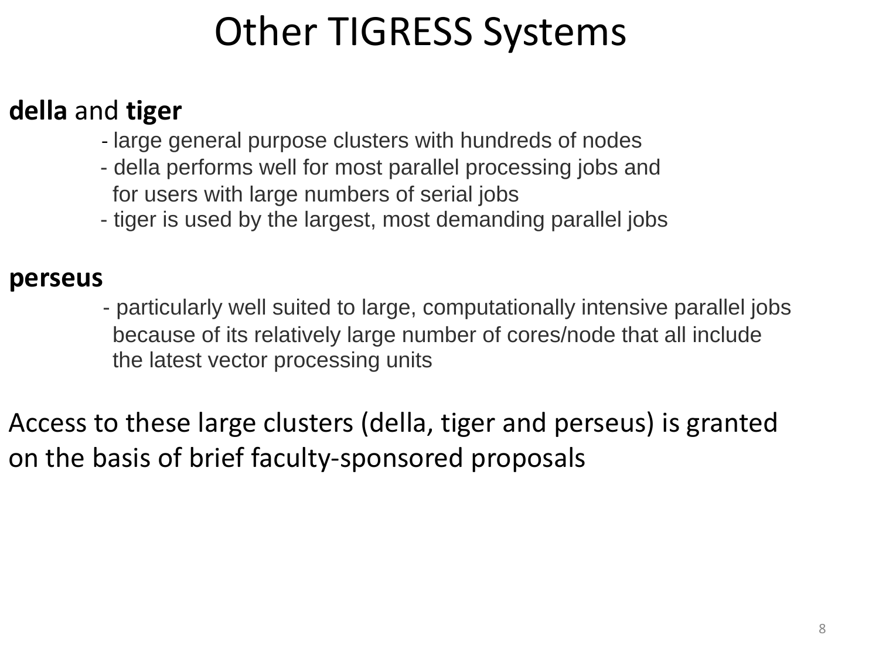# Other TIGRESS Systems

**della** and **tiger**

- large general purpose clusters with hundreds of nodes
- della performs well for most parallel processing jobs and for users with large numbers of serial jobs
- tiger is used by the largest, most demanding parallel jobs

**perseus**

- particularly well suited to large, computationally intensive parallel jobs because of its relatively large number of cores/node that all include the latest vector processing units

Access to these large clusters (della, tiger and perseus) is granted on the basis of brief faculty-sponsored proposals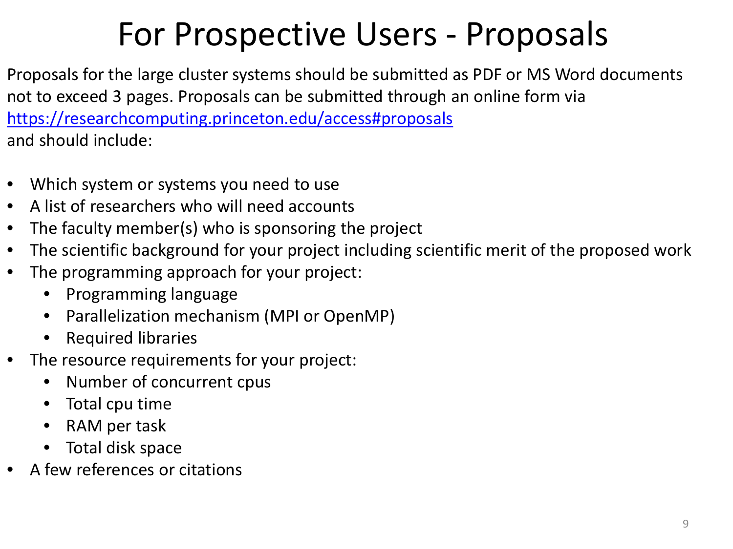# For Prospective Users - Proposals

Proposals for the large cluster systems should be submitted as PDF or MS Word documents not to exceed 3 pages. Proposals can be submitted through an online form via [https://researchcomputing.princeton.edu/access#proposals](https://researchcomputing.princeton.edu/access#proposals)
and should include:

- Which system or systems you need to use
- A list of researchers who will need accounts
- The faculty member(s) who is sponsoring the project
- The scientific background for your project including scientific merit of the proposed work
- The programming approach for your project:
  - Programming language
  - Parallelization mechanism (MPI or OpenMP)
  - Required libraries
- The resource requirements for your project:
  - Number of concurrent cpus
  - Total cpu time
  - RAM per task
  - Total disk space
- A few references or citations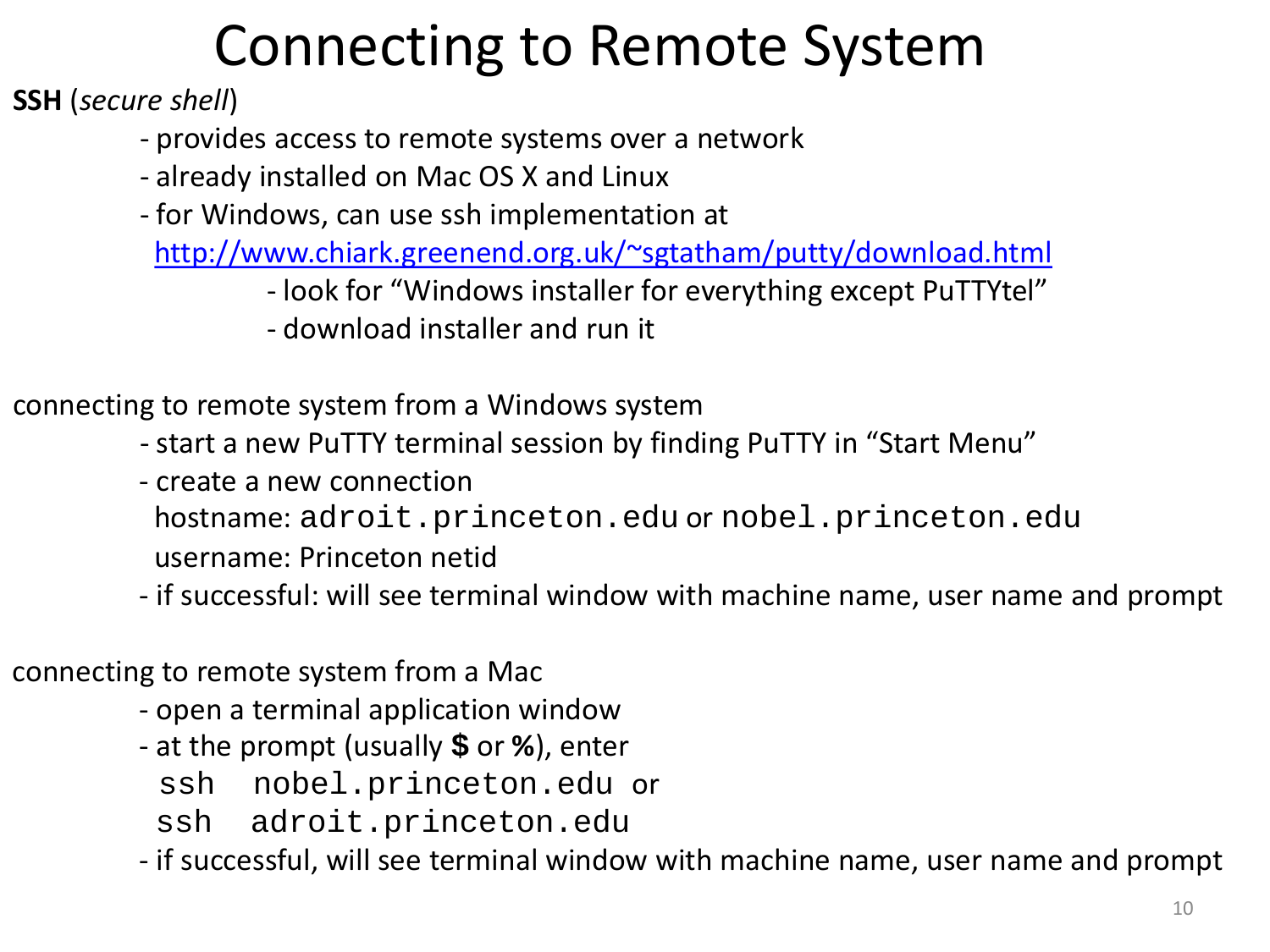# Connecting to Remote System

**SSH** (*secure shell*)

- provides access to remote systems over a network
- already installed on Mac OS X and Linux
- for Windows, can use ssh implementation at [http://www.chiark.greenend.org.uk/~sgtatham/putty/download.html](http://www.chiark.greenend.org.uk/~sgtatham/putty/download.html)
    - look for “Windows installer for everything except PuTTYtel”
    - download installer and run it

connecting to remote system from a Windows system

- start a new PuTTY terminal session by finding PuTTY in “Start Menu”
- create a new connection
  hostname: `adroit.princeton.edu` or `nobel.princeton.edu`
  username: Princeton netid
- if successful: will see terminal window with machine name, user name and prompt

connecting to remote system from a Mac

- open a terminal application window
- at the prompt (usually **$** or **%**), enter
  `ssh  nobel.princeton.edu` or
  `ssh  adroit.princeton.edu`
- if successful, will see terminal window with machine name, user name and prompt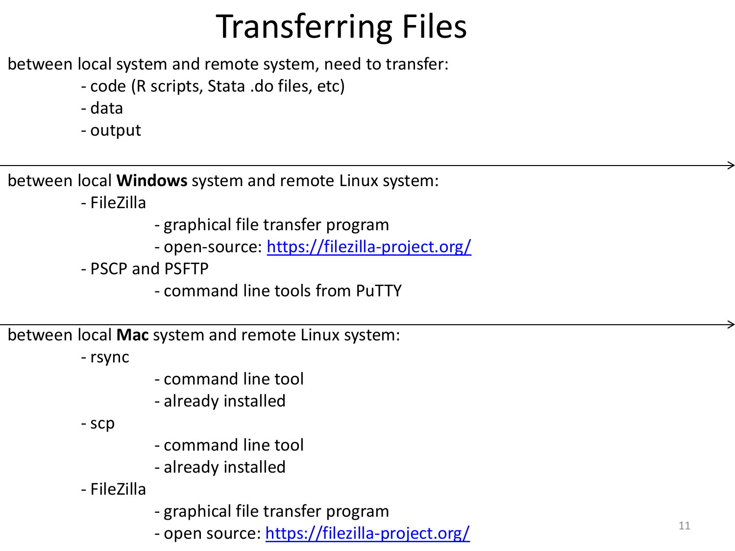# Transferring Files

between local system and remote system, need to transfer:

- code (R scripts, Stata .do files, etc)
- data
- output

---

between local **Windows** system and remote Linux system:

- FileZilla
  - graphical file transfer program
  - open-source: https://filezilla-project.org/
- PSCP and PSFTP
  - command line tools from PuTTY

---

between local **Mac** system and remote Linux system:

- rsync
  - command line tool
  - already installed
- scp
  - command line tool
  - already installed
- FileZilla
  - graphical file transfer program
  - open source: https://filezilla-project.org/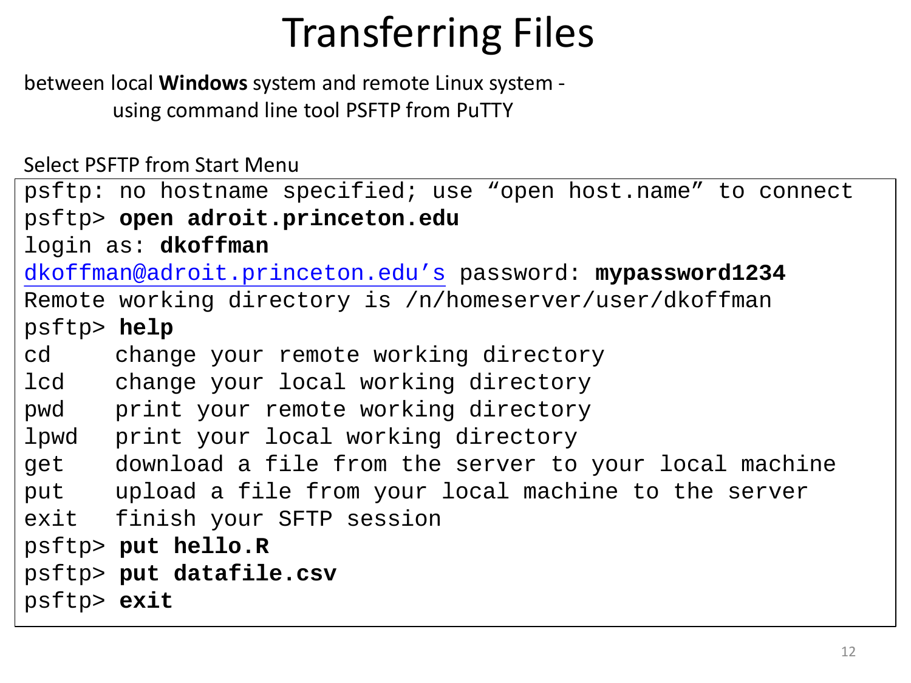# Transferring Files

between local **Windows** system and remote Linux system - 
using command line tool PSFTP from PuTTY

Select PSFTP from Start Menu

```
psftp: no hostname specified; use “open host.name” to connect
psftp> open adroit.princeton.edu
login as: dkoffman
dkoffman@adroit.princeton.edu’s password: mypassword1234
Remote working directory is /n/homeserver/user/dkoffman
psftp> help
cd     change your remote working directory
lcd    change your local working directory
pwd    print your remote working directory
lpwd   print your local working directory
get    download a file from the server to your local machine
put    upload a file from your local machine to the server
exit   finish your SFTP session
psftp> put hello.R
psftp> put datafile.csv
psftp> exit
```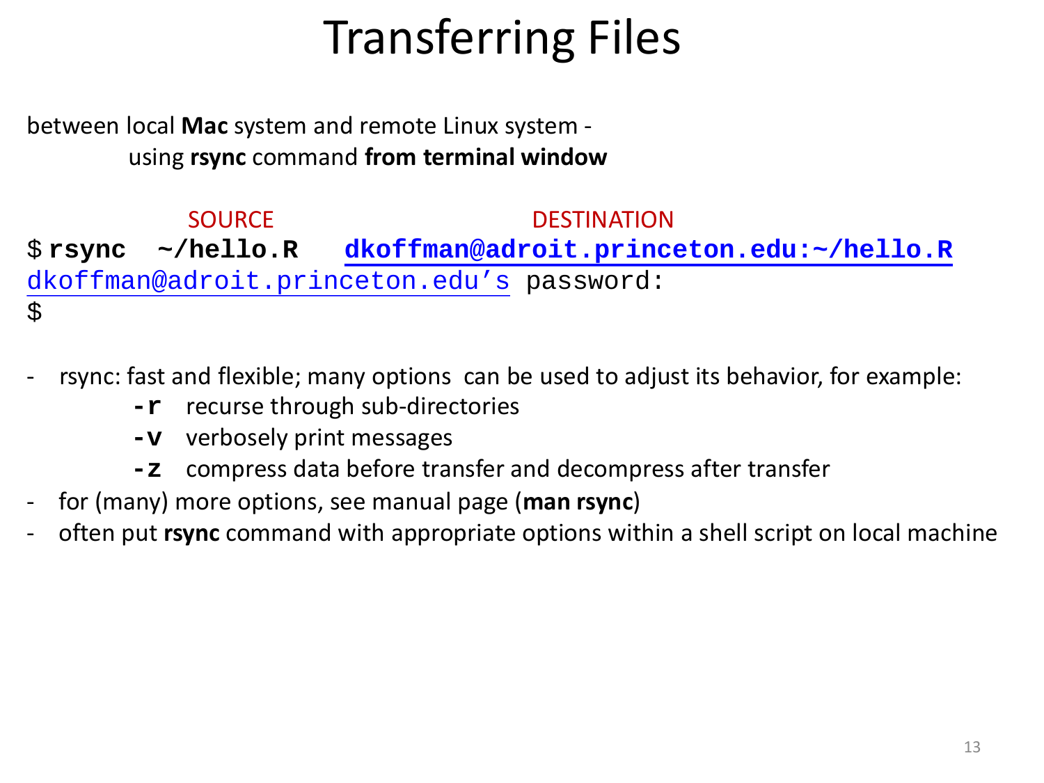# Transferring Files

between local **Mac** system and remote Linux system -
using **rsync** command **from terminal window**

```
             SOURCE                      DESTINATION
$ rsync  ~/hello.R   dkoffman@adroit.princeton.edu:~/hello.R
dkoffman@adroit.princeton.edu's password:
$
```

- rsync: fast and flexible; many options can be used to adjust its behavior, for example:
  - **-r** recurse through sub-directories
  - **-v** verbosely print messages
  - **-z** compress data before transfer and decompress after transfer
- for (many) more options, see manual page (**man rsync**)
- often put **rsync** command with appropriate options within a shell script on local machine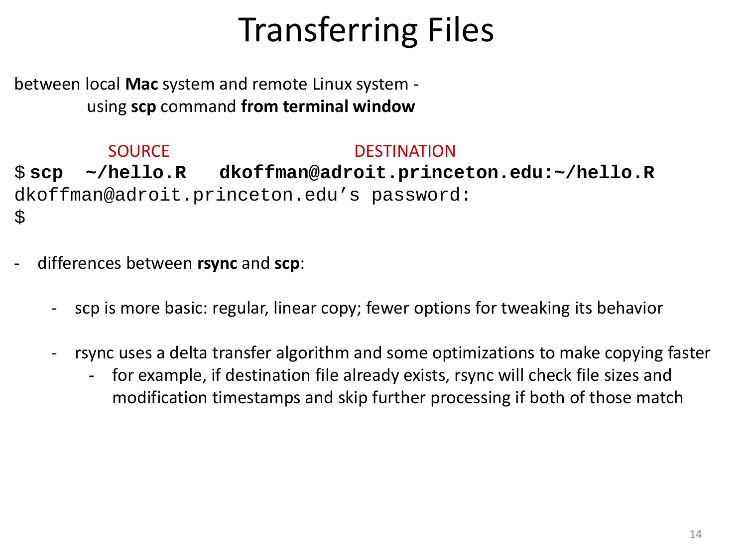# Transferring Files

between local **Mac** system and remote Linux system -
using **scp** command **from terminal window**

```
           SOURCE                    DESTINATION
$ scp  ~/hello.R   dkoffman@adroit.princeton.edu:~/hello.R
dkoffman@adroit.princeton.edu’s password:
$
```

- differences between **rsync** and **scp**:
  - scp is more basic: regular, linear copy; fewer options for tweaking its behavior
  - rsync uses a delta transfer algorithm and some optimizations to make copying faster
    - for example, if destination file already exists, rsync will check file sizes and modification timestamps and skip further processing if both of those match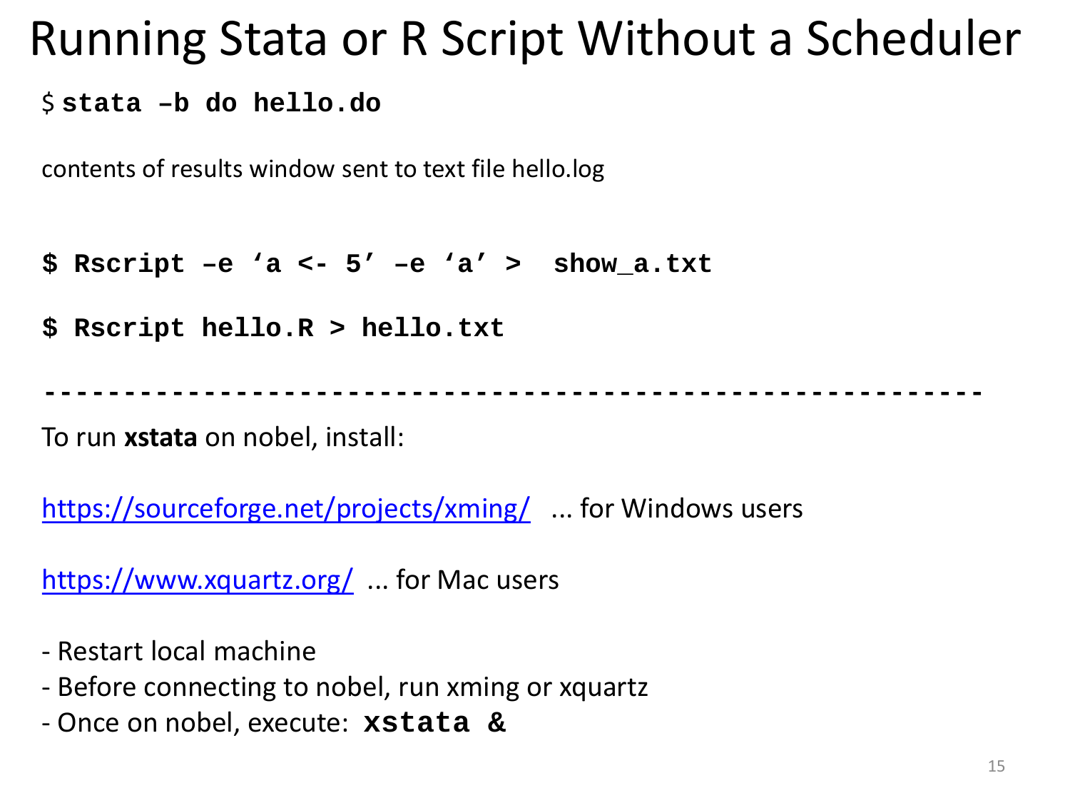# Running Stata or R Script Without a Scheduler

```
$ stata –b do hello.do
```

contents of results window sent to text file hello.log

```
$ Rscript –e ‘a <- 5’ –e ‘a’ >  show_a.txt

$ Rscript hello.R > hello.txt
```

-----------------------------------------------------------

To run **xstata** on nobel, install:

https://sourceforge.net/projects/xming/ ... for Windows users

https://www.xquartz.org/ ... for Mac users

- Restart local machine
- Before connecting to nobel, run xming or xquartz
- Once on nobel, execute: `xstata &`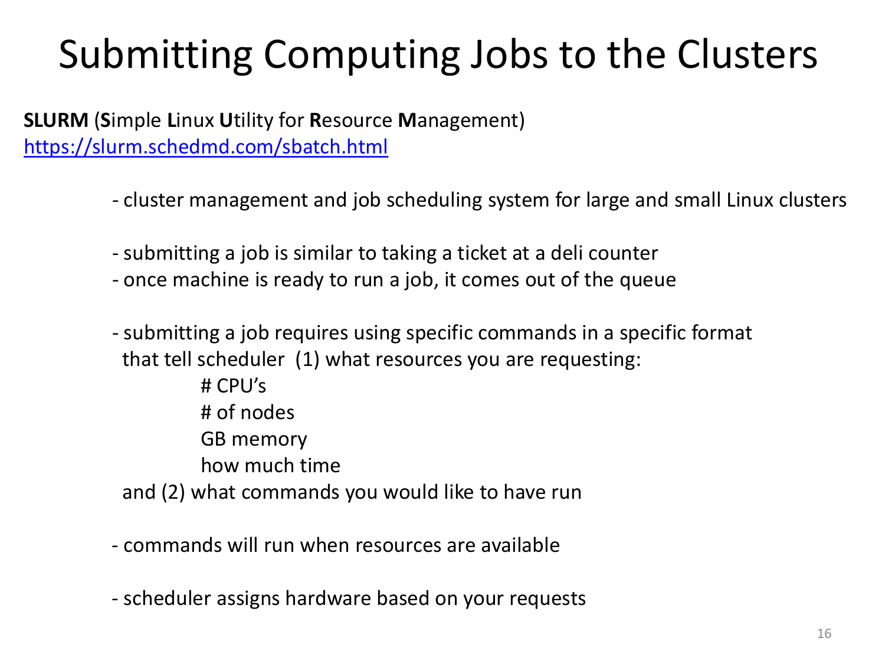# Submitting Computing Jobs to the Clusters

**SLURM** (**S**imple **L**inux **U**tility for **R**esource **M**anagement)
https://slurm.schedmd.com/sbatch.html

- cluster management and job scheduling system for large and small Linux clusters

- submitting a job is similar to taking a ticket at a deli counter
- once machine is ready to run a job, it comes out of the queue

- submitting a job requires using specific commands in a specific format that tell scheduler (1) what resources you are requesting:
  - # CPU's
  - # of nodes
  - GB memory
  - how much time

  and (2) what commands you would like to have run

- commands will run when resources are available

- scheduler assigns hardware based on your requests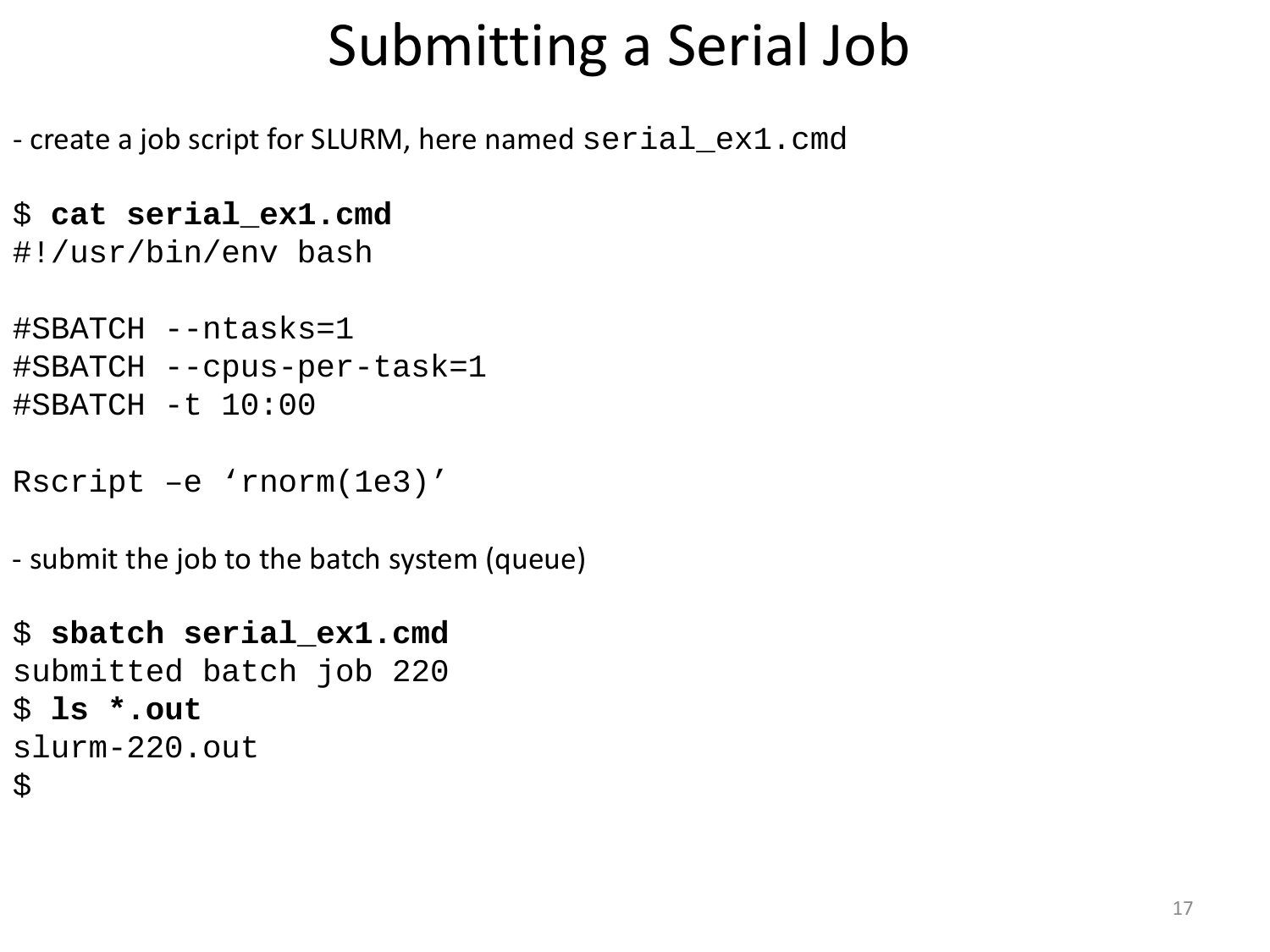# Submitting a Serial Job

- create a job script for SLURM, here named `serial_ex1.cmd`

```
$ cat serial_ex1.cmd
#!/usr/bin/env bash

#SBATCH --ntasks=1
#SBATCH --cpus-per-task=1
#SBATCH -t 10:00

Rscript –e ‘rnorm(1e3)’
```

- submit the job to the batch system (queue)

```
$ sbatch serial_ex1.cmd
submitted batch job 220
$ ls *.out
slurm-220.out
$
```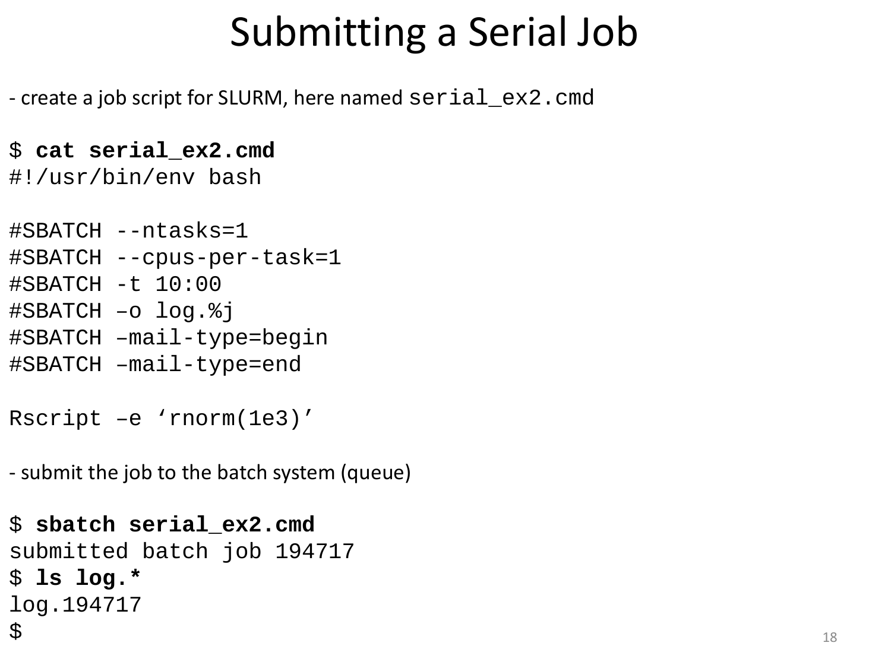# Submitting a Serial Job

- create a job script for SLURM, here named `serial_ex2.cmd`

```
$ cat serial_ex2.cmd
#!/usr/bin/env bash

#SBATCH --ntasks=1
#SBATCH --cpus-per-task=1
#SBATCH -t 10:00
#SBATCH –o log.%j
#SBATCH –mail-type=begin
#SBATCH –mail-type=end

Rscript –e ‘rnorm(1e3)’
```

- submit the job to the batch system (queue)

```
$ sbatch serial_ex2.cmd
submitted batch job 194717
$ ls log.*
log.194717
$
```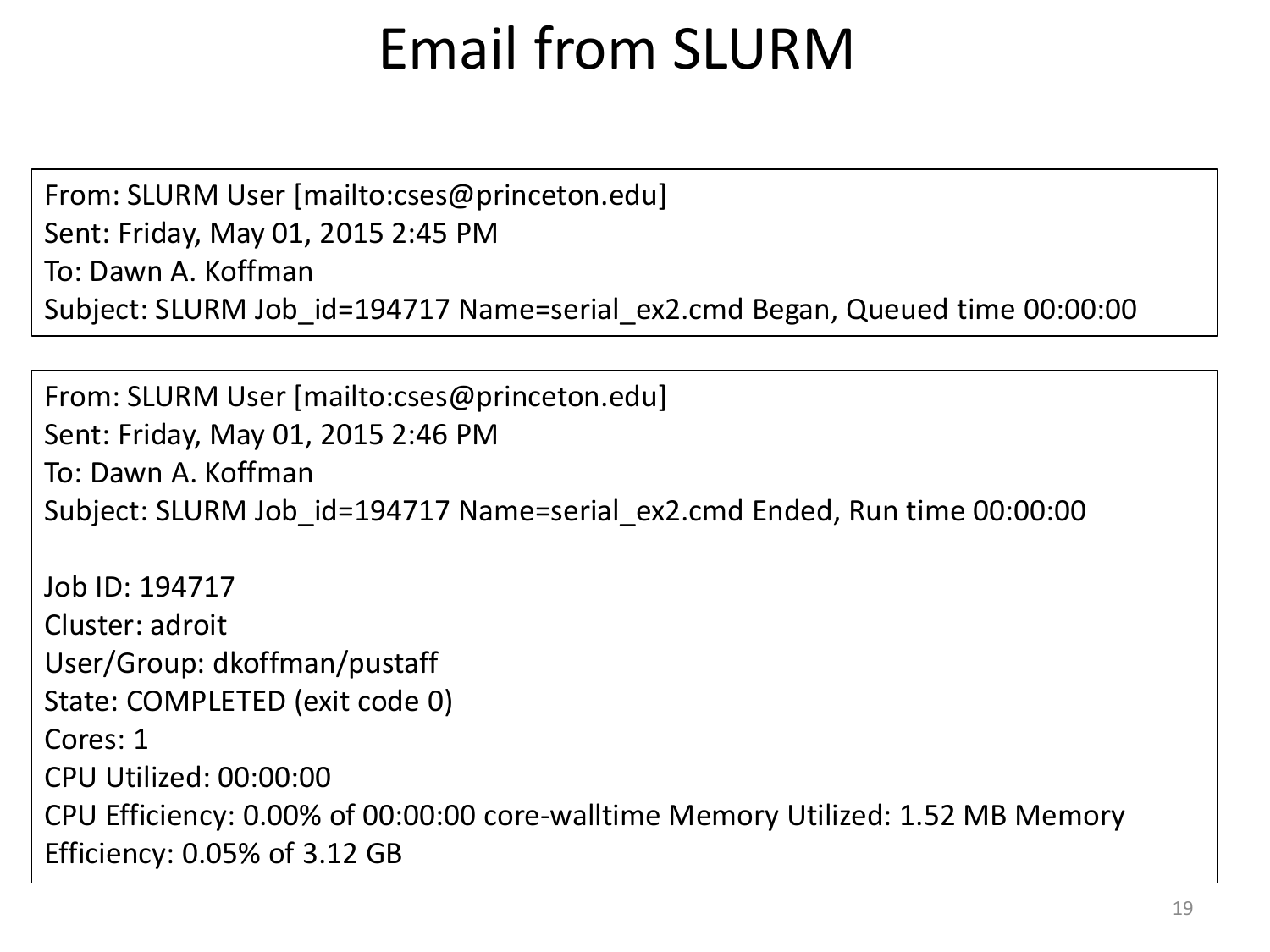# Email from SLURM

From: SLURM User [mailto:cses@princeton.edu]
Sent: Friday, May 01, 2015 2:45 PM
To: Dawn A. Koffman
Subject: SLURM Job_id=194717 Name=serial_ex2.cmd Began, Queued time 00:00:00

From: SLURM User [mailto:cses@princeton.edu]
Sent: Friday, May 01, 2015 2:46 PM
To: Dawn A. Koffman
Subject: SLURM Job_id=194717 Name=serial_ex2.cmd Ended, Run time 00:00:00

Job ID: 194717
Cluster: adroit
User/Group: dkoffman/pustaff
State: COMPLETED (exit code 0)
Cores: 1
CPU Utilized: 00:00:00
CPU Efficiency: 0.00% of 00:00:00 core-walltime Memory Utilized: 1.52 MB Memory Efficiency: 0.05% of 3.12 GB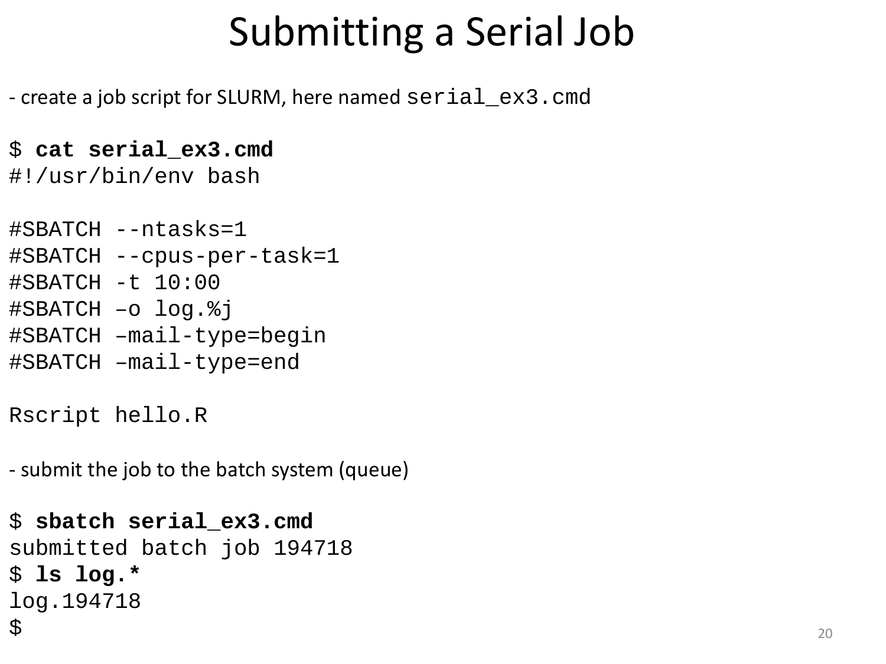# Submitting a Serial Job

- create a job script for SLURM, here named `serial_ex3.cmd`

```
$ cat serial_ex3.cmd
#!/usr/bin/env bash

#SBATCH --ntasks=1
#SBATCH --cpus-per-task=1
#SBATCH -t 10:00
#SBATCH –o log.%j
#SBATCH –mail-type=begin
#SBATCH –mail-type=end

Rscript hello.R
```

- submit the job to the batch system (queue)

```
$ sbatch serial_ex3.cmd
submitted batch job 194718
$ ls log.*
log.194718
$
```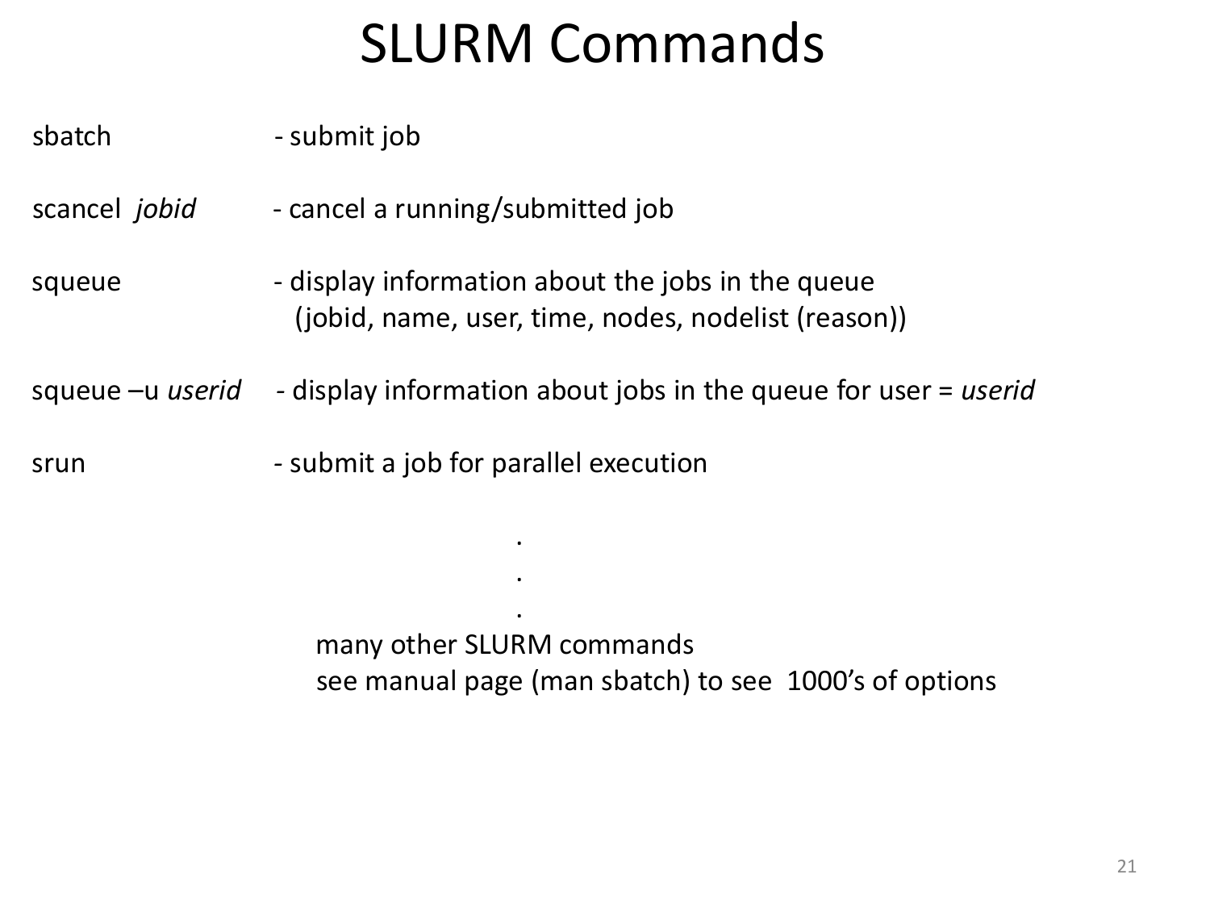# SLURM Commands

| | |
|---|---|
| sbatch | - submit job |
| scancel *jobid* | - cancel a running/submitted job |
| squeue | - display information about the jobs in the queue (jobid, name, user, time, nodes, nodelist (reason)) |
| squeue –u *userid* | - display information about jobs in the queue for user = *userid* |
| srun | - submit a job for parallel execution |

.
.
.

many other SLURM commands
see manual page (man sbatch) to see 1000's of options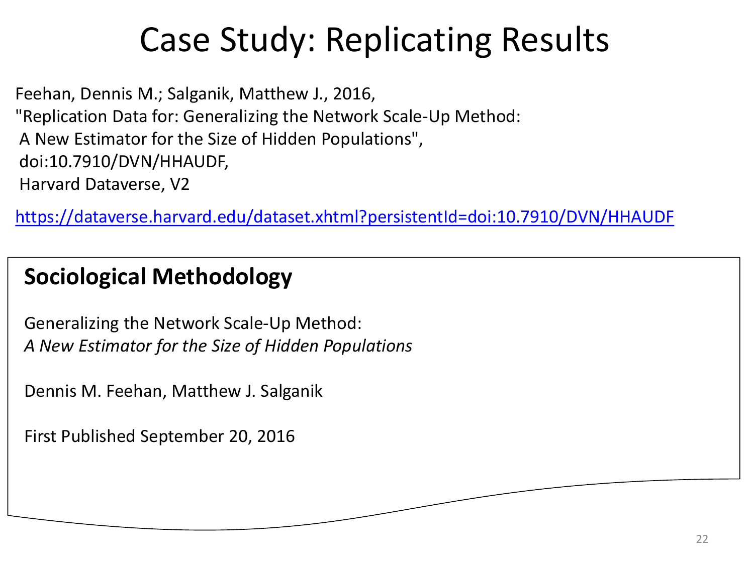# Case Study: Replicating Results

Feehan, Dennis M.; Salganik, Matthew J., 2016,
"Replication Data for: Generalizing the Network Scale-Up Method:
A New Estimator for the Size of Hidden Populations",
doi:10.7910/DVN/HHAUDF,
Harvard Dataverse, V2

https://dataverse.harvard.edu/dataset.xhtml?persistentId=doi:10.7910/DVN/HHAUDF

**Sociological Methodology**

Generalizing the Network Scale-Up Method:
*A New Estimator for the Size of Hidden Populations*

Dennis M. Feehan, Matthew J. Salganik

First Published September 20, 2016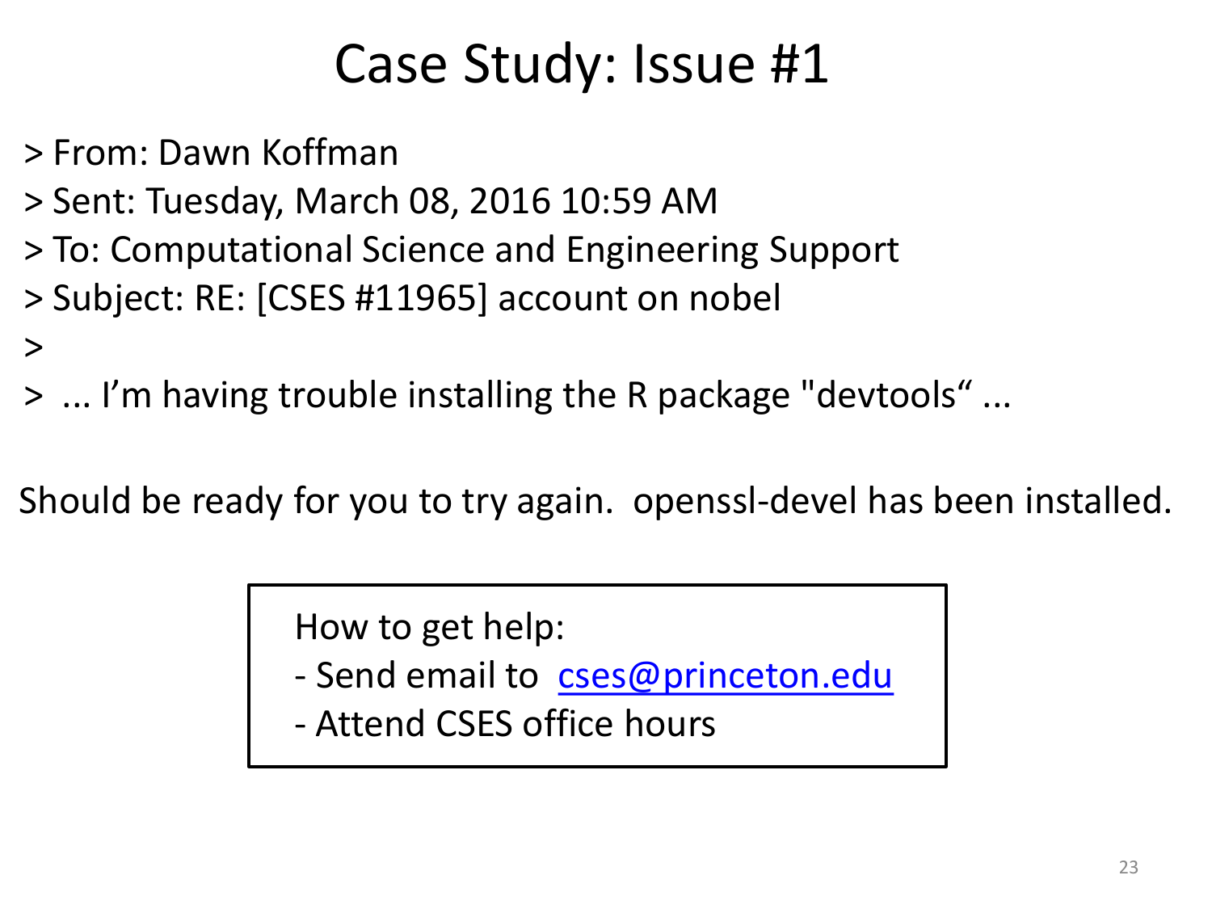# Case Study: Issue #1

> From: Dawn Koffman
> Sent: Tuesday, March 08, 2016 10:59 AM
> To: Computational Science and Engineering Support
> Subject: RE: [CSES #11965] account on nobel
>
> ... I’m having trouble installing the R package "devtools“ ...

Should be ready for you to try again. openssl-devel has been installed.

How to get help:

- Send email to cses@princeton.edu
- Attend CSES office hours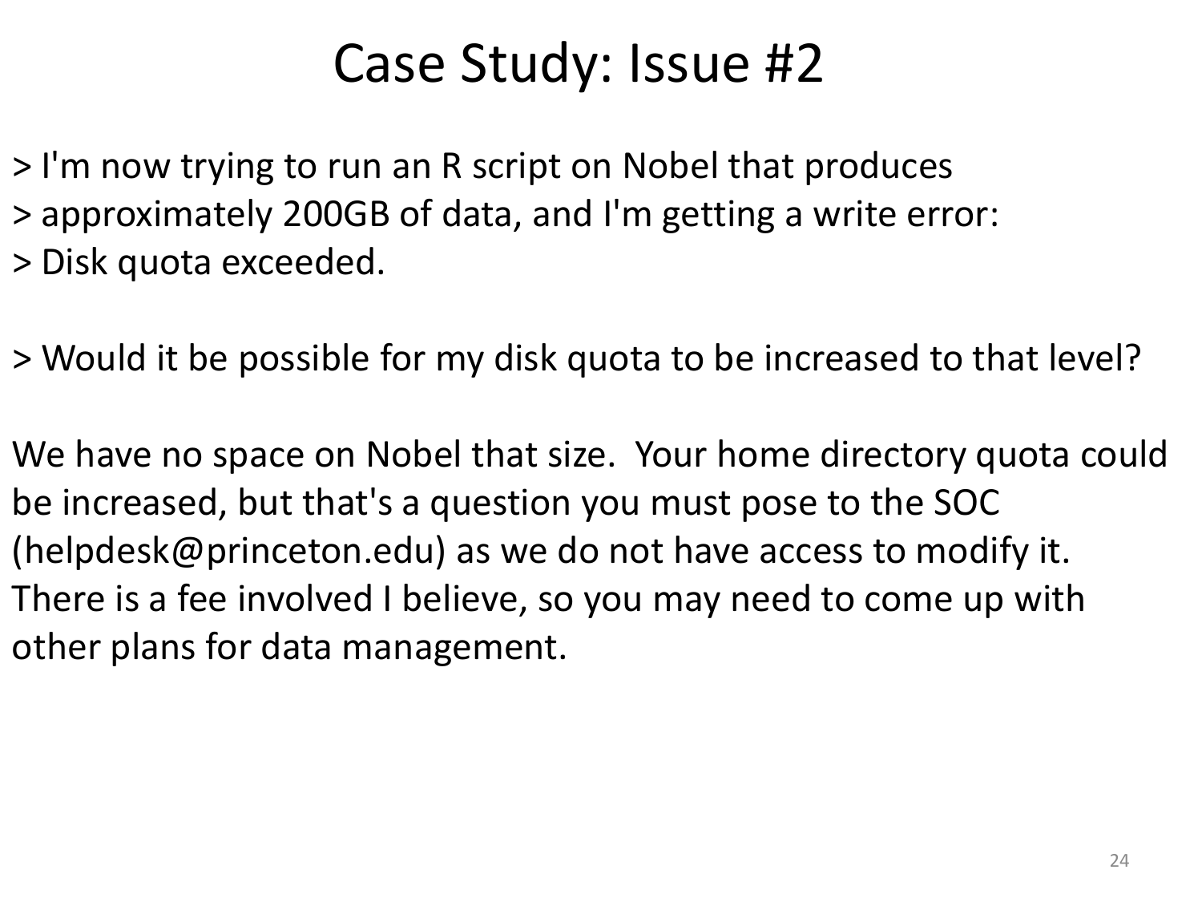# Case Study: Issue #2

> I'm now trying to run an R script on Nobel that produces
> approximately 200GB of data, and I'm getting a write error:
> Disk quota exceeded.

> Would it be possible for my disk quota to be increased to that level?

We have no space on Nobel that size. Your home directory quota could be increased, but that's a question you must pose to the SOC (helpdesk@princeton.edu) as we do not have access to modify it. There is a fee involved I believe, so you may need to come up with other plans for data management.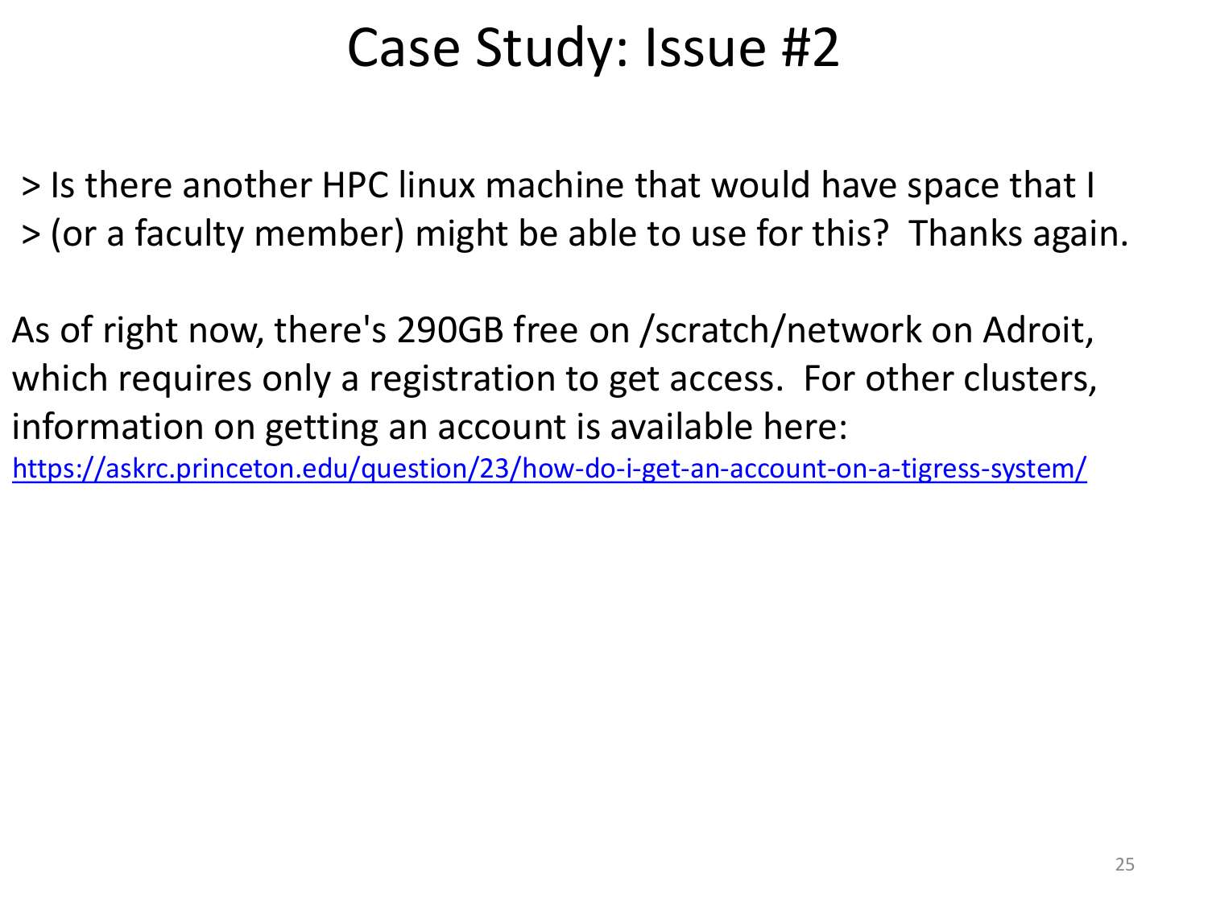# Case Study: Issue #2

> Is there another HPC linux machine that would have space that I
> (or a faculty member) might be able to use for this?  Thanks again.

As of right now, there's 290GB free on /scratch/network on Adroit, which requires only a registration to get access.  For other clusters, information on getting an account is available here:
https://askrc.princeton.edu/question/23/how-do-i-get-an-account-on-a-tigress-system/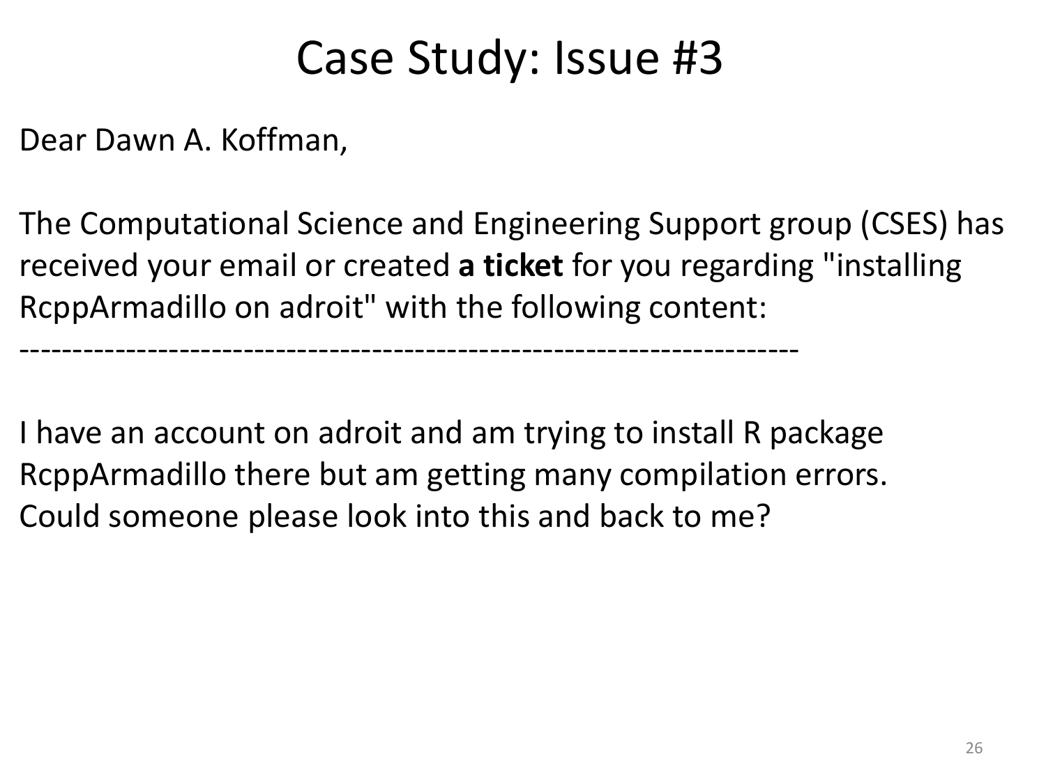# Case Study: Issue #3

Dear Dawn A. Koffman,

The Computational Science and Engineering Support group (CSES) has received your email or created **a ticket** for you regarding "installing RcppArmadillo on adroit" with the following content:

----------------------------------------------------------------------

I have an account on adroit and am trying to install R package RcppArmadillo there but am getting many compilation errors. Could someone please look into this and back to me?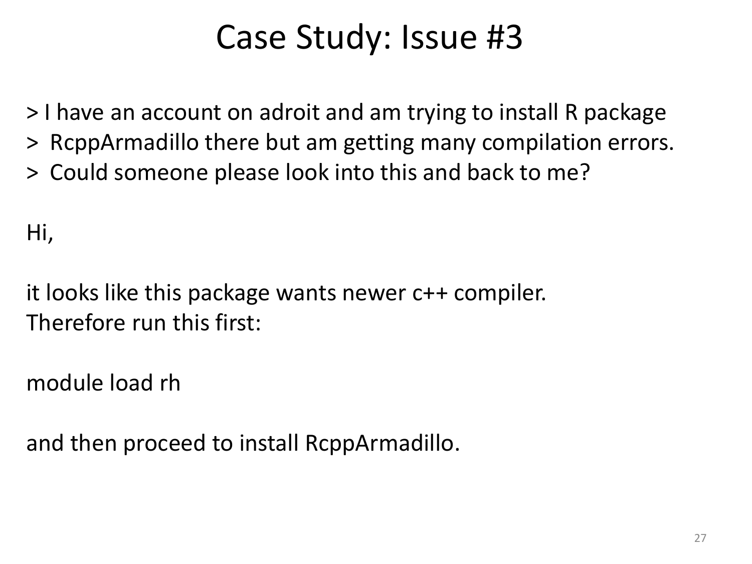# Case Study: Issue #3

> I have an account on adroit and am trying to install R package
> RcppArmadillo there but am getting many compilation errors.
> Could someone please look into this and back to me?

Hi,

it looks like this package wants newer c++ compiler.
Therefore run this first:

```
module load rh
```

and then proceed to install RcppArmadillo.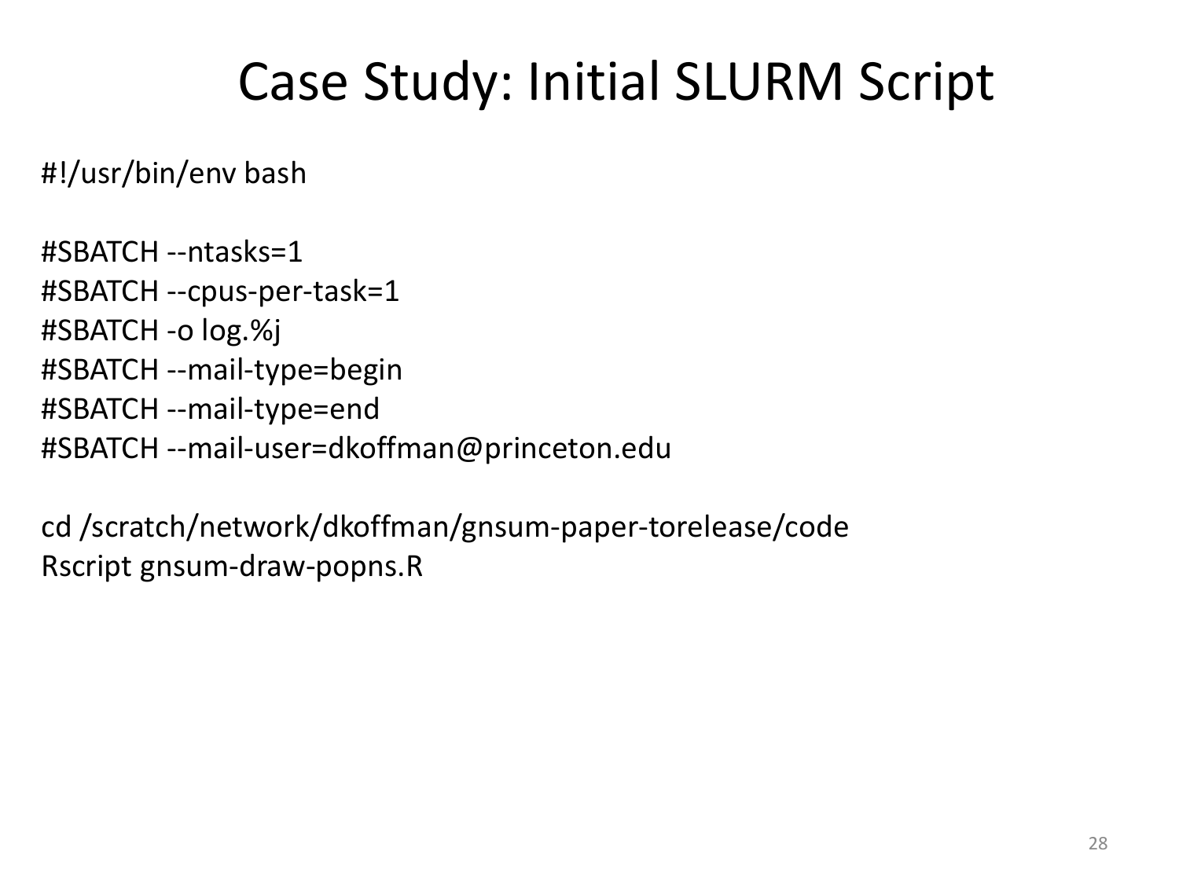# Case Study: Initial SLURM Script

```
#!/usr/bin/env bash

#SBATCH --ntasks=1
#SBATCH --cpus-per-task=1
#SBATCH -o log.%j
#SBATCH --mail-type=begin
#SBATCH --mail-type=end
#SBATCH --mail-user=dkoffman@princeton.edu

cd /scratch/network/dkoffman/gnsum-paper-torelease/code
Rscript gnsum-draw-popns.R
```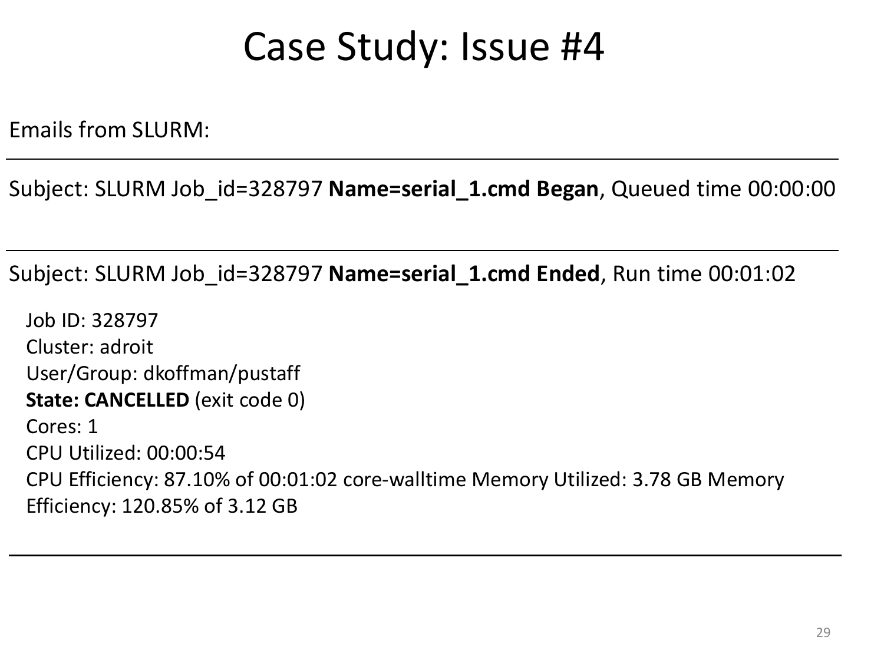# Case Study: Issue #4

Emails from SLURM:

---

Subject: SLURM Job_id=328797 **Name=serial_1.cmd Began**, Queued time 00:00:00

---

Subject: SLURM Job_id=328797 **Name=serial_1.cmd Ended**, Run time 00:01:02

Job ID: 328797
Cluster: adroit
User/Group: dkoffman/pustaff
**State: CANCELLED** (exit code 0)
Cores: 1
CPU Utilized: 00:00:54
CPU Efficiency: 87.10% of 00:01:02 core-walltime Memory Utilized: 3.78 GB Memory Efficiency: 120.85% of 3.12 GB

---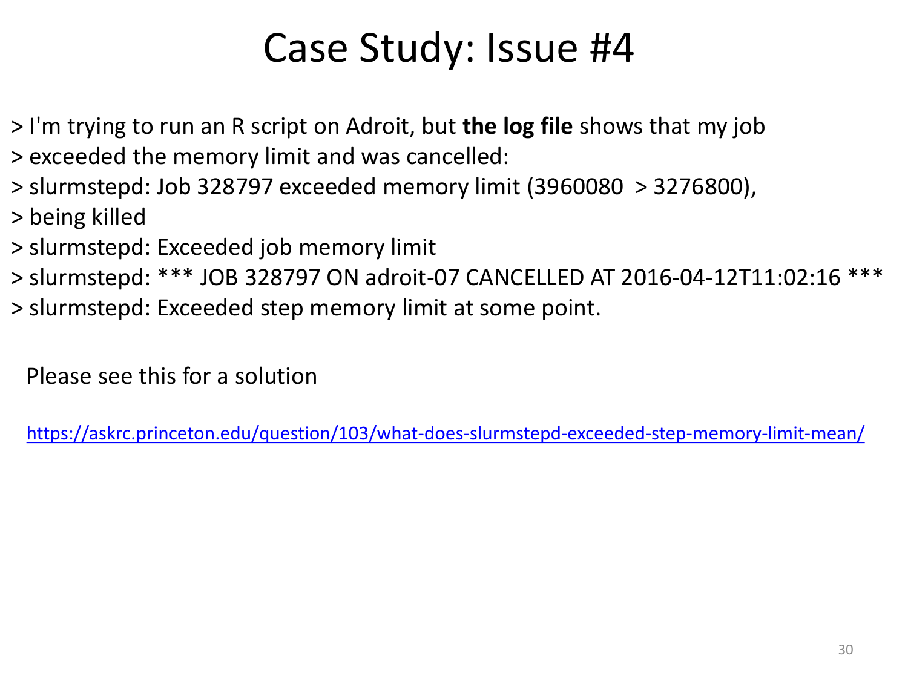# Case Study: Issue #4

> I'm trying to run an R script on Adroit, but **the log file** shows that my job
> exceeded the memory limit and was cancelled:
> slurmstepd: Job 328797 exceeded memory limit (3960080 > 3276800),
> being killed
> slurmstepd: Exceeded job memory limit
> slurmstepd: *** JOB 328797 ON adroit-07 CANCELLED AT 2016-04-12T11:02:16 ***
> slurmstepd: Exceeded step memory limit at some point.

Please see this for a solution

https://askrc.princeton.edu/question/103/what-does-slurmstepd-exceeded-step-memory-limit-mean/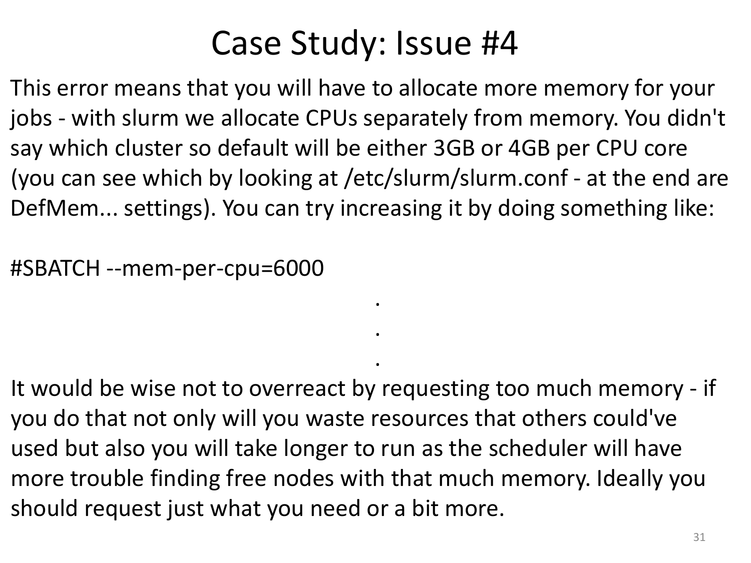# Case Study: Issue #4

This error means that you will have to allocate more memory for your jobs - with slurm we allocate CPUs separately from memory. You didn't say which cluster so default will be either 3GB or 4GB per CPU core (you can see which by looking at /etc/slurm/slurm.conf - at the end are DefMem... settings). You can try increasing it by doing something like:

```
#SBATCH --mem-per-cpu=6000
```

.

.

.

It would be wise not to overreact by requesting too much memory - if you do that not only will you waste resources that others could've used but also you will take longer to run as the scheduler will have more trouble finding free nodes with that much memory. Ideally you should request just what you need or a bit more.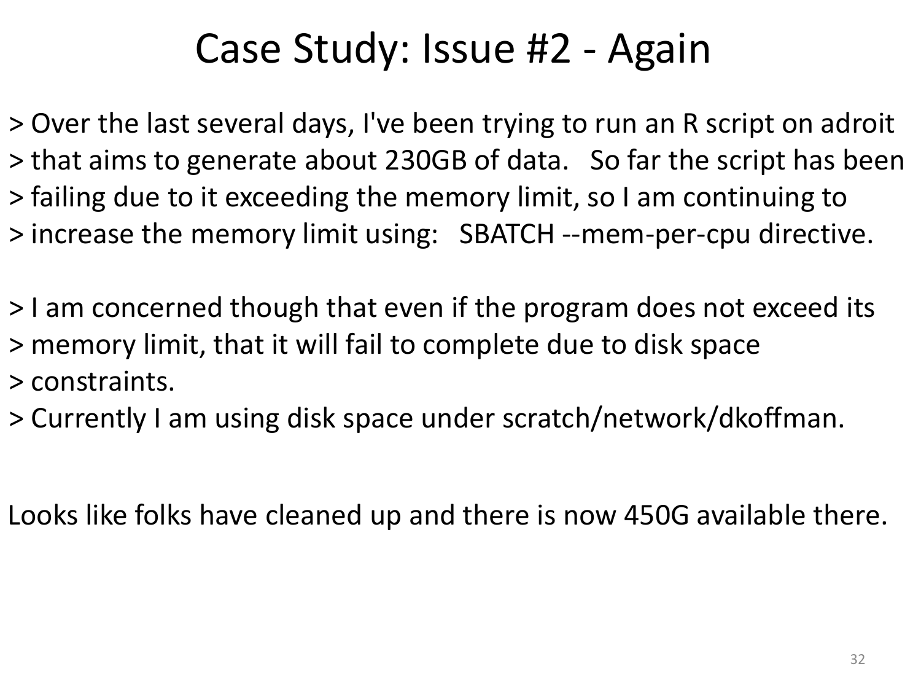# Case Study: Issue #2 - Again

> Over the last several days, I've been trying to run an R script on adroit
> that aims to generate about 230GB of data. So far the script has been
> failing due to it exceeding the memory limit, so I am continuing to
> increase the memory limit using: SBATCH --mem-per-cpu directive.
>
> I am concerned though that even if the program does not exceed its
> memory limit, that it will fail to complete due to disk space
> constraints.
> Currently I am using disk space under scratch/network/dkoffman.

Looks like folks have cleaned up and there is now 450G available there.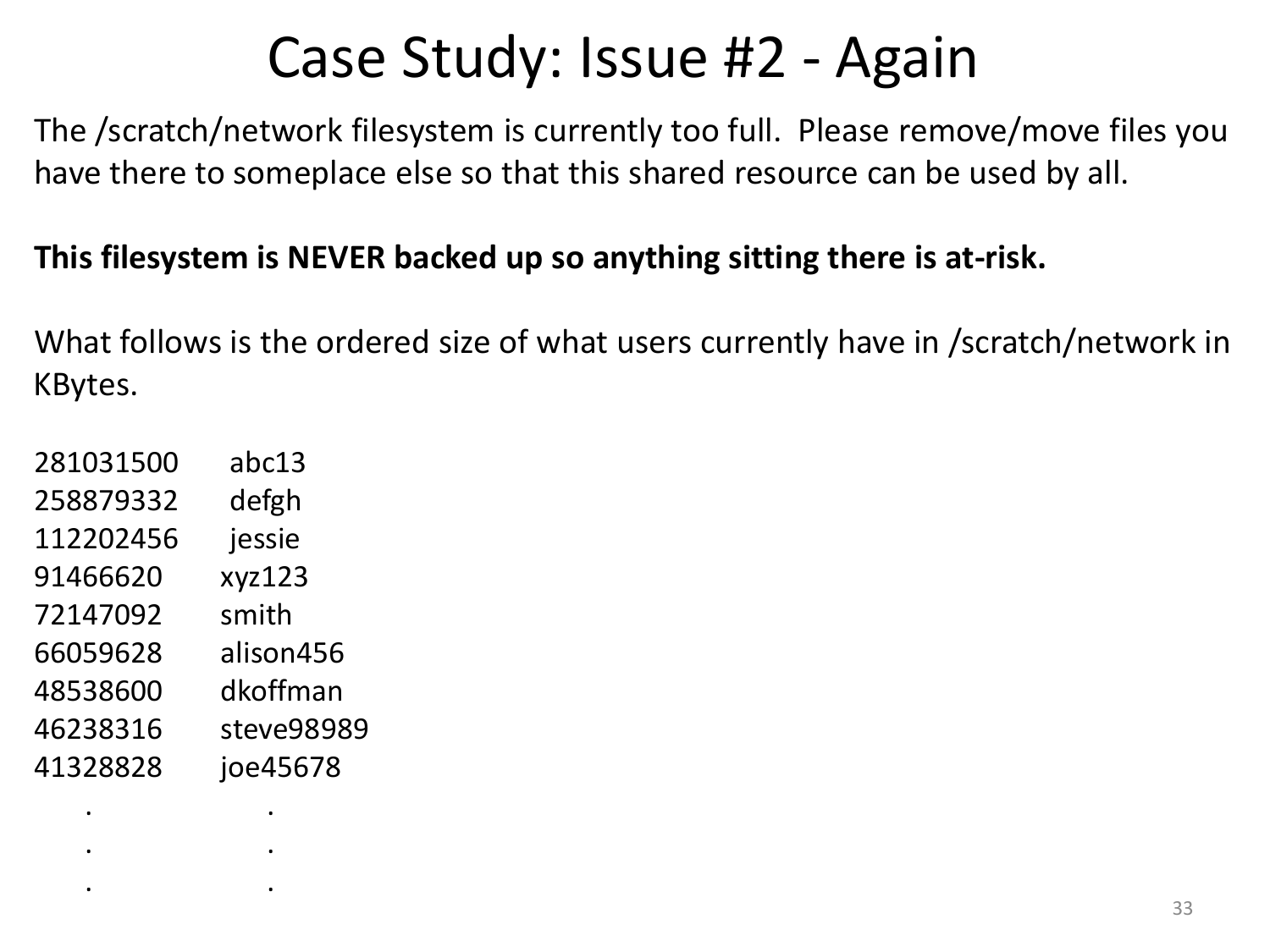# Case Study: Issue #2 - Again

The /scratch/network filesystem is currently too full.  Please remove/move files you have there to someplace else so that this shared resource can be used by all.

**This filesystem is NEVER backed up so anything sitting there is at-risk.**

What follows is the ordered size of what users currently have in /scratch/network in KBytes.

```
281031500    abc13
258879332    defgh
112202456    jessie
91466620     xyz123
72147092     smith
66059628     alison456
48538600     dkoffman
46238316     steve98989
41328828     joe45678
    .            .
    .            .
    .            .
```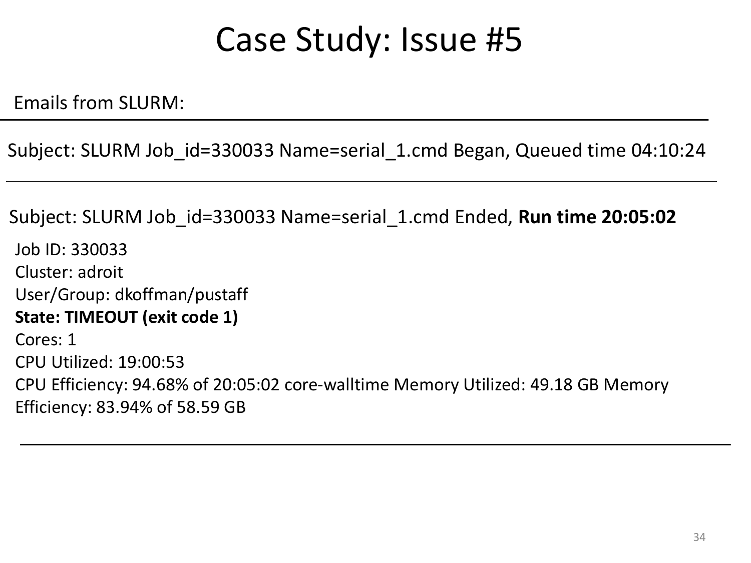# Case Study: Issue #5

Emails from SLURM:

---

Subject: SLURM Job_id=330033 Name=serial_1.cmd Began, Queued time 04:10:24

---

Subject: SLURM Job_id=330033 Name=serial_1.cmd Ended, **Run time 20:05:02**

Job ID: 330033
Cluster: adroit
User/Group: dkoffman/pustaff
**State: TIMEOUT (exit code 1)**
Cores: 1
CPU Utilized: 19:00:53
CPU Efficiency: 94.68% of 20:05:02 core-walltime Memory Utilized: 49.18 GB Memory Efficiency: 83.94% of 58.59 GB

---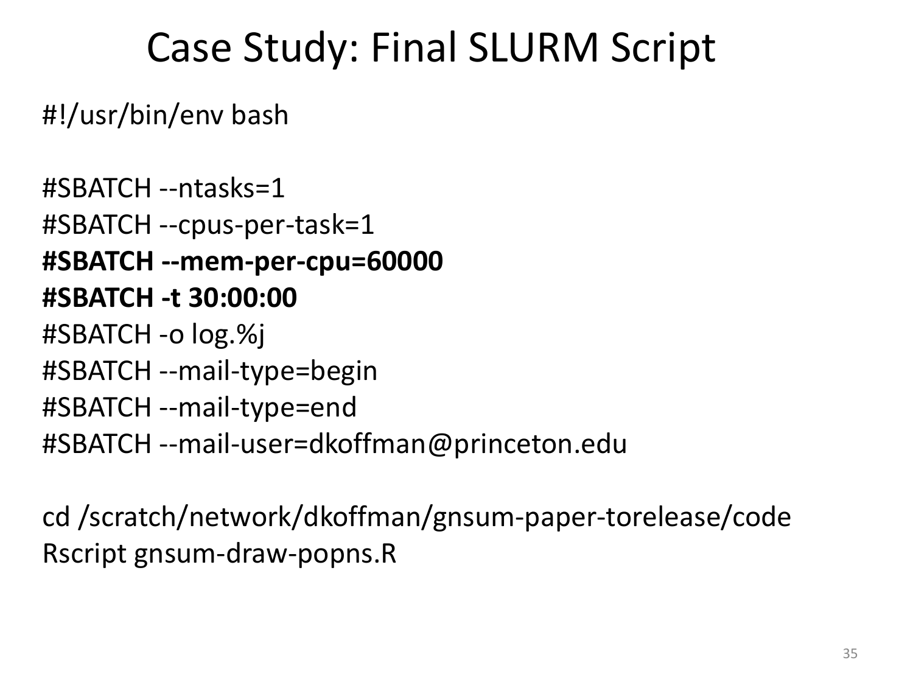# Case Study: Final SLURM Script

```
#!/usr/bin/env bash

#SBATCH --ntasks=1
#SBATCH --cpus-per-task=1
#SBATCH --mem-per-cpu=60000
#SBATCH -t 30:00:00
#SBATCH -o log.%j
#SBATCH --mail-type=begin
#SBATCH --mail-type=end
#SBATCH --mail-user=dkoffman@princeton.edu

cd /scratch/network/dkoffman/gnsum-paper-torelease/code
Rscript gnsum-draw-popns.R
```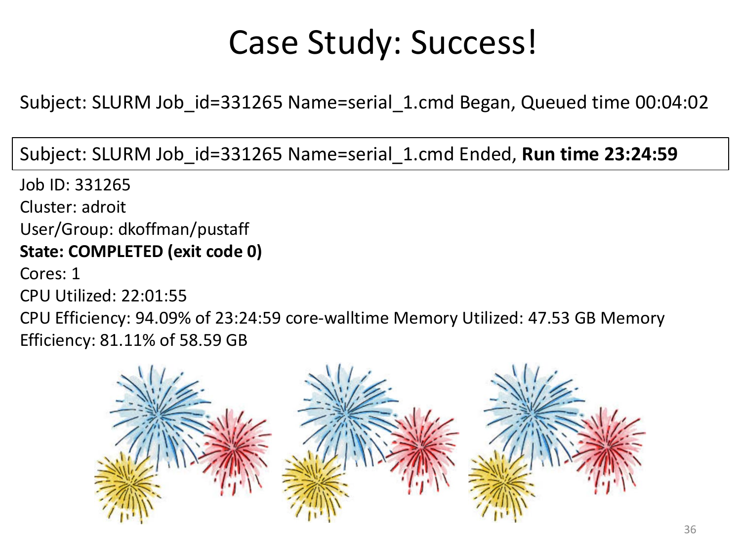# Case Study: Success!

Subject: SLURM Job_id=331265 Name=serial_1.cmd Began, Queued time 00:04:02

Subject: SLURM Job_id=331265 Name=serial_1.cmd Ended, **Run time 23:24:59**

Job ID: 331265
Cluster: adroit
User/Group: dkoffman/pustaff
**State: COMPLETED (exit code 0)**
Cores: 1
CPU Utilized: 22:01:55
CPU Efficiency: 94.09% of 23:24:59 core-walltime Memory Utilized: 47.53 GB Memory Efficiency: 81.11% of 58.59 GB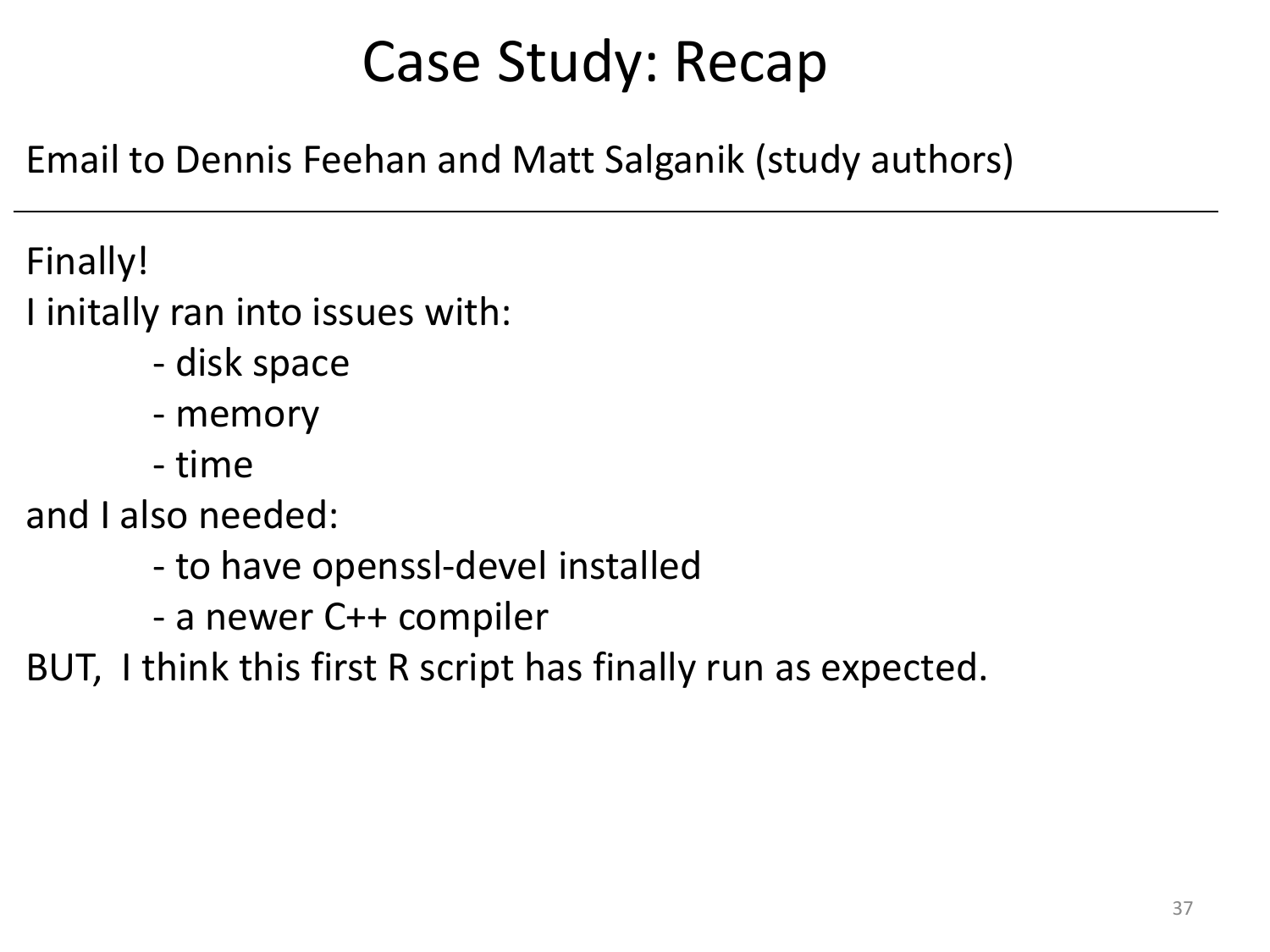# Case Study: Recap

Email to Dennis Feehan and Matt Salganik (study authors)

---

Finally!

I initally ran into issues with:

- disk space
- memory
- time

and I also needed:

- to have openssl-devel installed
- a newer C++ compiler

BUT, I think this first R script has finally run as expected.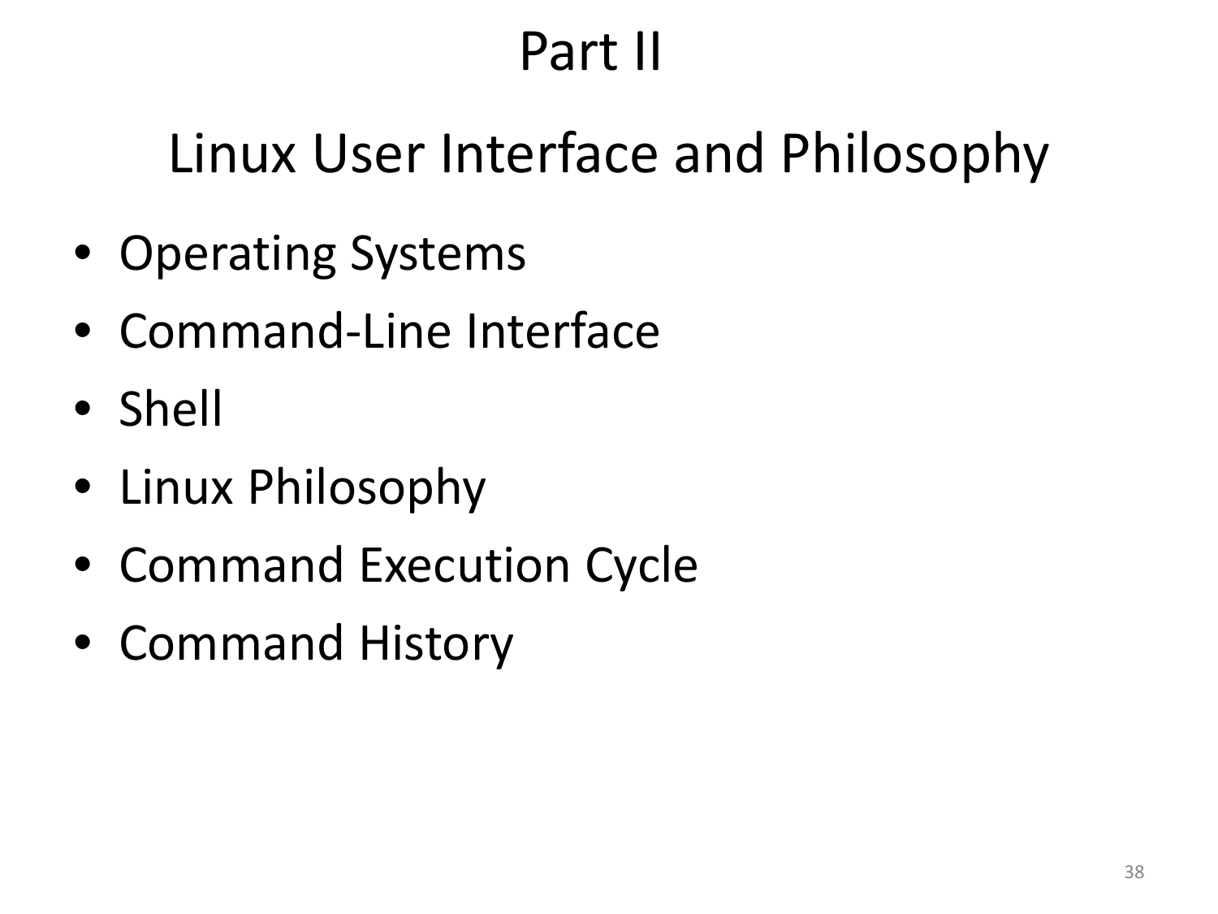# Part II

## Linux User Interface and Philosophy

- Operating Systems
- Command-Line Interface
- Shell
- Linux Philosophy
- Command Execution Cycle
- Command History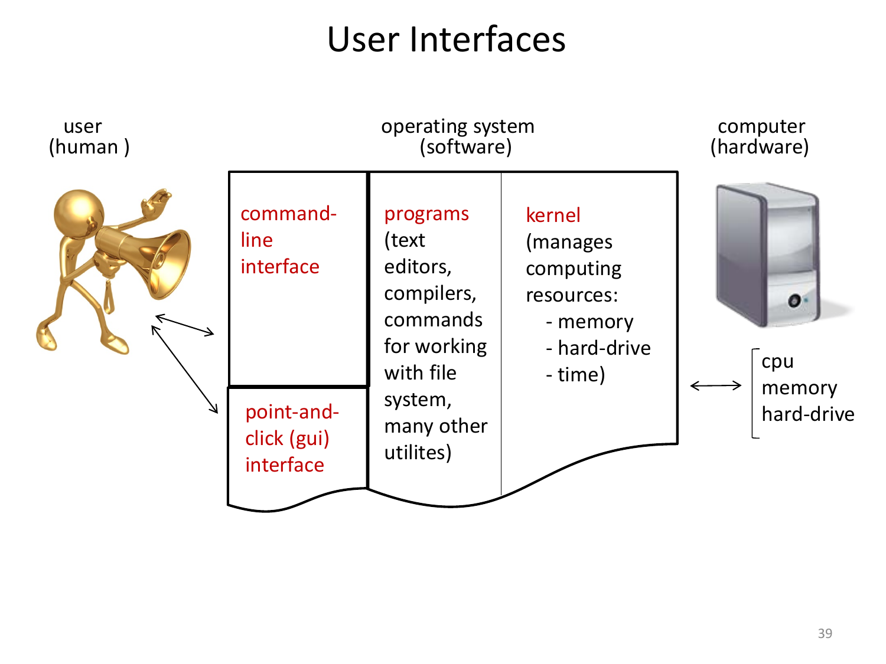# User Interfaces

user (human)

operating system (software)

computer (hardware)

command-line interface

point-and-click (gui) interface

programs (text editors, compilers, commands for working with file system, many other utilites)

kernel (manages computing resources:
- memory
- hard-drive
- time)

cpu
memory
hard-drive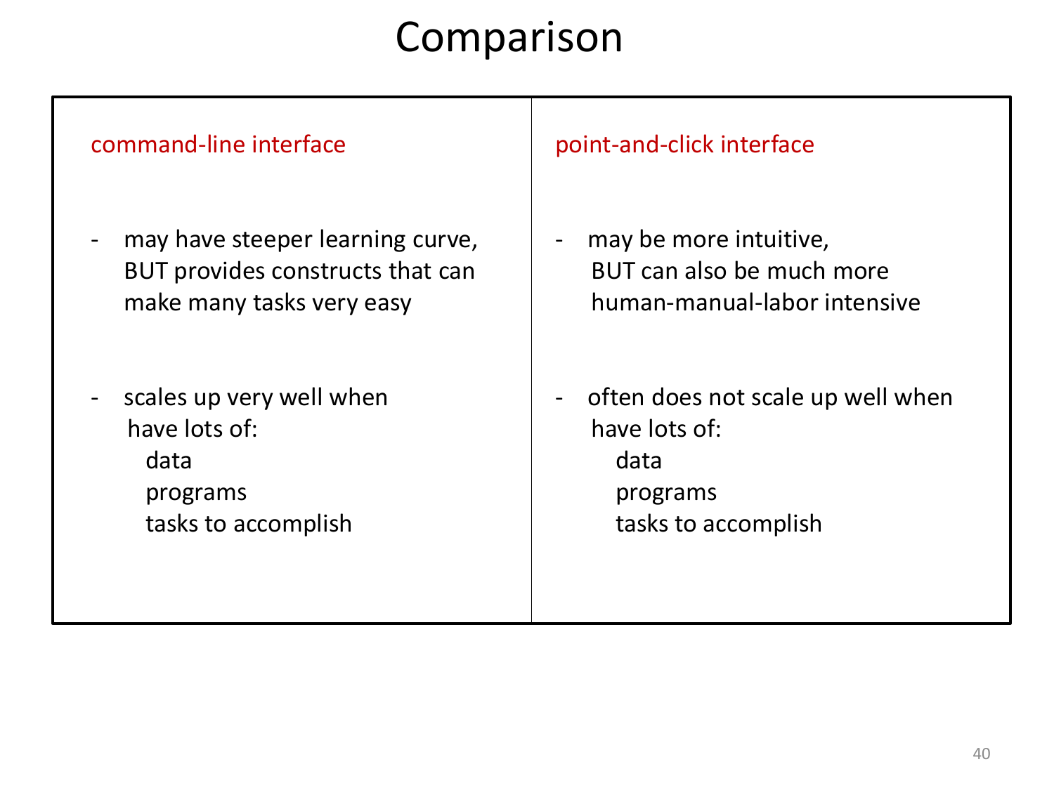# Comparison

| command-line interface | point-and-click interface |
| --- | --- |
| - may have steeper learning curve, BUT provides constructs that can make many tasks very easy | - may be more intuitive, BUT can also be much more human-manual-labor intensive |
| - scales up very well when have lots of: data, programs, tasks to accomplish | - often does not scale up well when have lots of: data, programs, tasks to accomplish |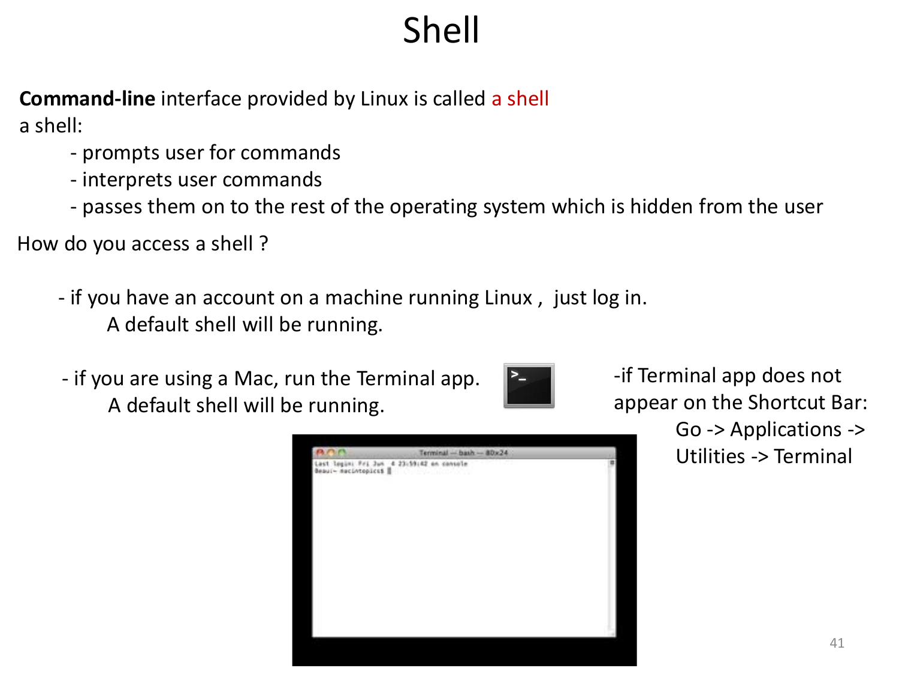# Shell

**Command-line** interface provided by Linux is called a shell

a shell:

- prompts user for commands
- interprets user commands
- passes them on to the rest of the operating system which is hidden from the user

How do you access a shell ?

- if you have an account on a machine running Linux , just log in.
  A default shell will be running.

- if you are using a Mac, run the Terminal app.
  A default shell will be running.

-if Terminal app does not appear on the Shortcut Bar:
  Go -> Applications -> Utilities -> Terminal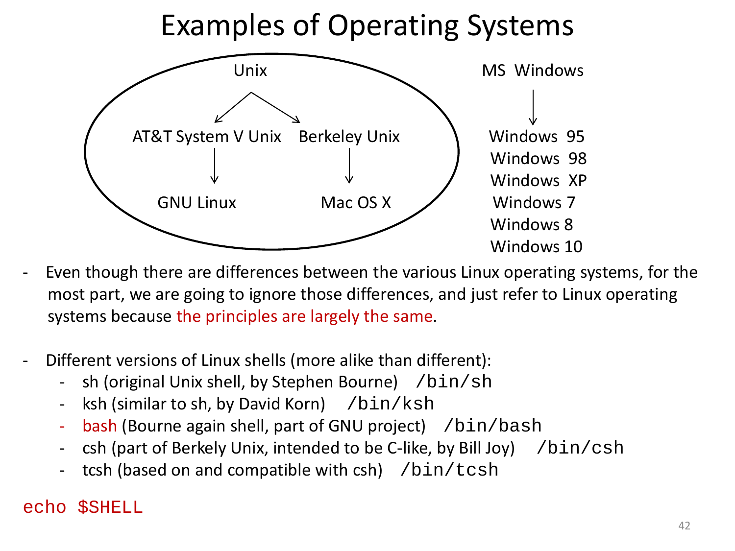# Examples of Operating Systems

Unix

AT&T System V Unix → GNU Linux

Berkeley Unix → Mac OS X

MS Windows

Windows 95
Windows 98
Windows XP
Windows 7
Windows 8
Windows 10

- Even though there are differences between the various Linux operating systems, for the most part, we are going to ignore those differences, and just refer to Linux operating systems because the principles are largely the same.

- Different versions of Linux shells (more alike than different):
  - sh (original Unix shell, by Stephen Bourne) `/bin/sh`
  - ksh (similar to sh, by David Korn) `/bin/ksh`
  - bash (Bourne again shell, part of GNU project) `/bin/bash`
  - csh (part of Berkely Unix, intended to be C-like, by Bill Joy) `/bin/csh`
  - tcsh (based on and compatible with csh) `/bin/tcsh`

```
echo $SHELL
```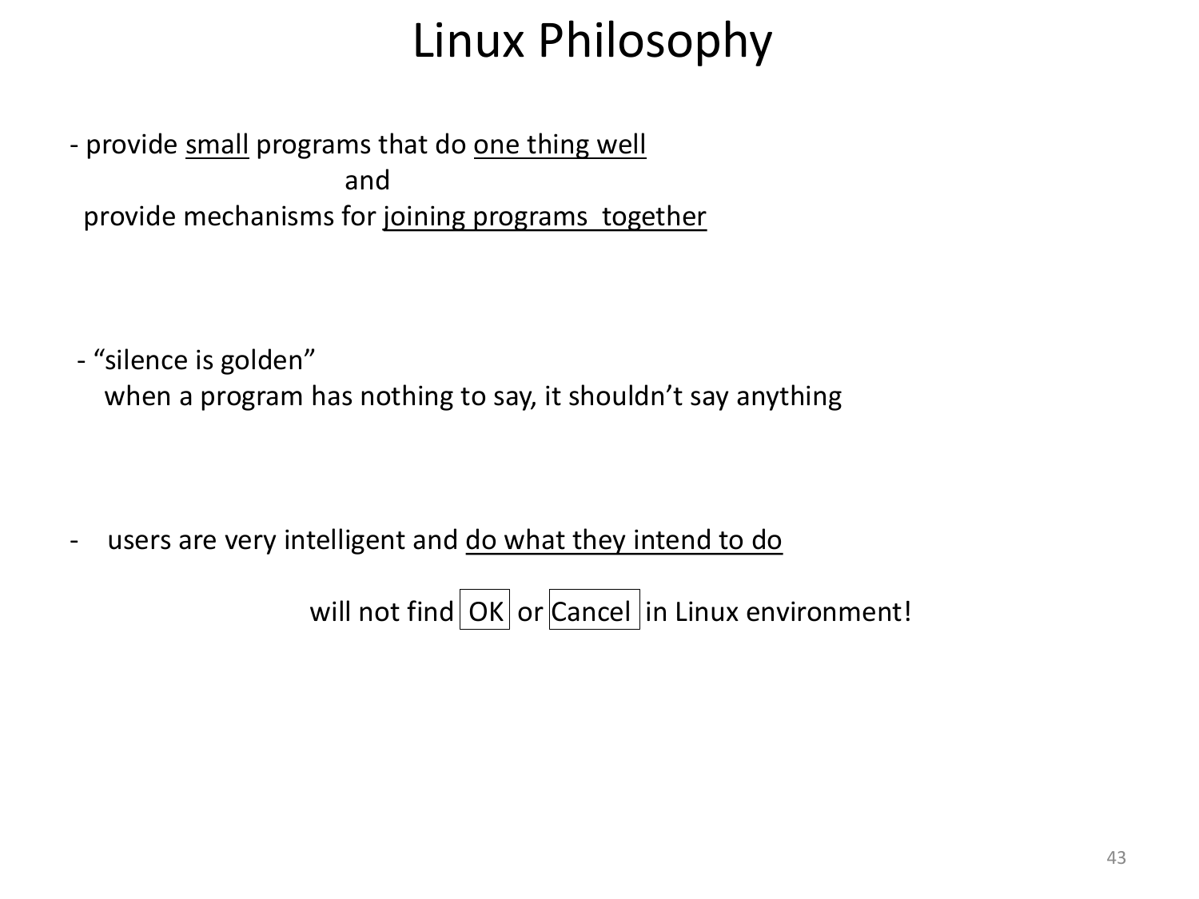# Linux Philosophy

- provide <u>small</u> programs that do <u>one thing well</u>

  and

  provide mechanisms for <u>joining programs together</u>

- "silence is golden"

  when a program has nothing to say, it shouldn't say anything

- users are very intelligent and <u>do what they intend to do</u>

  will not find [OK] or [Cancel] in Linux environment!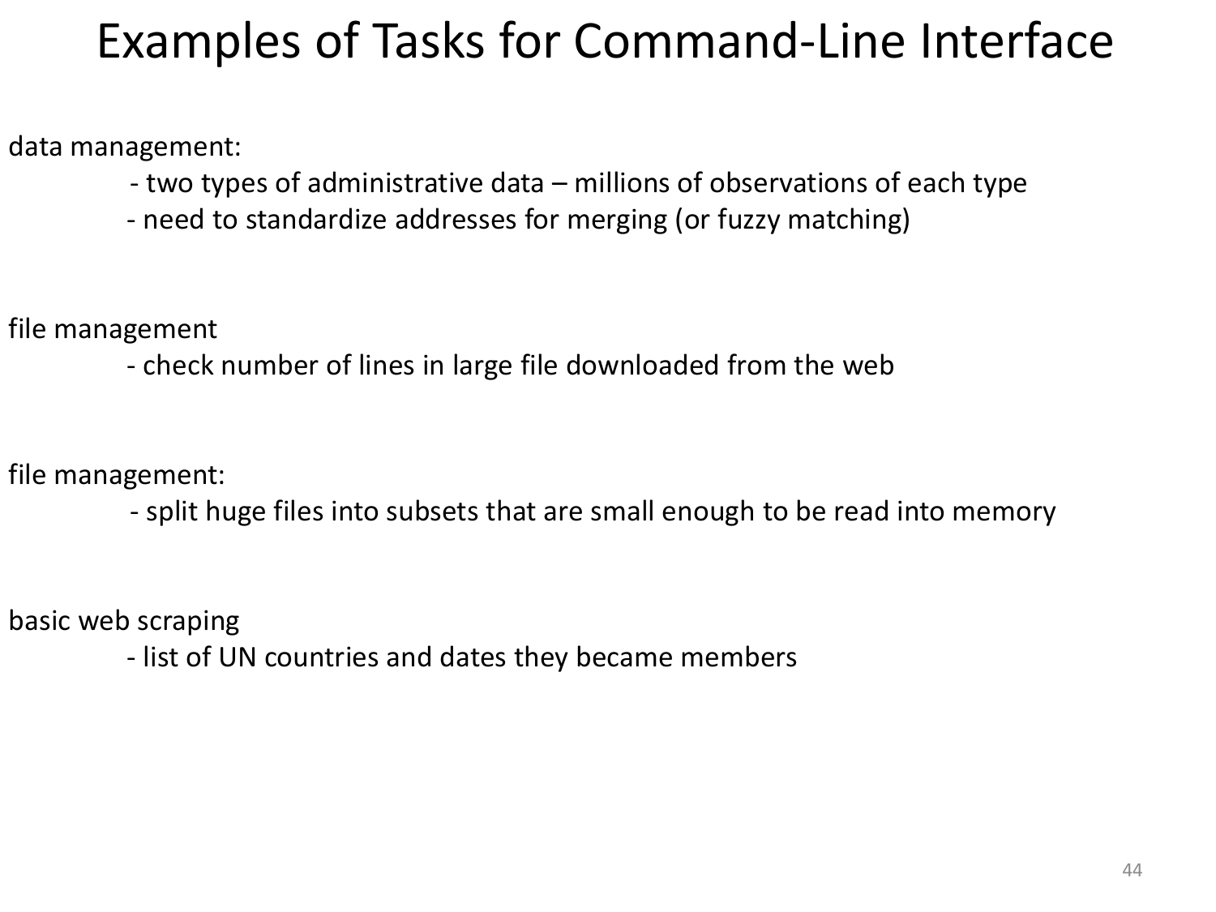# Examples of Tasks for Command-Line Interface

data management:

- two types of administrative data – millions of observations of each type
- need to standardize addresses for merging (or fuzzy matching)

file management

- check number of lines in large file downloaded from the web

file management:

- split huge files into subsets that are small enough to be read into memory

basic web scraping

- list of UN countries and dates they became members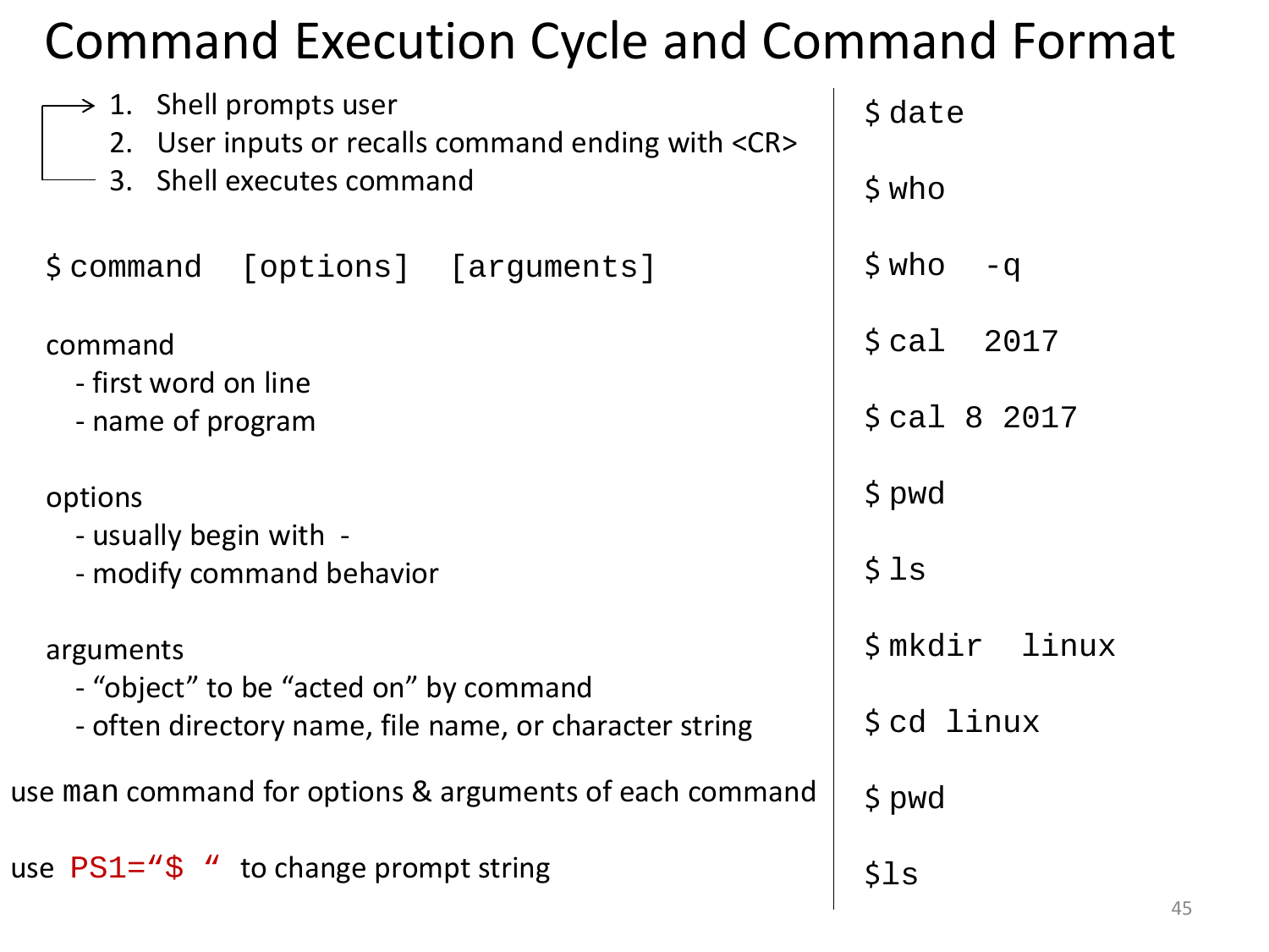# Command Execution Cycle and Command Format

1. Shell prompts user
2. User inputs or recalls command ending with <CR>
3. Shell executes command

```
$ command   [options]   [arguments]
```

command
- first word on line
- name of program

options
- usually begin with -
- modify command behavior

arguments
- “object” to be “acted on” by command
- often directory name, file name, or character string

use `man` command for options & arguments of each command

use `PS1="$ "` to change prompt string

```
$ date

$ who

$ who  -q

$ cal  2017

$ cal 8 2017

$ pwd

$ ls

$ mkdir  linux

$ cd linux

$ pwd

$ls
```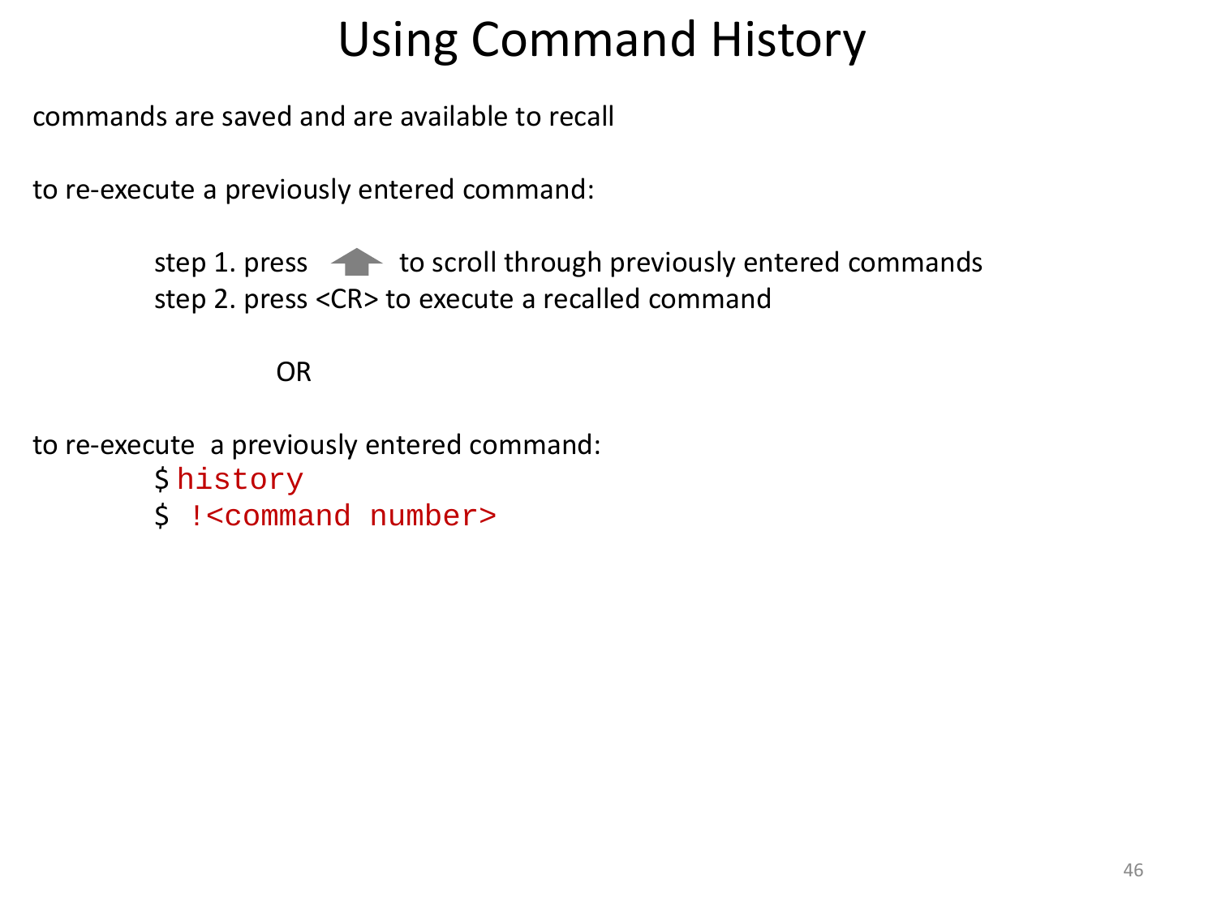# Using Command History

commands are saved and are available to recall

to re-execute a previously entered command:

step 1. press ↑ to scroll through previously entered commands
step 2. press <CR> to execute a recalled command

OR

to re-execute a previously entered command:

```
$ history
$ !<command number>
```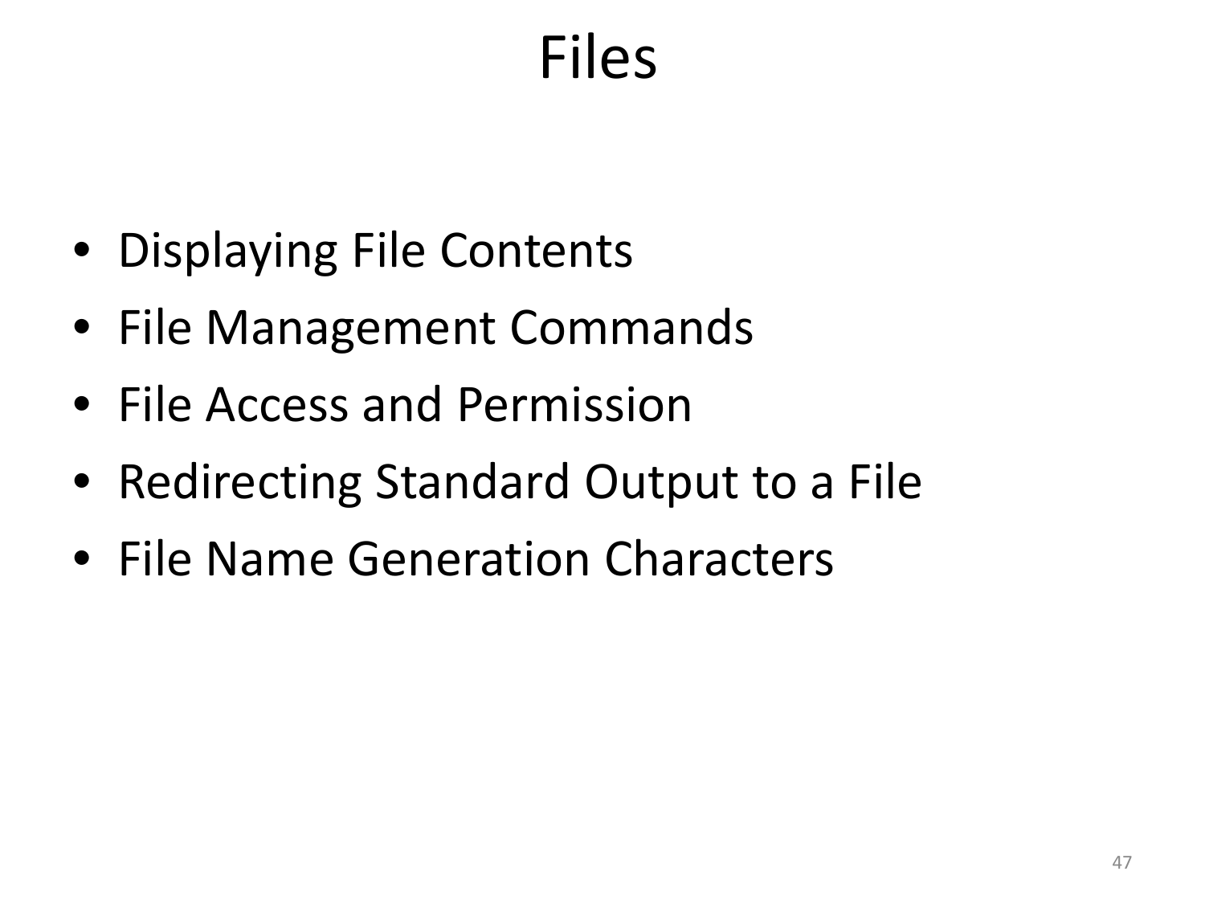# Files

- Displaying File Contents
- File Management Commands
- File Access and Permission
- Redirecting Standard Output to a File
- File Name Generation Characters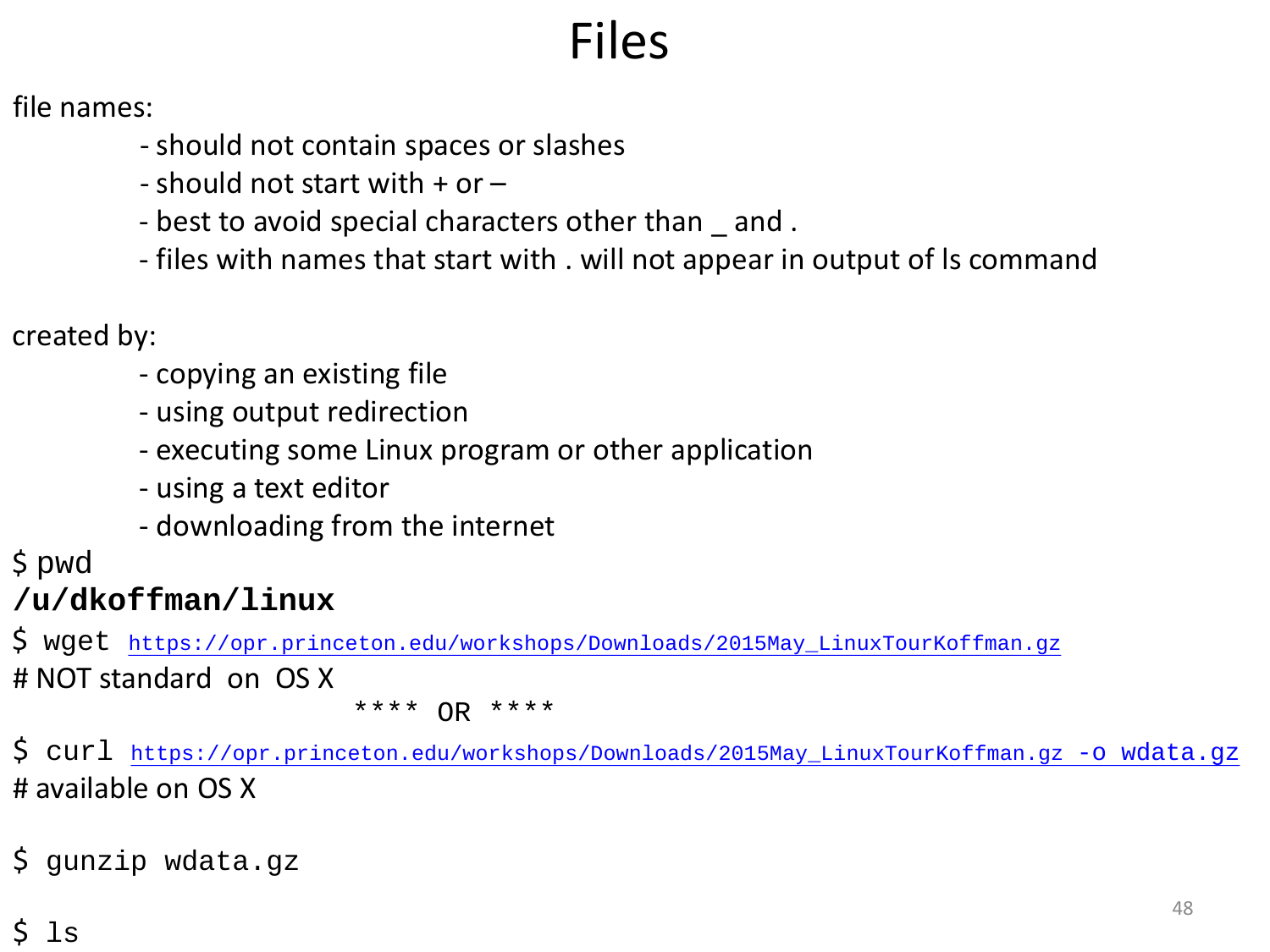# Files

file names:

- should not contain spaces or slashes
- should not start with + or –
- best to avoid special characters other than _ and .
- files with names that start with . will not appear in output of ls command

created by:

- copying an existing file
- using output redirection
- executing some Linux program or other application
- using a text editor
- downloading from the internet

```
$ pwd
/u/dkoffman/linux
$ wget https://opr.princeton.edu/workshops/Downloads/2015May_LinuxTourKoffman.gz
```

# NOT standard on OS X

**** OR ****

```
$ curl https://opr.princeton.edu/workshops/Downloads/2015May_LinuxTourKoffman.gz -o wdata.gz
```

# available on OS X

```
$ gunzip wdata.gz

$ ls
```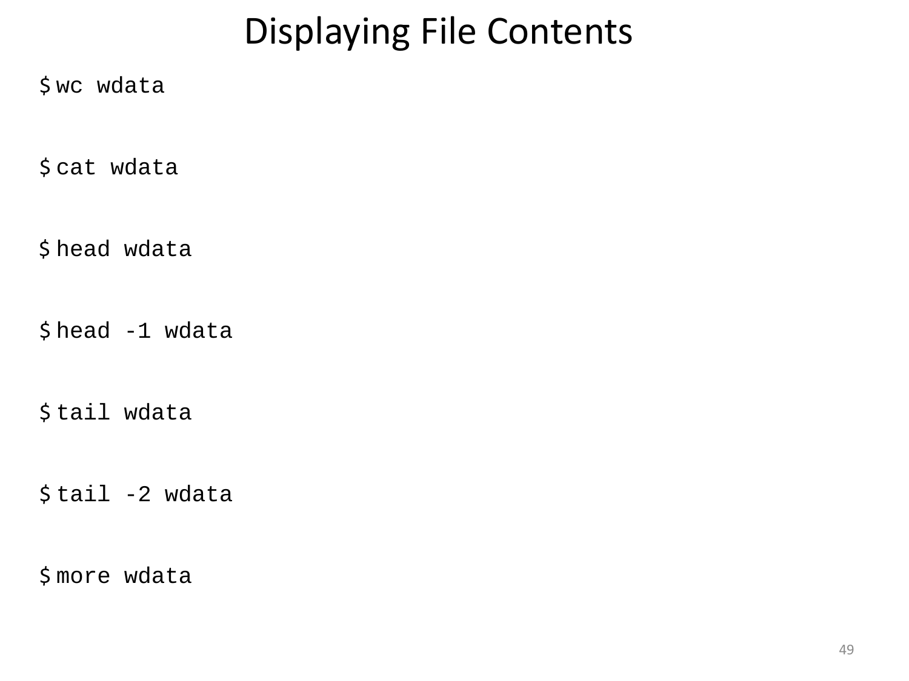# Displaying File Contents

```
$ wc wdata

$ cat wdata

$ head wdata

$ head -1 wdata

$ tail wdata

$ tail -2 wdata

$ more wdata
```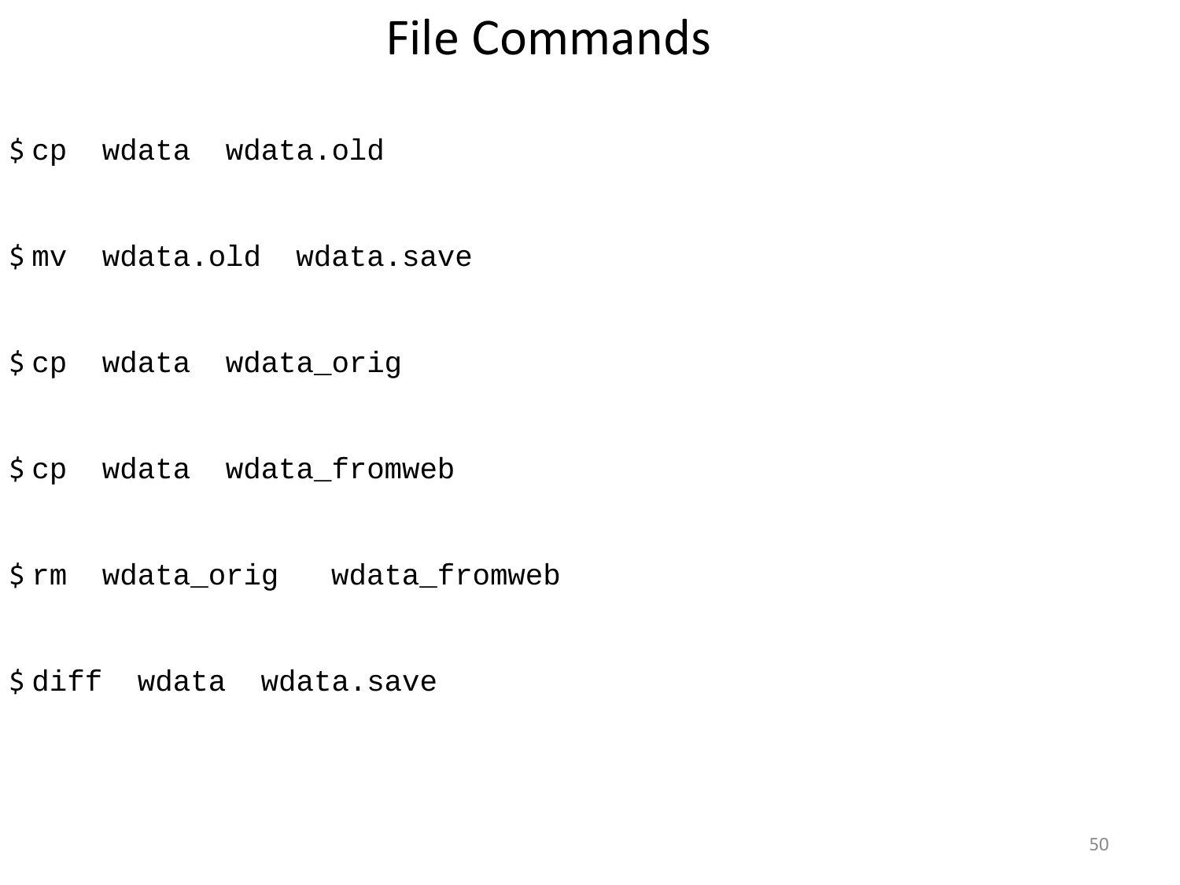# File Commands

```
$ cp  wdata  wdata.old

$ mv  wdata.old  wdata.save

$ cp  wdata  wdata_orig

$ cp  wdata  wdata_fromweb

$ rm  wdata_orig   wdata_fromweb

$ diff  wdata  wdata.save
```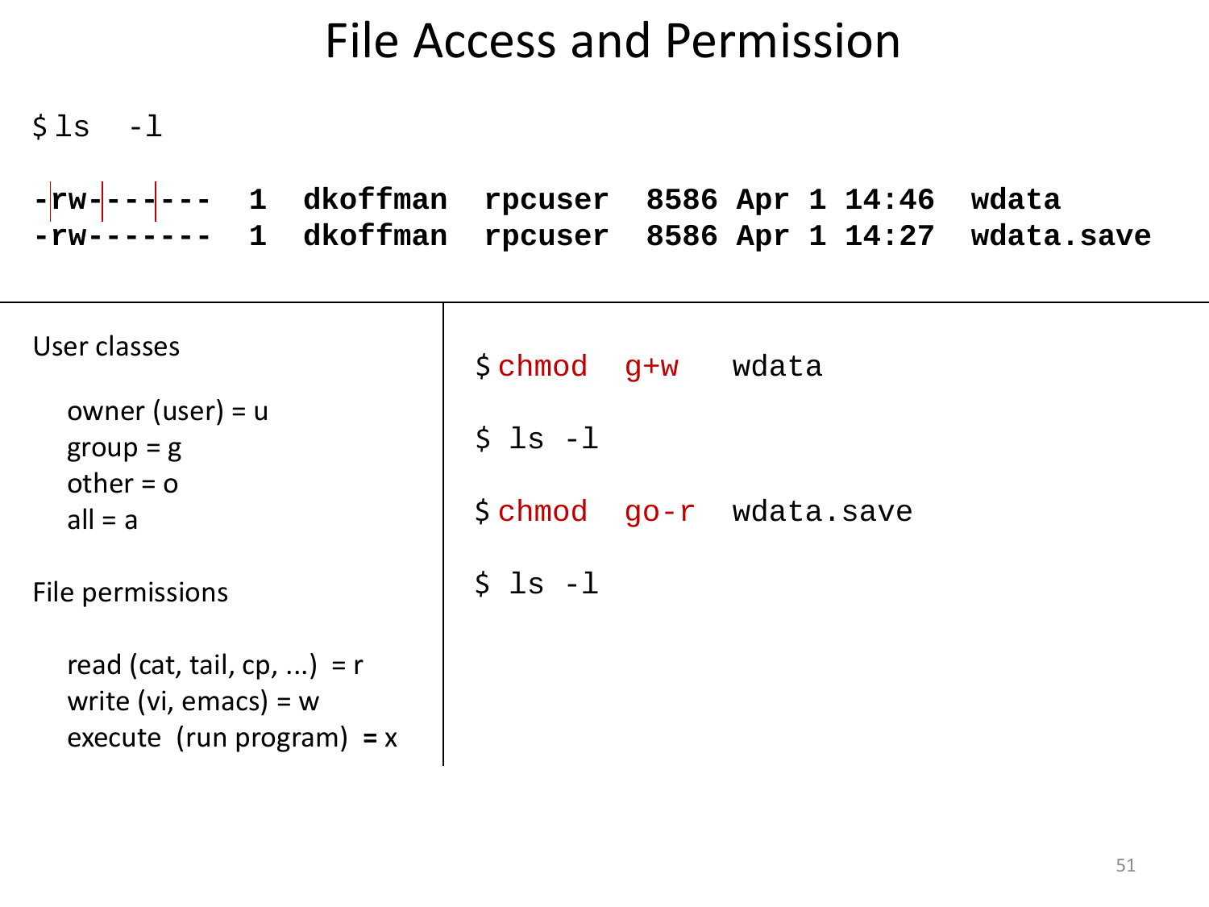# File Access and Permission

```
$ ls  -l

-rw-------   1  dkoffman  rpcuser  8586 Apr 1 14:46  wdata
-rw-------   1  dkoffman  rpcuser  8586 Apr 1 14:27  wdata.save
```

User classes

- owner (user) = u
- group = g
- other = o
- all = a

File permissions

- read (cat, tail, cp, ...) = r
- write (vi, emacs) = w
- execute (run program) = x

```
$ chmod  g+w   wdata

$ ls -l

$ chmod  go-r  wdata.save

$ ls -l
```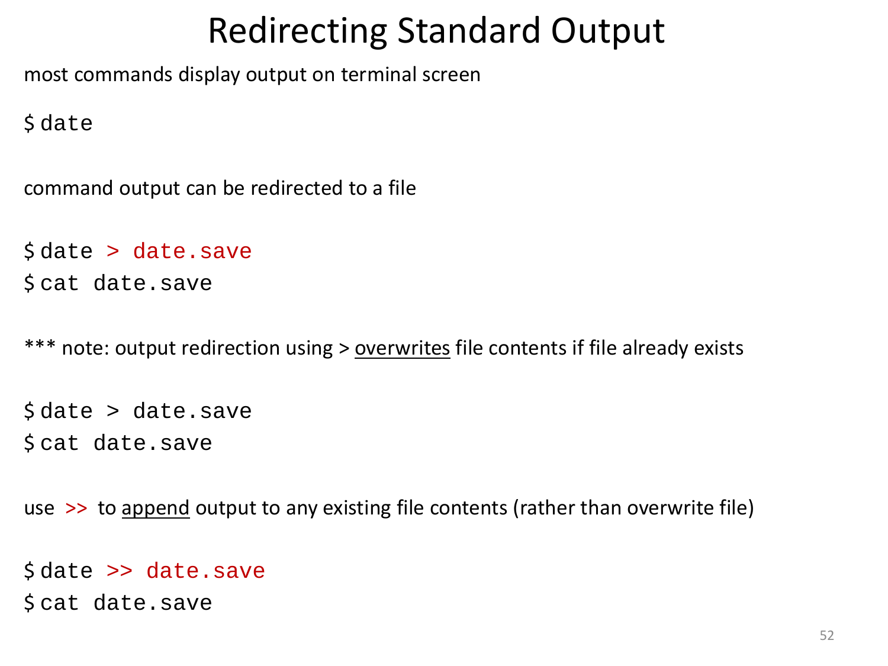# Redirecting Standard Output

most commands display output on terminal screen

```
$ date
```

command output can be redirected to a file

```
$ date > date.save
$ cat date.save
```

*** note: output redirection using > overwrites file contents if file already exists

```
$ date > date.save
$ cat date.save
```

use >> to append output to any existing file contents (rather than overwrite file)

```
$ date >> date.save
$ cat date.save
```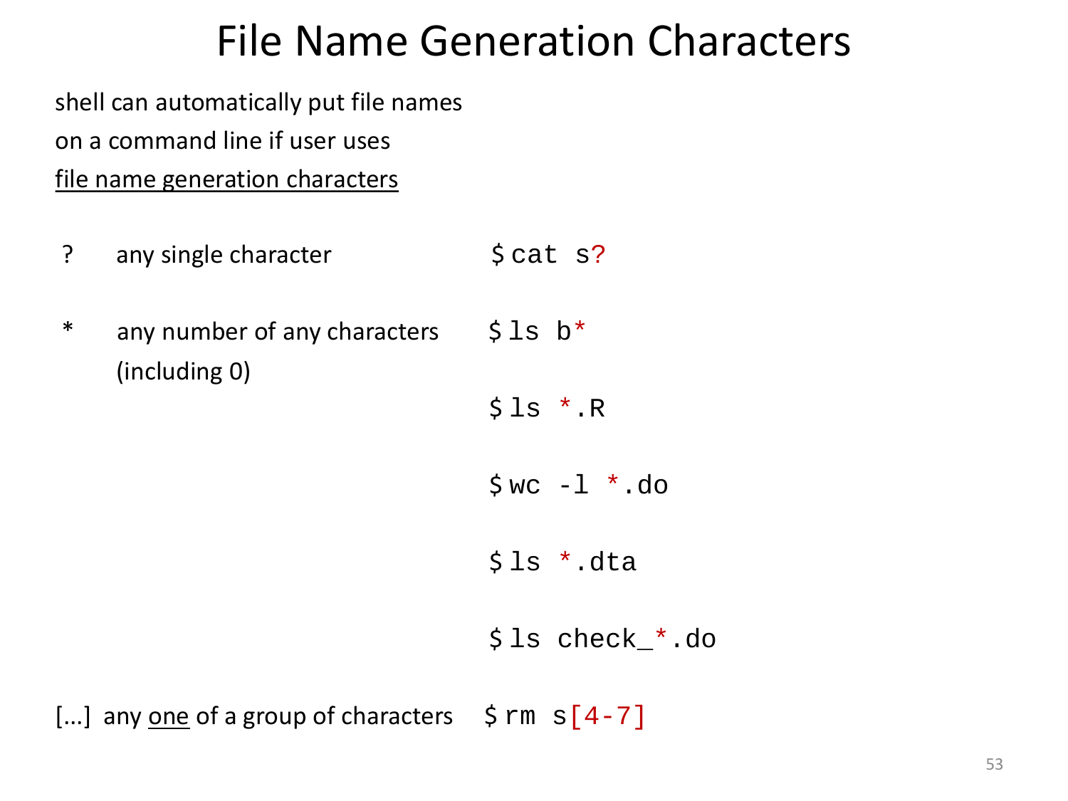# File Name Generation Characters

shell can automatically put file names on a command line if user uses <u>file name generation characters</u>

| | | |
|---|---|---|
| ? | any single character | `$ cat s?` |
| * | any number of any characters (including 0) | `$ ls b*` |
| | | `$ ls *.R` |
| | | `$ wc -l *.do` |
| | | `$ ls *.dta` |
| | | `$ ls check_*.do` |
| [...] | any <u>one</u> of a group of characters | `$ rm s[4-7]` |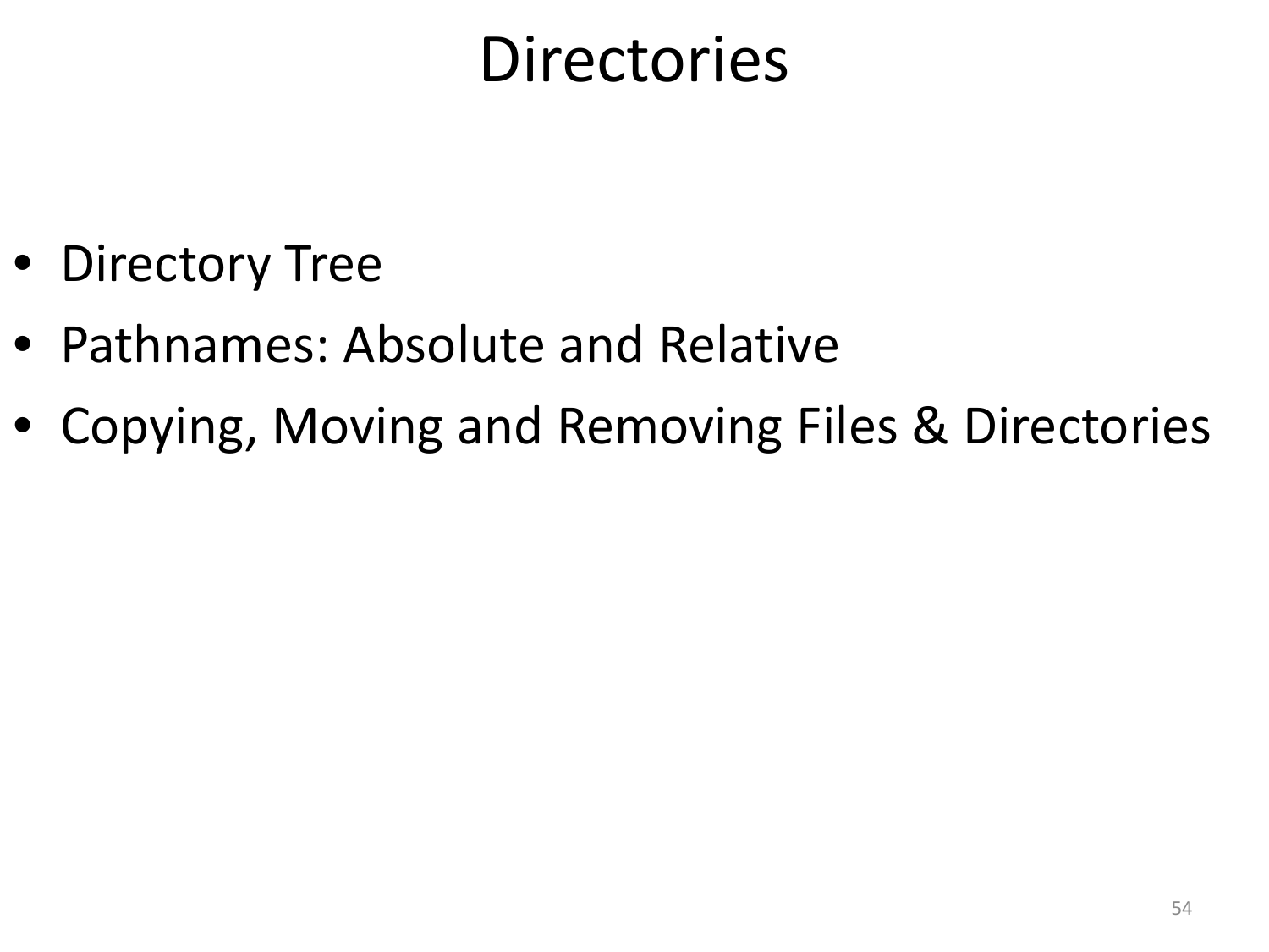# Directories

- Directory Tree
- Pathnames: Absolute and Relative
- Copying, Moving and Removing Files & Directories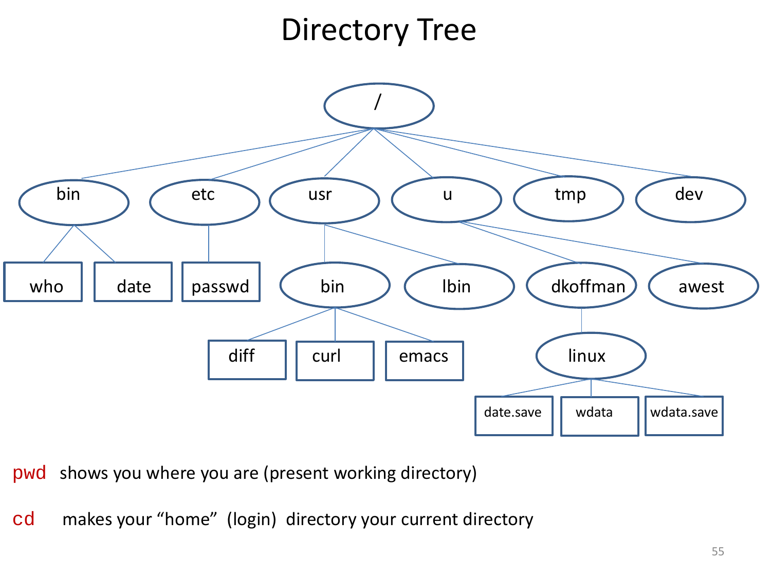# Directory Tree

```
/
├── bin
│   ├── who
│   └── date
├── etc
│   └── passwd
├── usr
│   ├── bin
│   │   ├── diff
│   │   ├── curl
│   │   └── emacs
│   └── lbin
├── u
│   ├── dkoffman
│   │   └── linux
│   │       ├── date.save
│   │       ├── wdata
│   │       └── wdata.save
│   └── awest
├── tmp
└── dev
```

pwd shows you where you are (present working directory)

cd makes your “home” (login) directory your current directory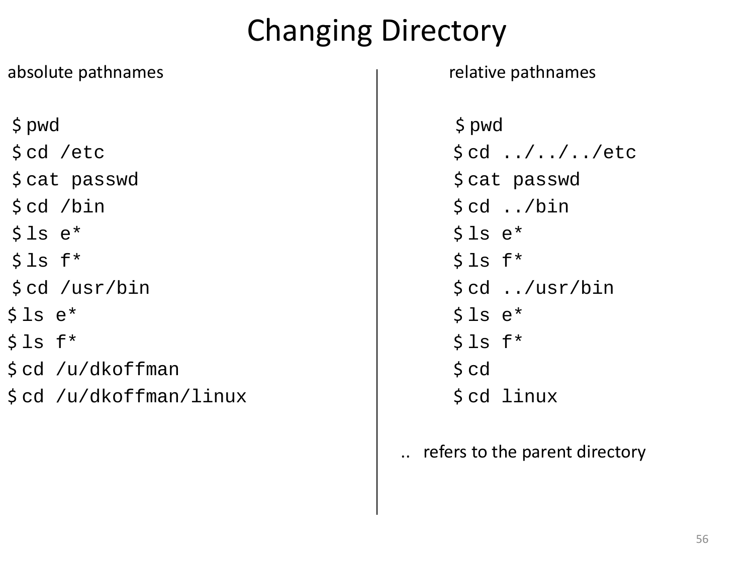# Changing Directory

absolute pathnames

```
$ pwd
$ cd /etc
$ cat passwd
$ cd /bin
$ ls e*
$ ls f*
$ cd /usr/bin
$ ls e*
$ ls f*
$ cd /u/dkoffman
$ cd /u/dkoffman/linux
```

relative pathnames

```
$ pwd
$ cd ../../../etc
$ cat passwd
$ cd ../bin
$ ls e*
$ ls f*
$ cd ../usr/bin
$ ls e*
$ ls f*
$ cd
$ cd linux
```

.. refers to the parent directory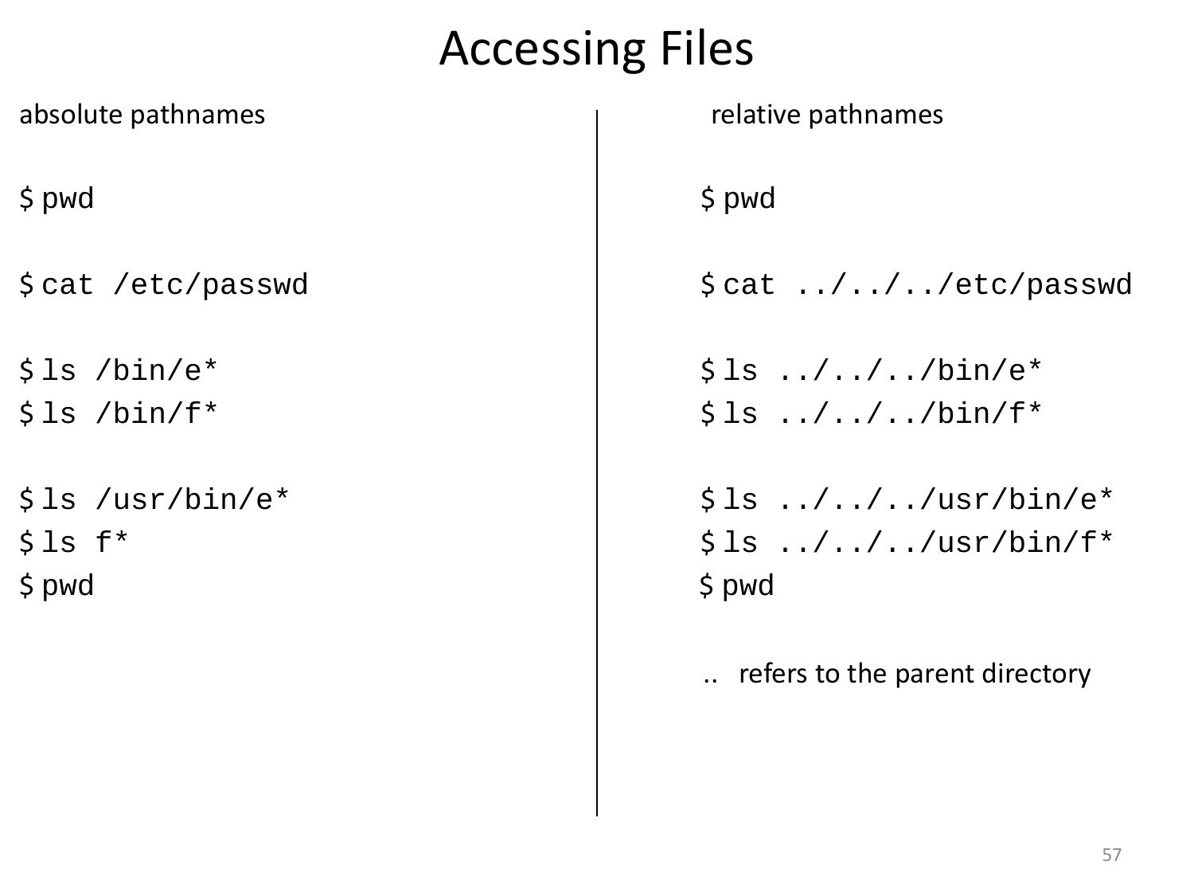# Accessing Files

absolute pathnames

```
$ pwd

$ cat /etc/passwd

$ ls /bin/e*
$ ls /bin/f*

$ ls /usr/bin/e*
$ ls f*
$ pwd
```

relative pathnames

```
$ pwd

$ cat ../../../etc/passwd

$ ls ../../../bin/e*
$ ls ../../../bin/f*

$ ls ../../../usr/bin/e*
$ ls ../../../usr/bin/f*
$ pwd
```

.. refers to the parent directory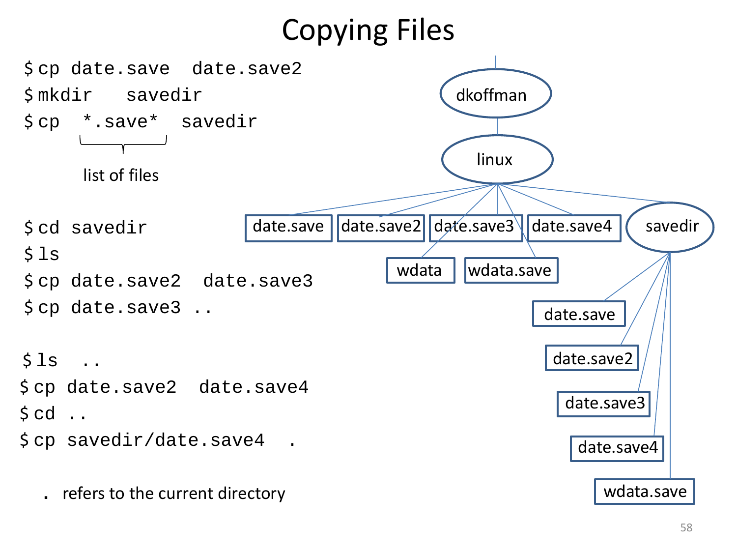# Copying Files

```
$ cp date.save  date.save2
$ mkdir   savedir
$ cp  *.save*  savedir
```

list of files

```
$ cd savedir
$ ls
$ cp date.save2  date.save3
$ cp date.save3 ..

$ ls  ..
$ cp date.save2  date.save4
$ cd ..
$ cp savedir/date.save4  .
```

. refers to the current directory

dkoffman

linux

date.save | date.save2 | date.save3 | date.save4 | savedir

wdata | wdata.save

date.save

date.save2

date.save3

date.save4

wdata.save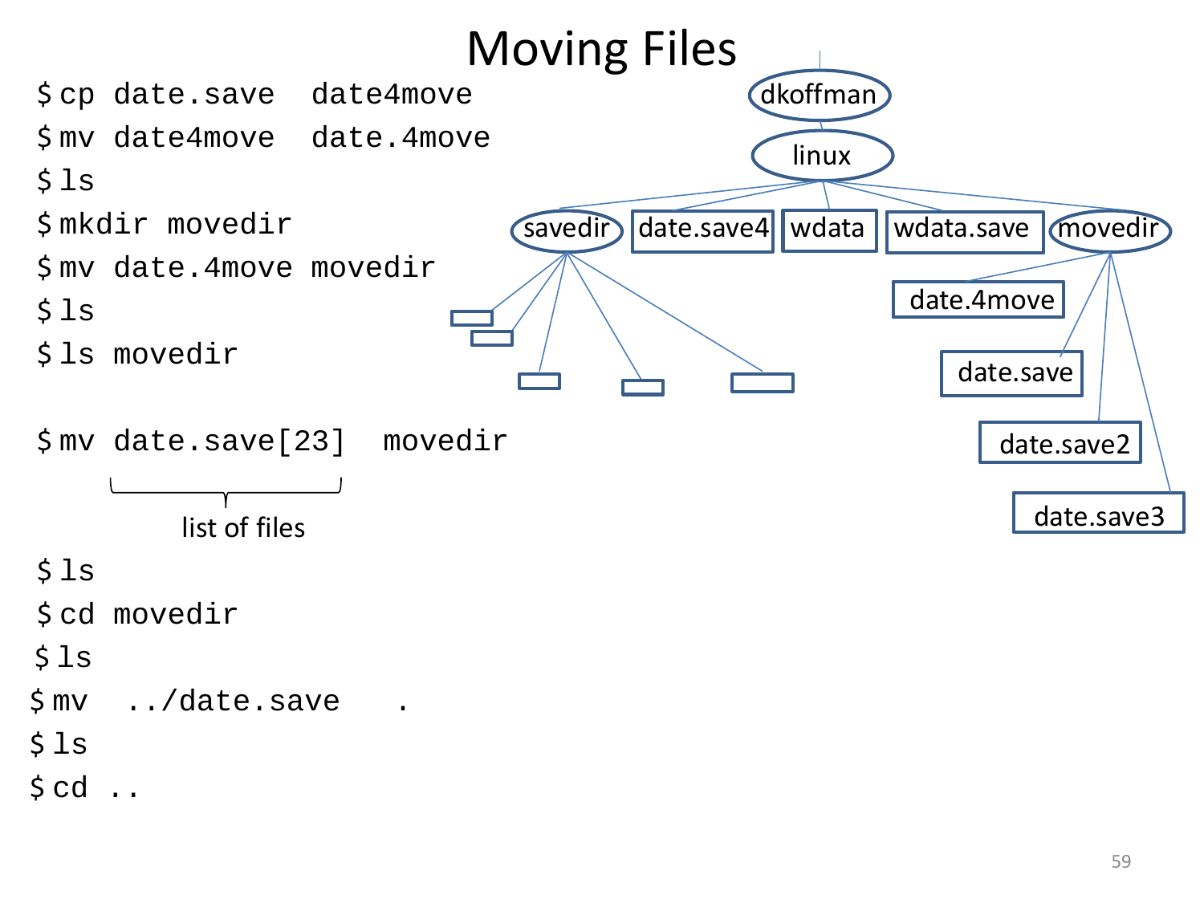# Moving Files

```
$ cp date.save  date4move
$ mv date4move  date.4move
$ ls
$ mkdir movedir
$ mv date.4move movedir
$ ls
$ ls movedir

$ mv date.save[23]  movedir
```

list of files

```
$ ls
$ cd movedir
$ ls
$ mv  ../date.save   .
$ ls
$ cd ..
```

dkoffman
linux
savedir | date.save4 | wdata | wdata.save | movedir
date.4move
date.save
date.save2
date.save3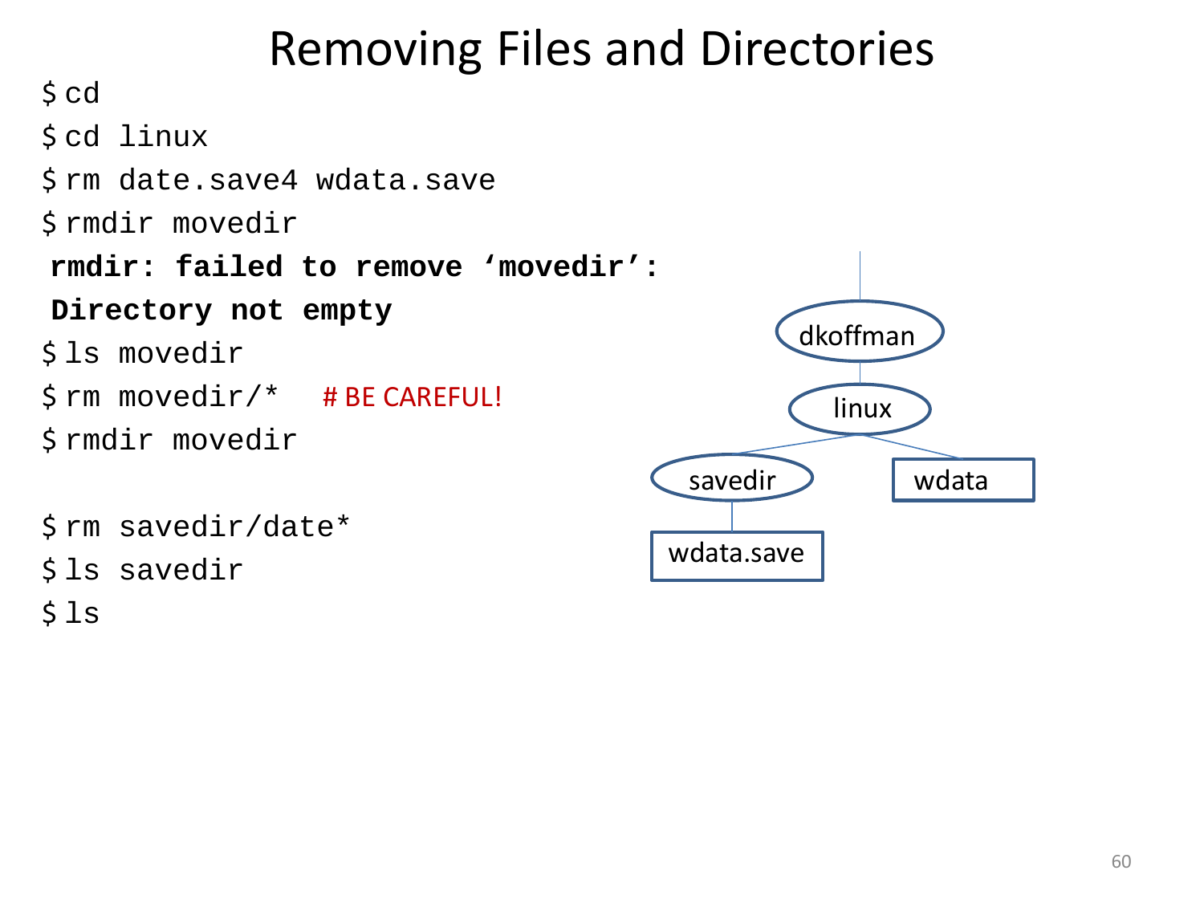# Removing Files and Directories

```
$ cd
$ cd linux
$ rm date.save4 wdata.save
$ rmdir movedir
rmdir: failed to remove 'movedir':
Directory not empty
$ ls movedir
$ rm movedir/*    # BE CAREFUL!
$ rmdir movedir

$ rm savedir/date*
$ ls savedir
$ ls
```

dkoffman

linux

savedir

wdata

wdata.save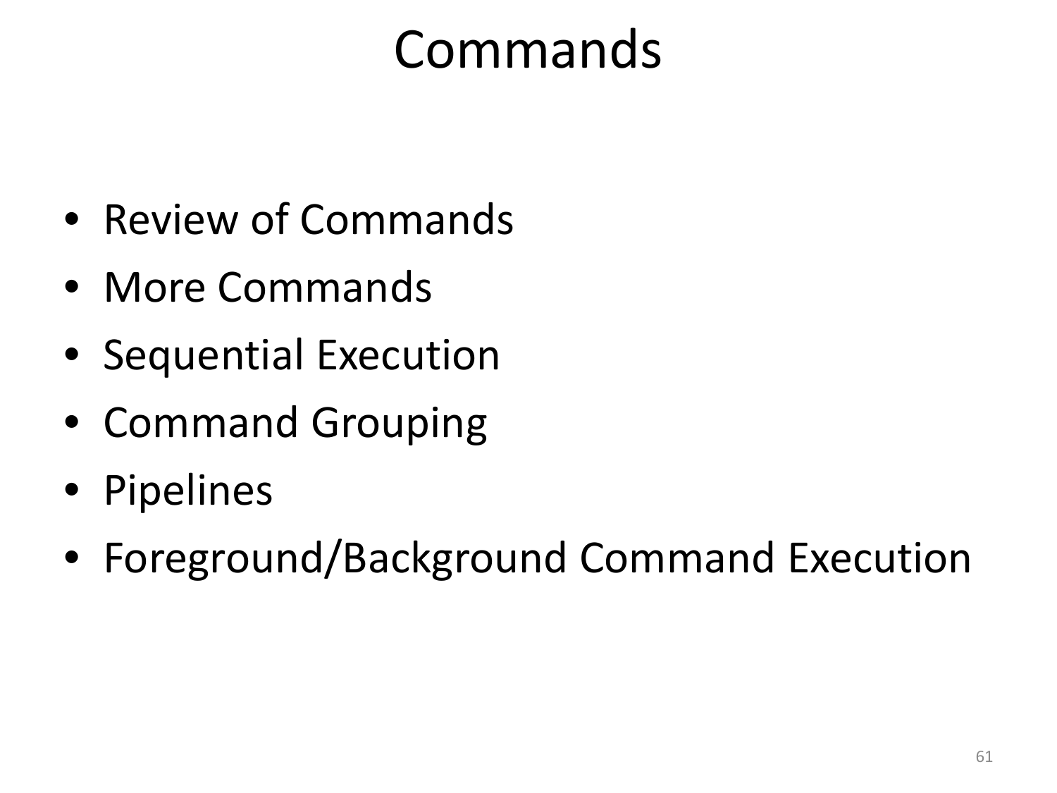# Commands

- Review of Commands
- More Commands
- Sequential Execution
- Command Grouping
- Pipelines
- Foreground/Background Command Execution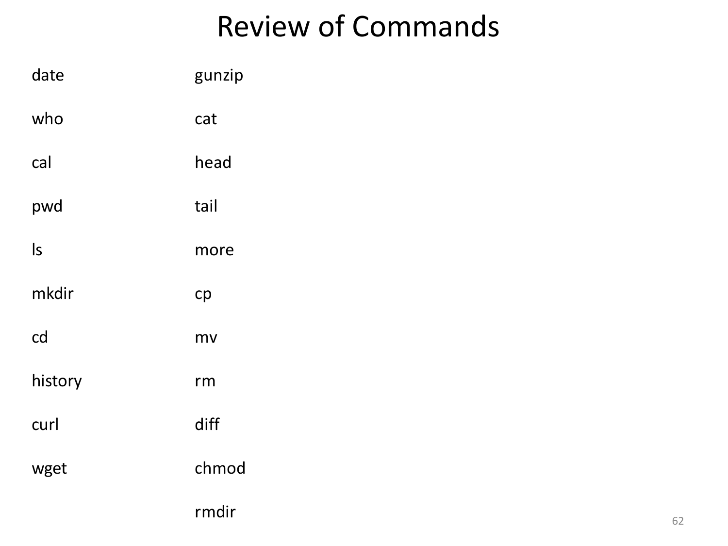# Review of Commands

date

who

cal

pwd

ls

mkdir

cd

history

curl

wget

gunzip

cat

head

tail

more

cp

mv

rm

diff

chmod

rmdir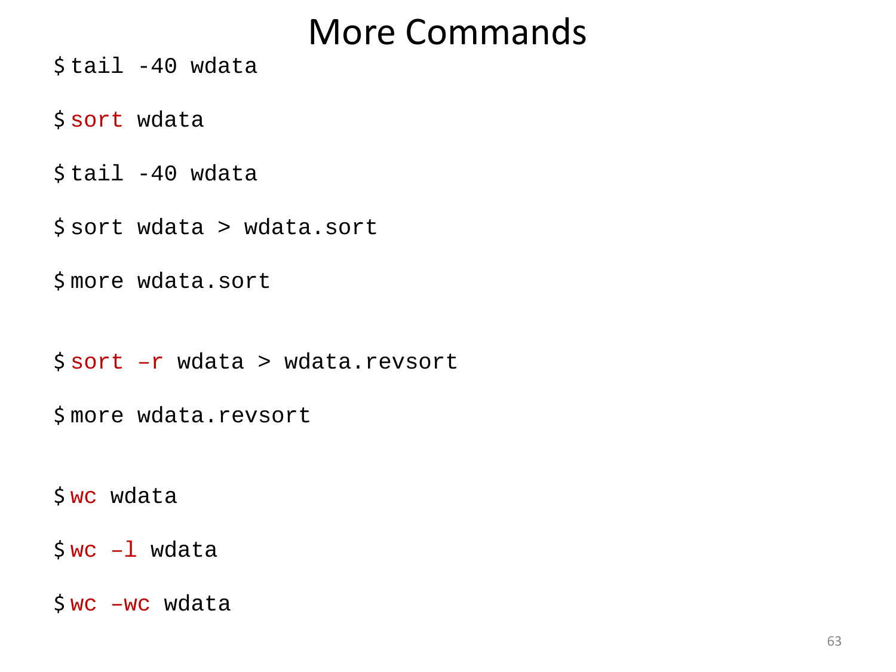# More Commands

```
$ tail -40 wdata

$ sort wdata

$ tail -40 wdata

$ sort wdata > wdata.sort

$ more wdata.sort


$ sort –r wdata > wdata.revsort

$ more wdata.revsort


$ wc wdata

$ wc –l wdata

$ wc –wc wdata
```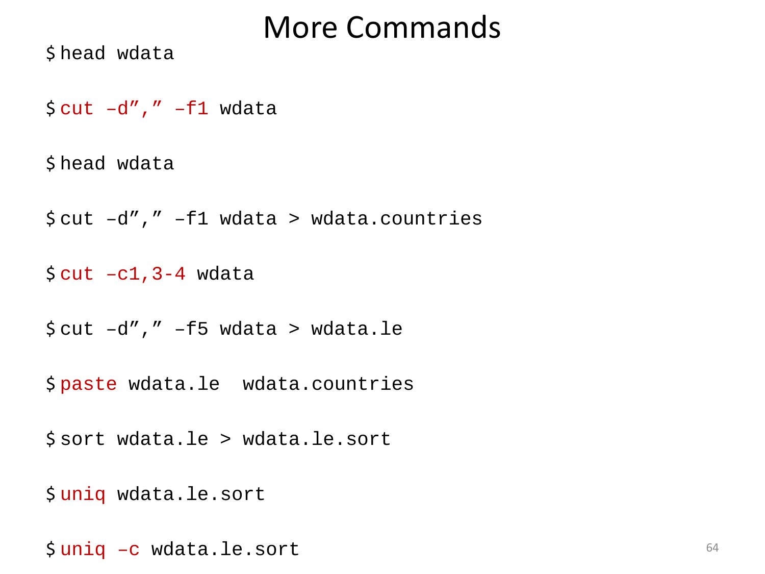# More Commands

```
$ head wdata

$ cut –d”,” –f1 wdata

$ head wdata

$ cut –d”,” –f1 wdata > wdata.countries

$ cut –c1,3-4 wdata

$ cut –d”,” –f5 wdata > wdata.le

$ paste wdata.le  wdata.countries

$ sort wdata.le > wdata.le.sort

$ uniq wdata.le.sort

$ uniq –c wdata.le.sort
```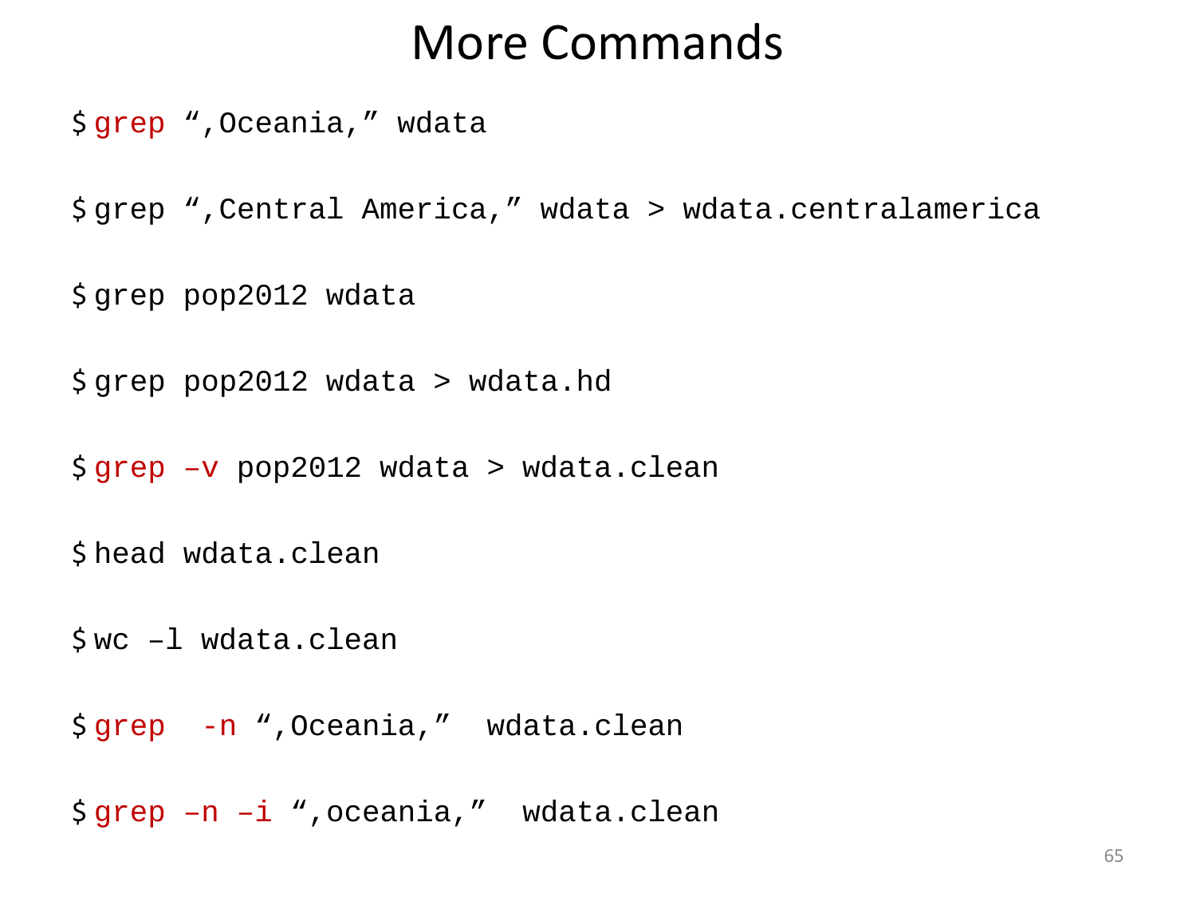# More Commands

```
$ grep ",Oceania," wdata

$ grep ",Central America," wdata > wdata.centralamerica

$ grep pop2012 wdata

$ grep pop2012 wdata > wdata.hd

$ grep –v pop2012 wdata > wdata.clean

$ head wdata.clean

$ wc –l wdata.clean

$ grep  -n ",Oceania,"  wdata.clean

$ grep –n –i ",oceania,"  wdata.clean
```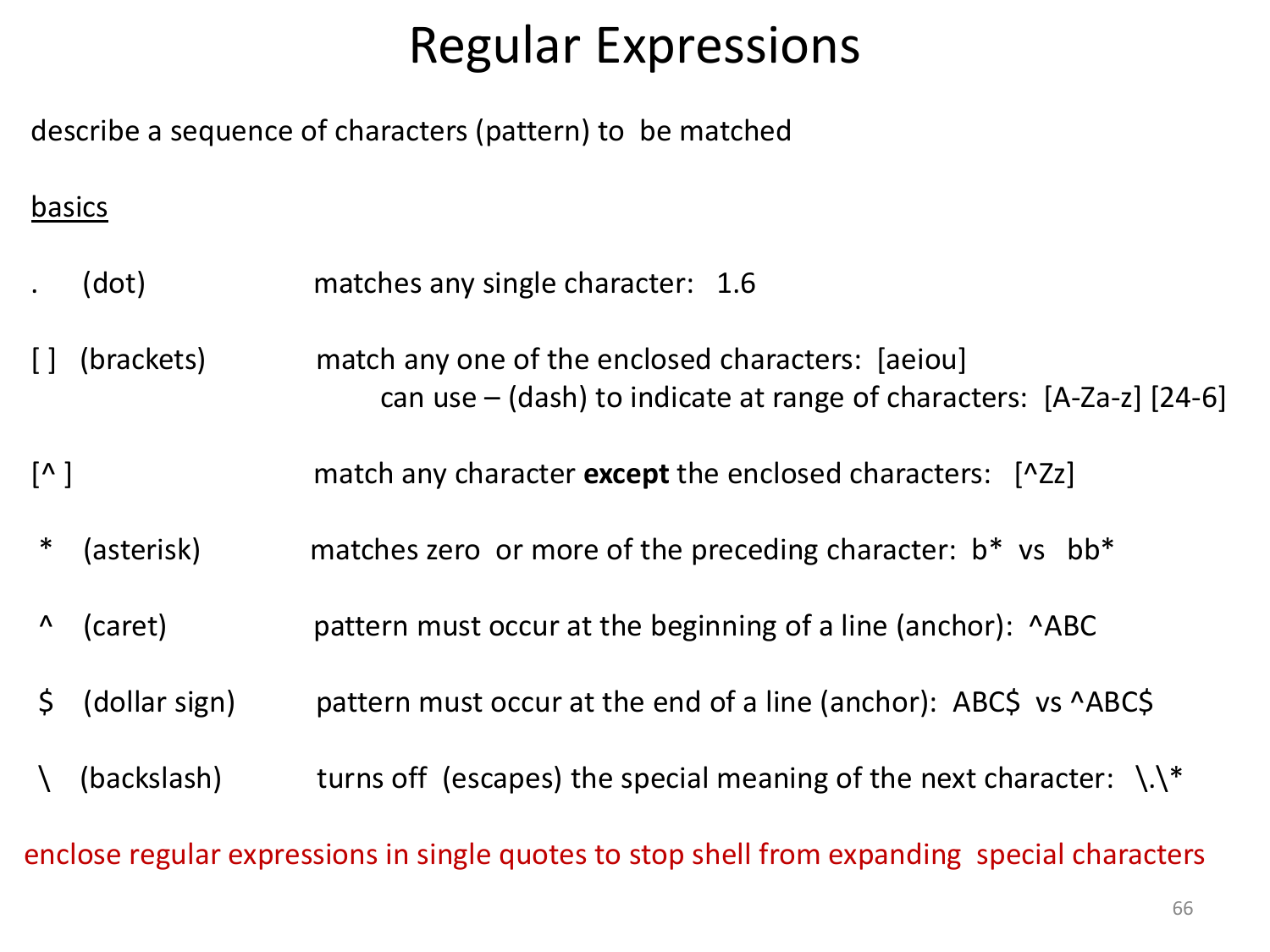# Regular Expressions

describe a sequence of characters (pattern) to be matched

<u>basics</u>

| | |
|---|---|
| . (dot) | matches any single character: 1.6 |
| [ ] (brackets) | match any one of the enclosed characters: [aeiou]<br>can use – (dash) to indicate at range of characters: [A-Za-z] [24-6] |
| [^ ] | match any character **except** the enclosed characters: [^Zz] |
| * (asterisk) | matches zero or more of the preceding character: b* vs bb* |
| ^ (caret) | pattern must occur at the beginning of a line (anchor): ^ABC |
| $ (dollar sign) | pattern must occur at the end of a line (anchor): ABC$ vs ^ABC$ |
| \ (backslash) | turns off (escapes) the special meaning of the next character: \.\* |

enclose regular expressions in single quotes to stop shell from expanding special characters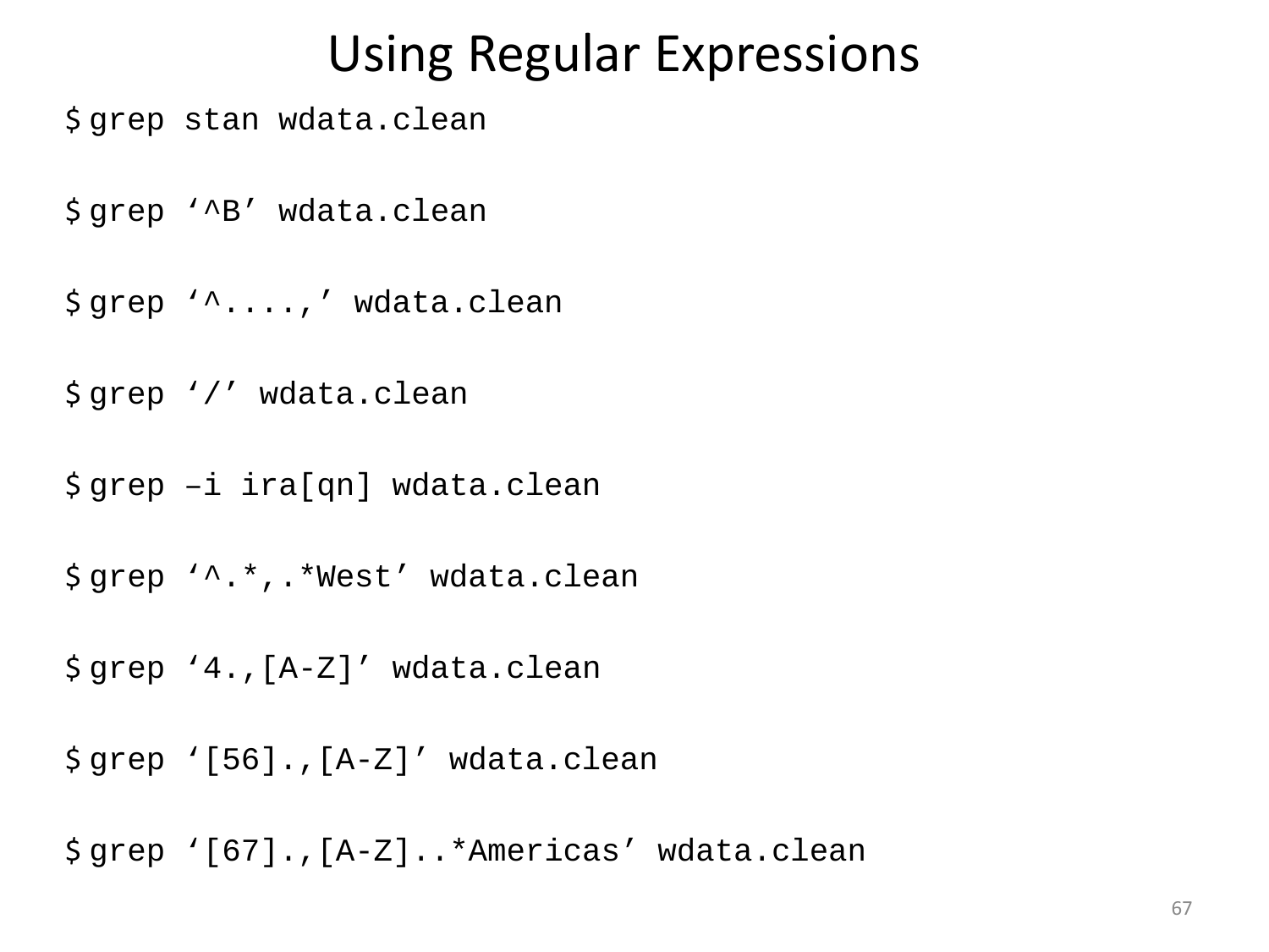# Using Regular Expressions

```
$ grep stan wdata.clean

$ grep ‘^B’ wdata.clean

$ grep ‘^....,’ wdata.clean

$ grep ‘/’ wdata.clean

$ grep –i ira[qn] wdata.clean

$ grep ‘^.*,.*West’ wdata.clean

$ grep ‘4.,[A-Z]’ wdata.clean

$ grep ‘[56].,[A-Z]’ wdata.clean

$ grep ‘[67].,[A-Z]..*Americas’ wdata.clean
```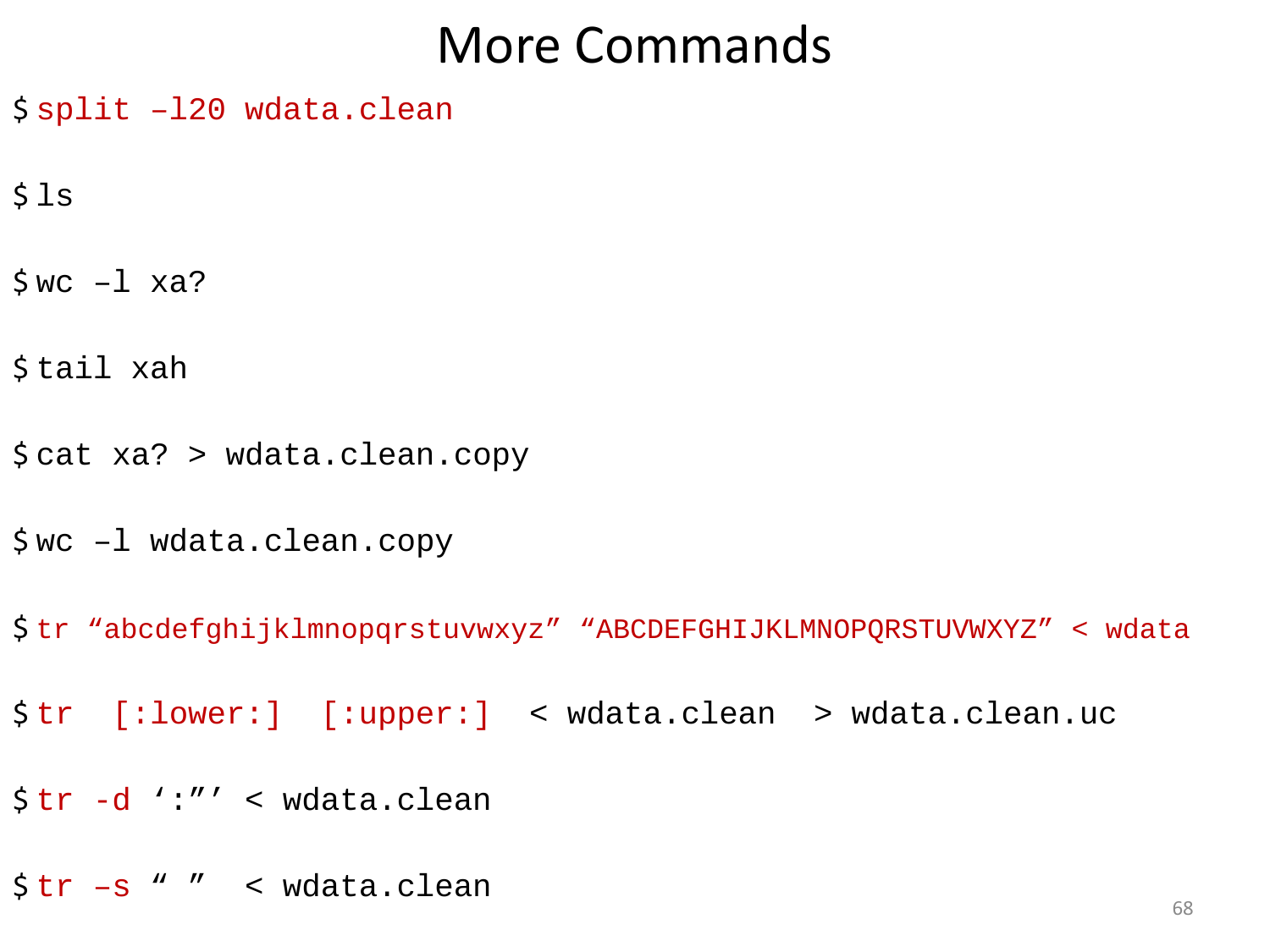# More Commands

```
$ split –l20 wdata.clean

$ ls

$ wc –l xa?

$ tail xah

$ cat xa? > wdata.clean.copy

$ wc –l wdata.clean.copy

$ tr “abcdefghijklmnopqrstuvwxyz” “ABCDEFGHIJKLMNOPQRSTUVWXYZ” < wdata

$ tr  [:lower:]  [:upper:]  < wdata.clean  > wdata.clean.uc

$ tr -d ‘:”’ < wdata.clean

$ tr –s “ ”  < wdata.clean
```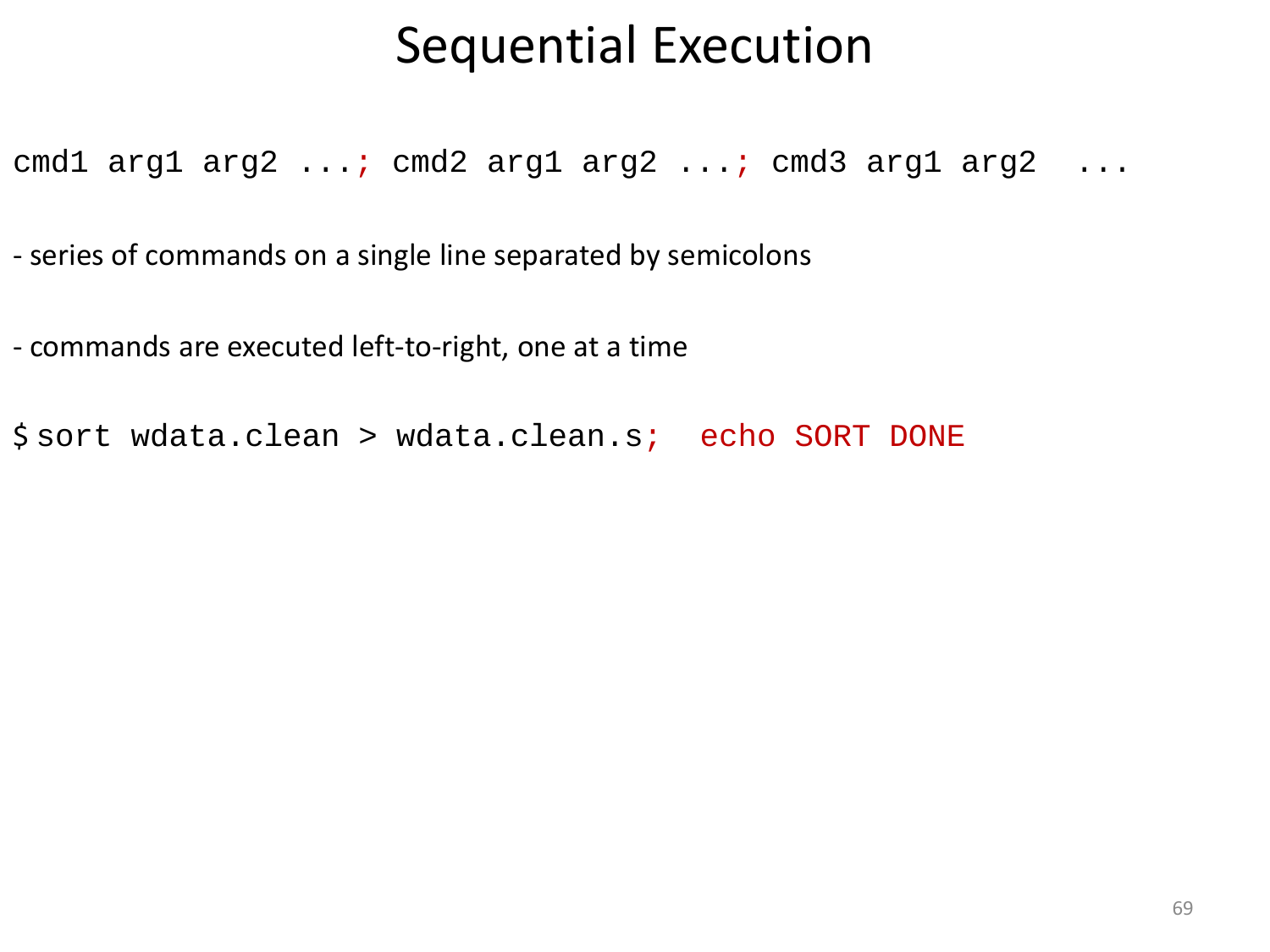# Sequential Execution

```
cmd1 arg1 arg2 ...; cmd2 arg1 arg2 ...; cmd3 arg1 arg2  ...
```

- series of commands on a single line separated by semicolons

- commands are executed left-to-right, one at a time

```
$ sort wdata.clean > wdata.clean.s;  echo SORT DONE
```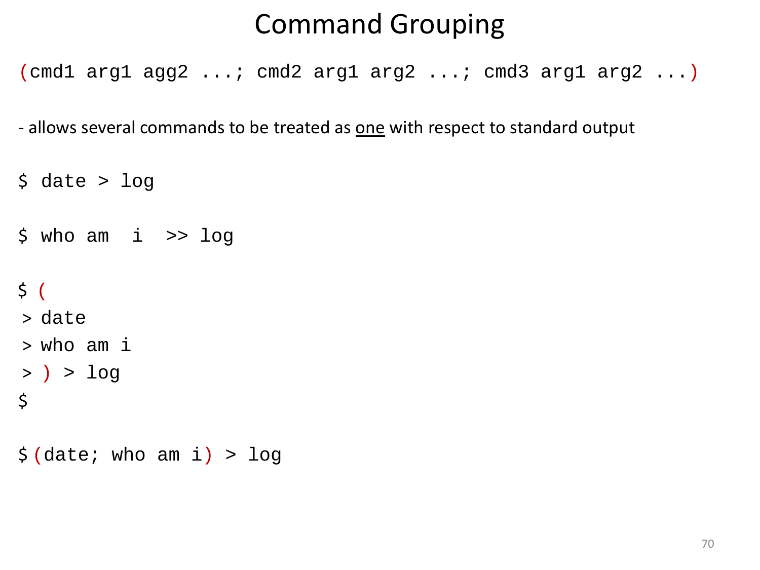# Command Grouping

```
(cmd1 arg1 agg2 ...; cmd2 arg1 arg2 ...; cmd3 arg1 arg2 ...)
```

- allows several commands to be treated as one with respect to standard output

```
$ date > log

$ who am  i  >> log

$ (
> date
> who am i
> ) > log
$

$ (date; who am i) > log
```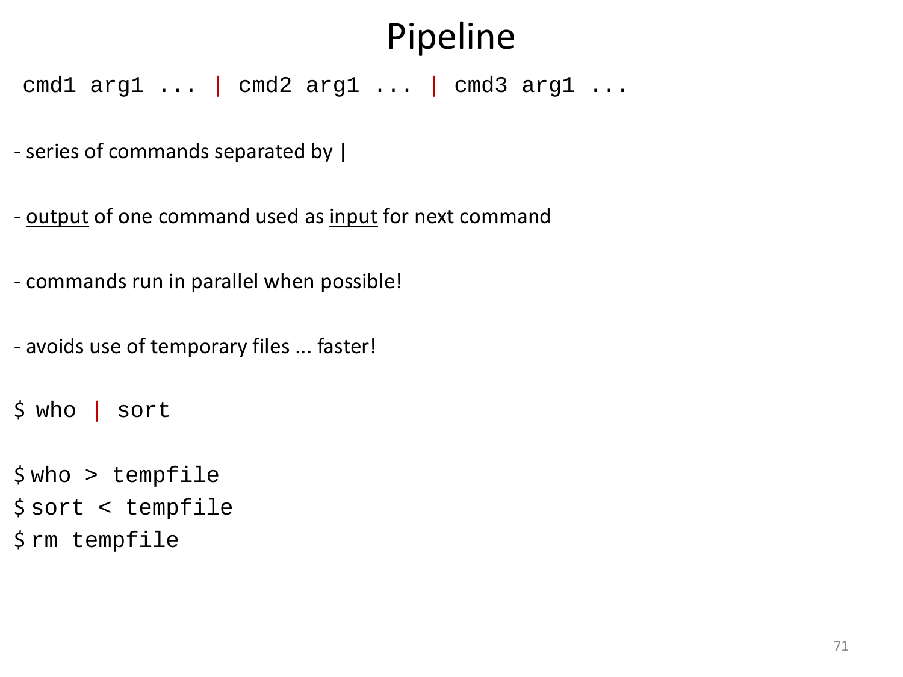# Pipeline

```
cmd1 arg1 ... | cmd2 arg1 ... | cmd3 arg1 ...
```

- series of commands separated by |

- <u>output</u> of one command used as <u>input</u> for next command

- commands run in parallel when possible!

- avoids use of temporary files ... faster!

```
$ who | sort
```

```
$ who > tempfile
$ sort < tempfile
$ rm tempfile
```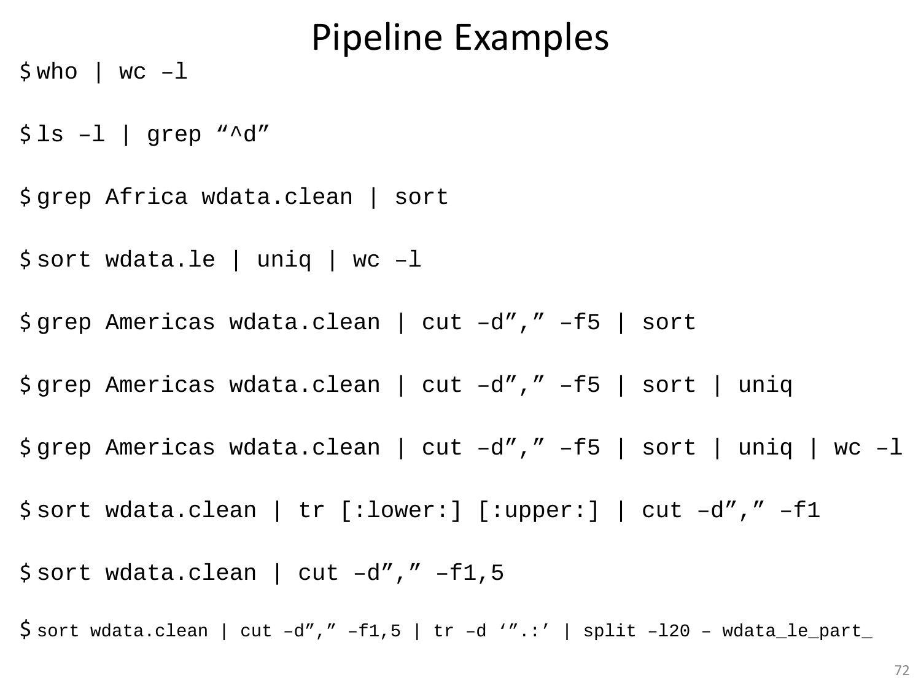# Pipeline Examples

```
$ who | wc –l

$ ls –l | grep “^d”

$ grep Africa wdata.clean | sort

$ sort wdata.le | uniq | wc –l

$ grep Americas wdata.clean | cut –d”,” –f5 | sort

$ grep Americas wdata.clean | cut –d”,” –f5 | sort | uniq

$ grep Americas wdata.clean | cut –d”,” –f5 | sort | uniq | wc –l

$ sort wdata.clean | tr [:lower:] [:upper:] | cut –d”,” –f1

$ sort wdata.clean | cut –d”,” –f1,5

$ sort wdata.clean | cut –d”,” –f1,5 | tr –d ‘”.:’ | split –l20 – wdata_le_part_
```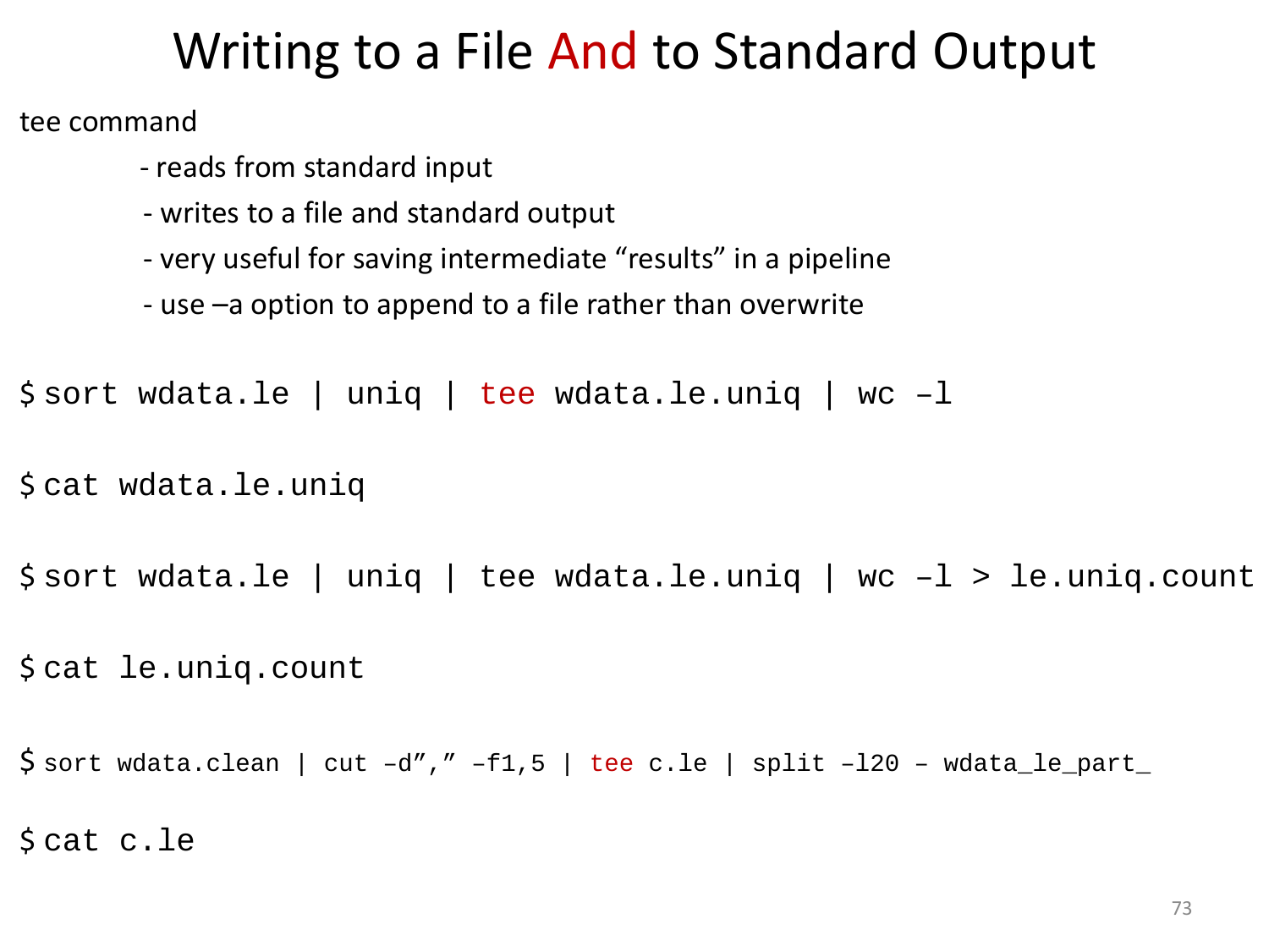# Writing to a File And to Standard Output

tee command

- reads from standard input
- writes to a file and standard output
- very useful for saving intermediate “results” in a pipeline
- use –a option to append to a file rather than overwrite

```
$ sort wdata.le | uniq | tee wdata.le.uniq | wc –l

$ cat wdata.le.uniq

$ sort wdata.le | uniq | tee wdata.le.uniq | wc –l > le.uniq.count

$ cat le.uniq.count

$ sort wdata.clean | cut –d”,” –f1,5 | tee c.le | split –l20 – wdata_le_part_

$ cat c.le
```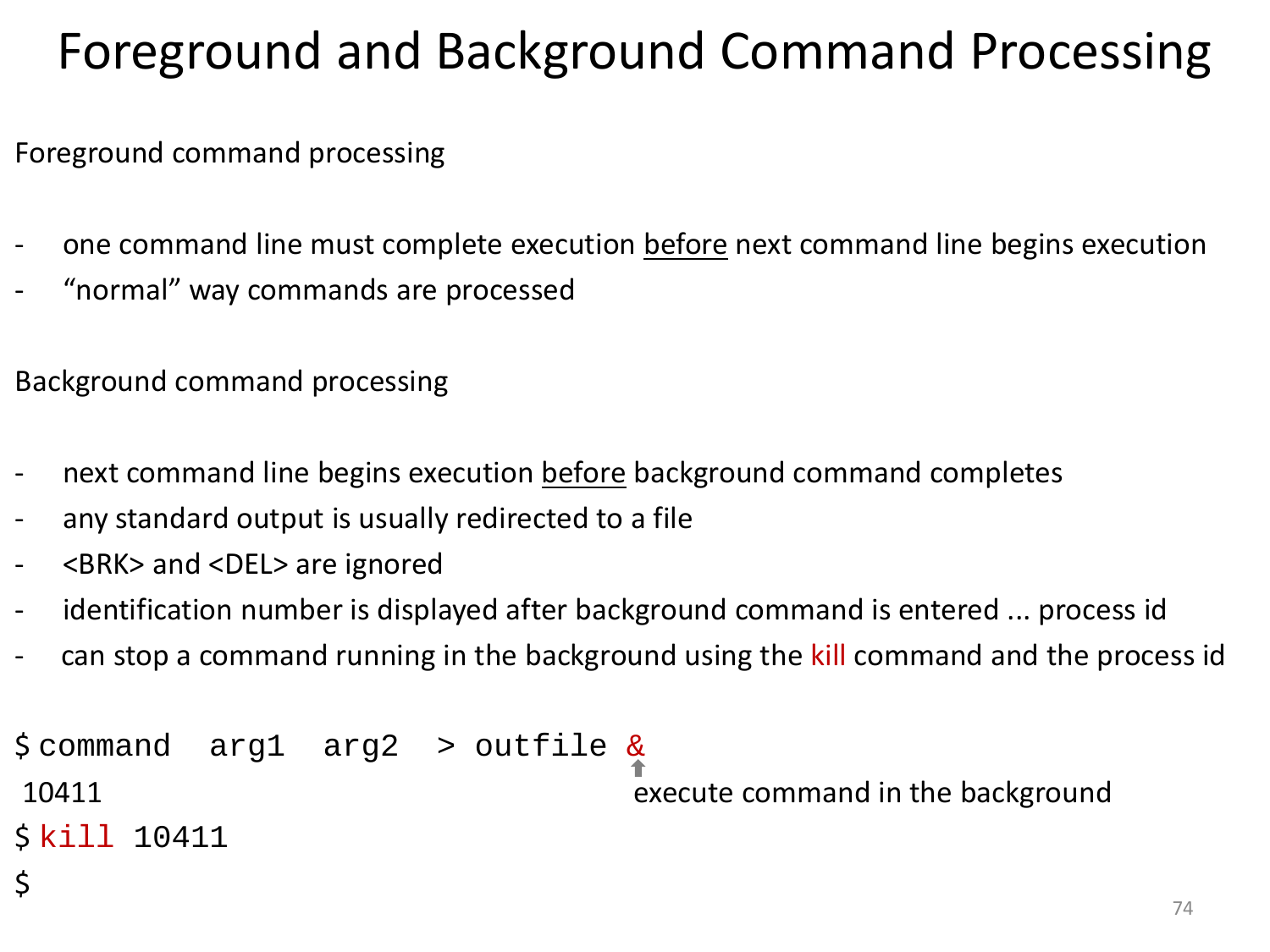# Foreground and Background Command Processing

Foreground command processing

- one command line must complete execution before next command line begins execution
- “normal” way commands are processed

Background command processing

- next command line begins execution before background command completes
- any standard output is usually redirected to a file
- <BRK> and <DEL> are ignored
- identification number is displayed after background command is entered ... process id
- can stop a command running in the background using the kill command and the process id

```
$ command  arg1  arg2  > outfile &
 10411
$ kill 10411
$
```

& — execute command in the background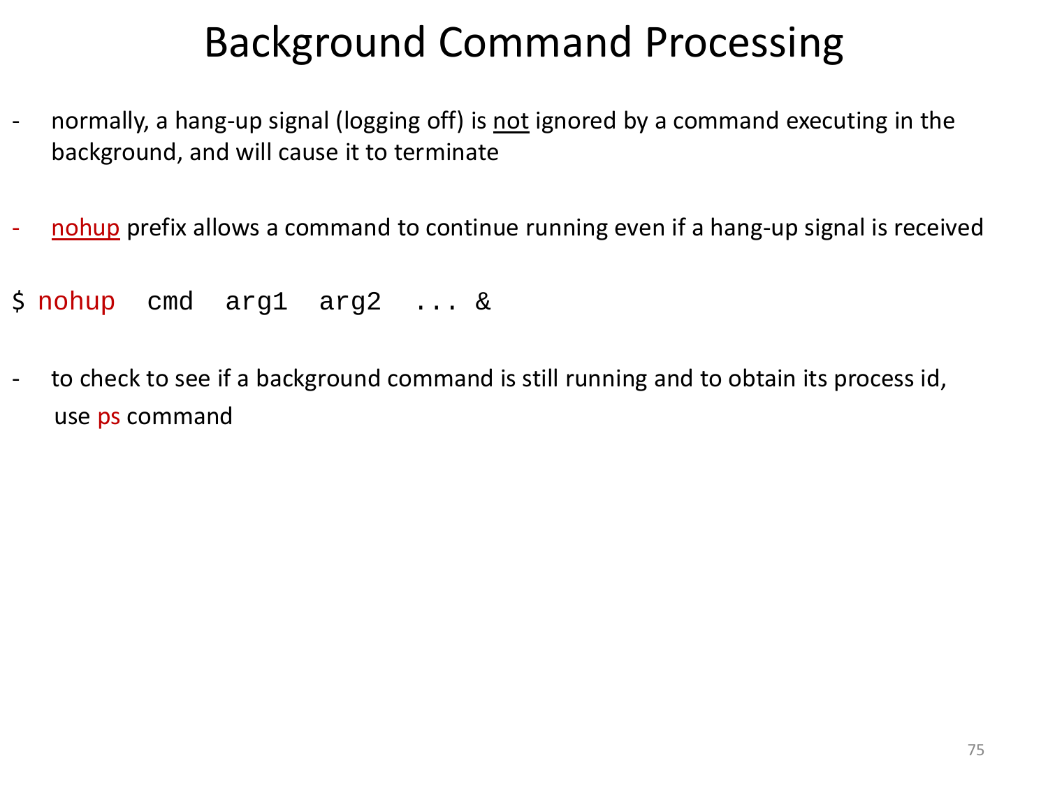# Background Command Processing

- normally, a hang-up signal (logging off) is not ignored by a command executing in the background, and will cause it to terminate

- nohup prefix allows a command to continue running even if a hang-up signal is received

```
$ nohup  cmd  arg1  arg2  ... &
```

- to check to see if a background command is still running and to obtain its process id, use ps command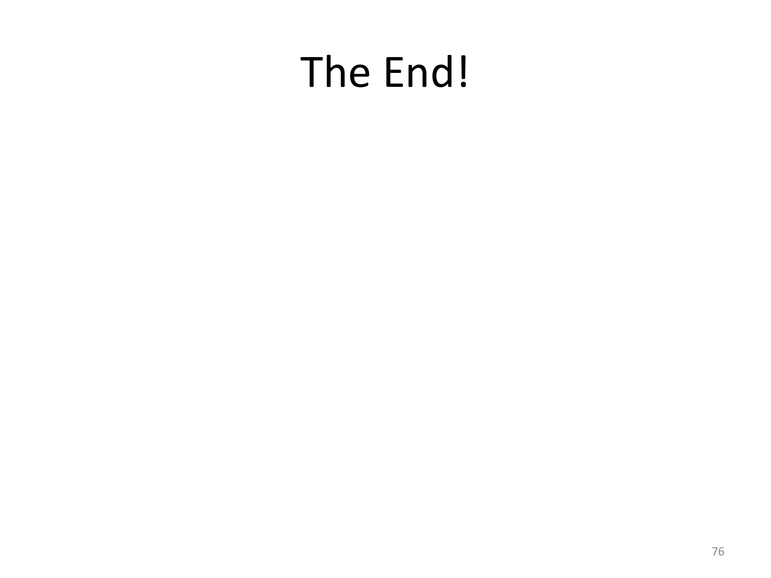# The End!